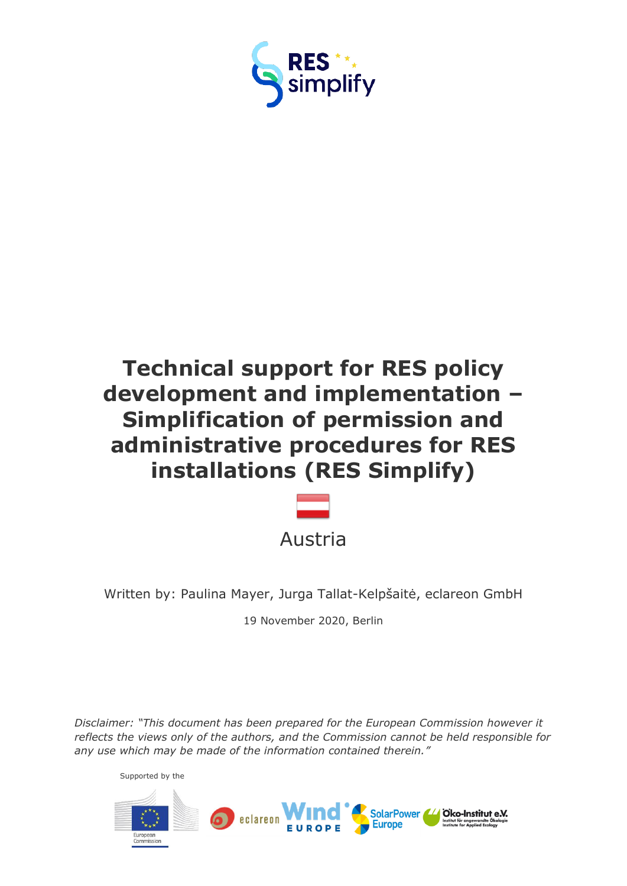# Technical support for RES policy development and implementation – Simplification of permission and administrative procedures for RES installations (RES Simplify)

Austria

Written by: Paulina Mayer, Jurga Tallat-Kelpšaitė, eclareon GmbH

19 November 2020, Berlin

*Disclaimer: "This document has been prepared for the European Commission however it reflects the views only of the authors, and the Commission cannot be held responsible for any use which may be made of the information contained therein."*

Supported by the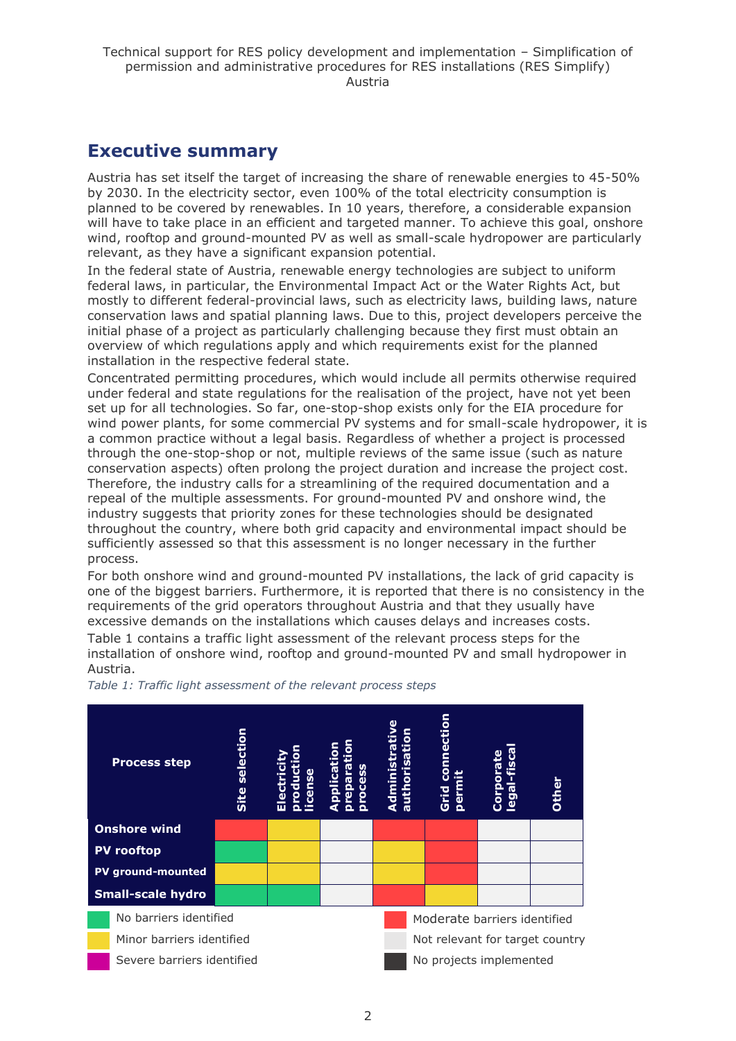## Executive summary

Austria has set itself the target of increasing the share of renewable energies to 45-50% by 2030. In the electricity sector, even 100% of the total electricity consumption is planned to be covered by renewables. In 10 years, therefore, a considerable expansion will have to take place in an efficient and targeted manner. To achieve this goal, onshore wind, rooftop and ground-mounted PV as well as small-scale hydropower are particularly relevant, as they have a significant expansion potential.

In the federal state of Austria, renewable energy technologies are subject to uniform federal laws, in particular, the Environmental Impact Act or the Water Rights Act, but mostly to different federal-provincial laws, such as electricity laws, building laws, nature conservation laws and spatial planning laws. Due to this, project developers perceive the initial phase of a project as particularly challenging because they first must obtain an overview of which regulations apply and which requirements exist for the planned installation in the respective federal state.

Concentrated permitting procedures, which would include all permits otherwise required under federal and state regulations for the realisation of the project, have not yet been set up for all technologies. So far, one-stop-shop exists only for the EIA procedure for wind power plants, for some commercial PV systems and for small-scale hydropower, it is a common practice without a legal basis. Regardless of whether a project is processed through the one-stop-shop or not, multiple reviews of the same issue (such as nature conservation aspects) often prolong the project duration and increase the project cost. Therefore, the industry calls for a streamlining of the required documentation and a repeal of the multiple assessments. For ground-mounted PV and onshore wind, the industry suggests that priority zones for these technologies should be designated throughout the country, where both grid capacity and environmental impact should be sufficiently assessed so that this assessment is no longer necessary in the further process.

For both onshore wind and ground-mounted PV installations, the lack of grid capacity is one of the biggest barriers. Furthermore, it is reported that there is no consistency in the requirements of the grid operators throughout Austria and that they usually have excessive demands on the installations which causes delays and increases costs.

Table 1 contains a traffic light assessment of the relevant process steps for the installation of onshore wind, rooftop and ground-mounted PV and small hydropower in Austria.

*Table 1: Traffic light assessment of the relevant process steps*

| Process step | Site selection | Electricity production license | Application preparation process | Administrative authorisation | Grid connection permit | Corporate legal-fiscal | Other |
|---|---|---|---|---|---|---|---|
| **Onshore wind** | Moderate barriers identified (red) | Minor barriers identified (yellow) | Not relevant for target country | Moderate barriers identified (red) | Moderate barriers identified (red) | Not relevant for target country | Not relevant for target country |
| **PV rooftop** | No barriers identified (green) | Minor barriers identified (yellow) | Not relevant for target country | Minor barriers identified (yellow) | Moderate barriers identified (red) | Not relevant for target country | Not relevant for target country |
| **PV ground-mounted** | Minor barriers identified (yellow) | Minor barriers identified (yellow) | Not relevant for target country | Minor barriers identified (yellow) | Moderate barriers identified (red) | Not relevant for target country | Not relevant for target country |
| **Small-scale hydro** | No barriers identified (green) | No barriers identified (green) | Not relevant for target country | Moderate barriers identified (red) | Minor barriers identified (yellow) | Not relevant for target country | Not relevant for target country |

Legend:
- Green: No barriers identified
- Yellow: Minor barriers identified
- Magenta: Severe barriers identified
- Red: Moderate barriers identified
- Light grey: Not relevant for target country
- Dark grey: No projects implemented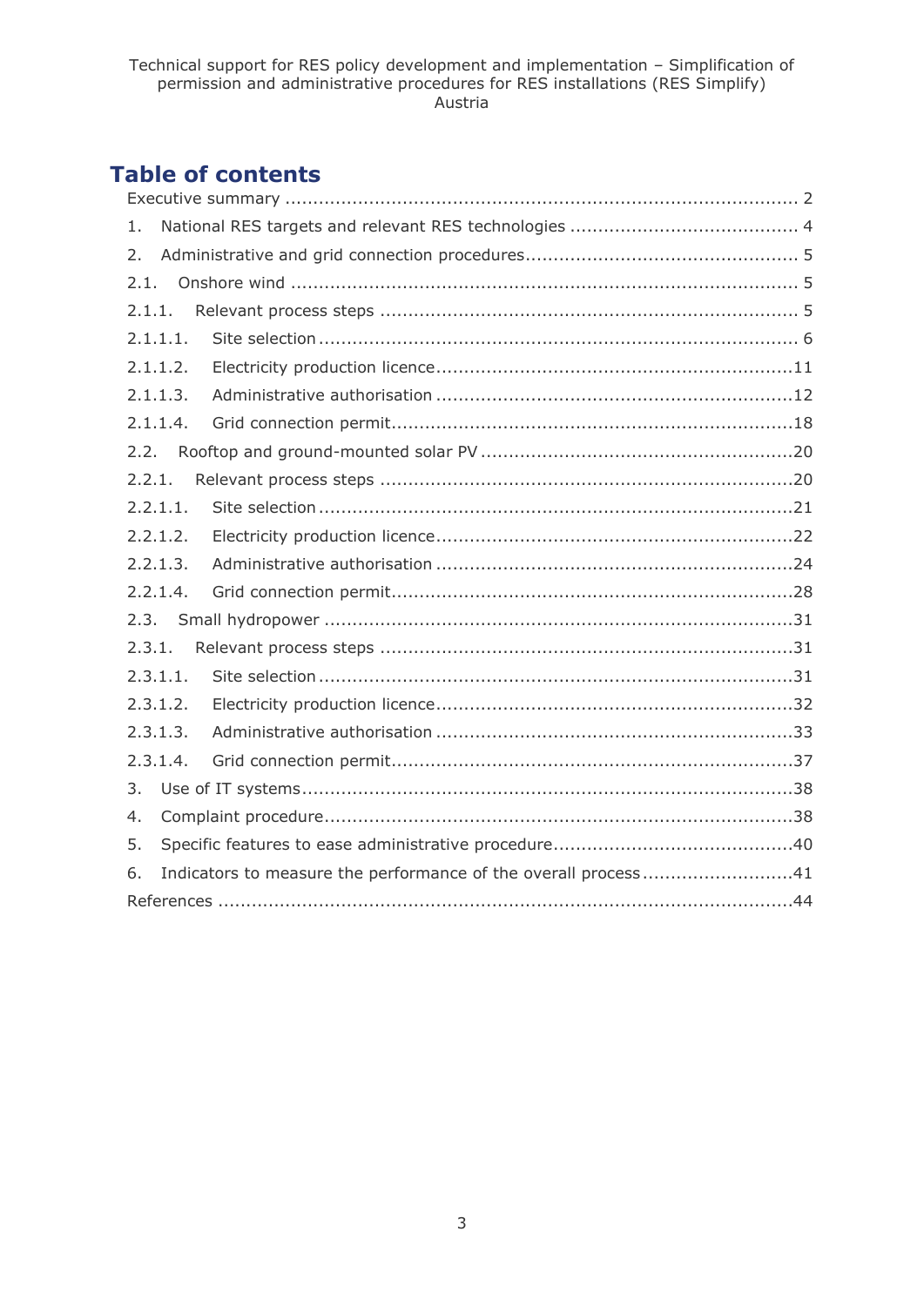# Table of contents

Executive summary ........................................................................................ 2

1. National RES targets and relevant RES technologies ........................................ 4

2. Administrative and grid connection procedures................................................ 5

2.1. Onshore wind ......................................................................................... 5

2.1.1. Relevant process steps ......................................................................... 5

2.1.1.1. Site selection ................................................................................... 6

2.1.1.2. Electricity production licence ...............................................................11

2.1.1.3. Administrative authorisation ...............................................................12

2.1.1.4. Grid connection permit.......................................................................18

2.2. Rooftop and ground-mounted solar PV .......................................................20

2.2.1. Relevant process steps .........................................................................20

2.2.1.1. Site selection ...................................................................................21

2.2.1.2. Electricity production licence ...............................................................22

2.2.1.3. Administrative authorisation ...............................................................24

2.2.1.4. Grid connection permit.......................................................................28

2.3. Small hydropower ...................................................................................31

2.3.1. Relevant process steps .........................................................................31

2.3.1.1. Site selection ...................................................................................31

2.3.1.2. Electricity production licence ...............................................................32

2.3.1.3. Administrative authorisation ...............................................................33

2.3.1.4. Grid connection permit.......................................................................37

3. Use of IT systems.......................................................................................38

4. Complaint procedure...................................................................................38

5. Specific features to ease administrative procedure..........................................40

6. Indicators to measure the performance of the overall process ..........................41

References .....................................................................................................44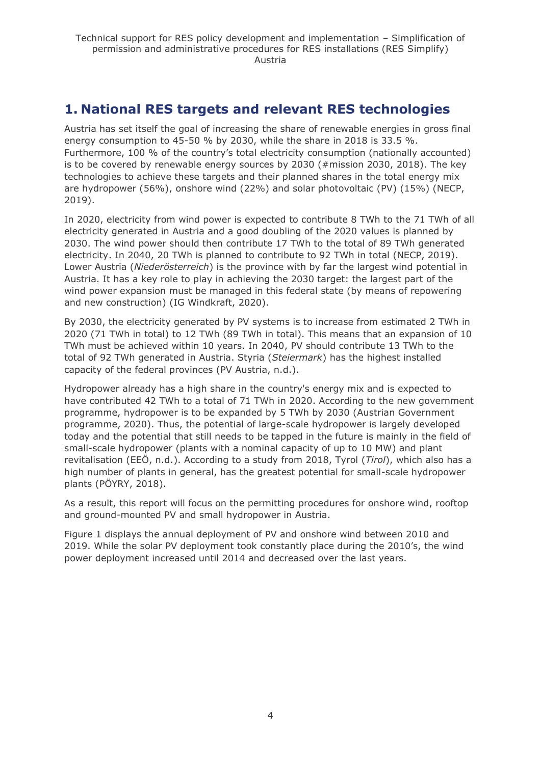## 1. National RES targets and relevant RES technologies

Austria has set itself the goal of increasing the share of renewable energies in gross final energy consumption to 45-50 % by 2030, while the share in 2018 is 33.5 %. Furthermore, 100 % of the country's total electricity consumption (nationally accounted) is to be covered by renewable energy sources by 2030 (#mission 2030, 2018). The key technologies to achieve these targets and their planned shares in the total energy mix are hydropower (56%), onshore wind (22%) and solar photovoltaic (PV) (15%) (NECP, 2019).

In 2020, electricity from wind power is expected to contribute 8 TWh to the 71 TWh of all electricity generated in Austria and a good doubling of the 2020 values is planned by 2030. The wind power should then contribute 17 TWh to the total of 89 TWh generated electricity. In 2040, 20 TWh is planned to contribute to 92 TWh in total (NECP, 2019). Lower Austria (*Niederösterreich*) is the province with by far the largest wind potential in Austria. It has a key role to play in achieving the 2030 target: the largest part of the wind power expansion must be managed in this federal state (by means of repowering and new construction) (IG Windkraft, 2020).

By 2030, the electricity generated by PV systems is to increase from estimated 2 TWh in 2020 (71 TWh in total) to 12 TWh (89 TWh in total). This means that an expansion of 10 TWh must be achieved within 10 years. In 2040, PV should contribute 13 TWh to the total of 92 TWh generated in Austria. Styria (*Steiermark*) has the highest installed capacity of the federal provinces (PV Austria, n.d.).

Hydropower already has a high share in the country's energy mix and is expected to have contributed 42 TWh to a total of 71 TWh in 2020. According to the new government programme, hydropower is to be expanded by 5 TWh by 2030 (Austrian Government programme, 2020). Thus, the potential of large-scale hydropower is largely developed today and the potential that still needs to be tapped in the future is mainly in the field of small-scale hydropower (plants with a nominal capacity of up to 10 MW) and plant revitalisation (EEÖ, n.d.). According to a study from 2018, Tyrol (*Tirol*), which also has a high number of plants in general, has the greatest potential for small-scale hydropower plants (PÖYRY, 2018).

As a result, this report will focus on the permitting procedures for onshore wind, rooftop and ground-mounted PV and small hydropower in Austria.

Figure 1 displays the annual deployment of PV and onshore wind between 2010 and 2019. While the solar PV deployment took constantly place during the 2010's, the wind power deployment increased until 2014 and decreased over the last years.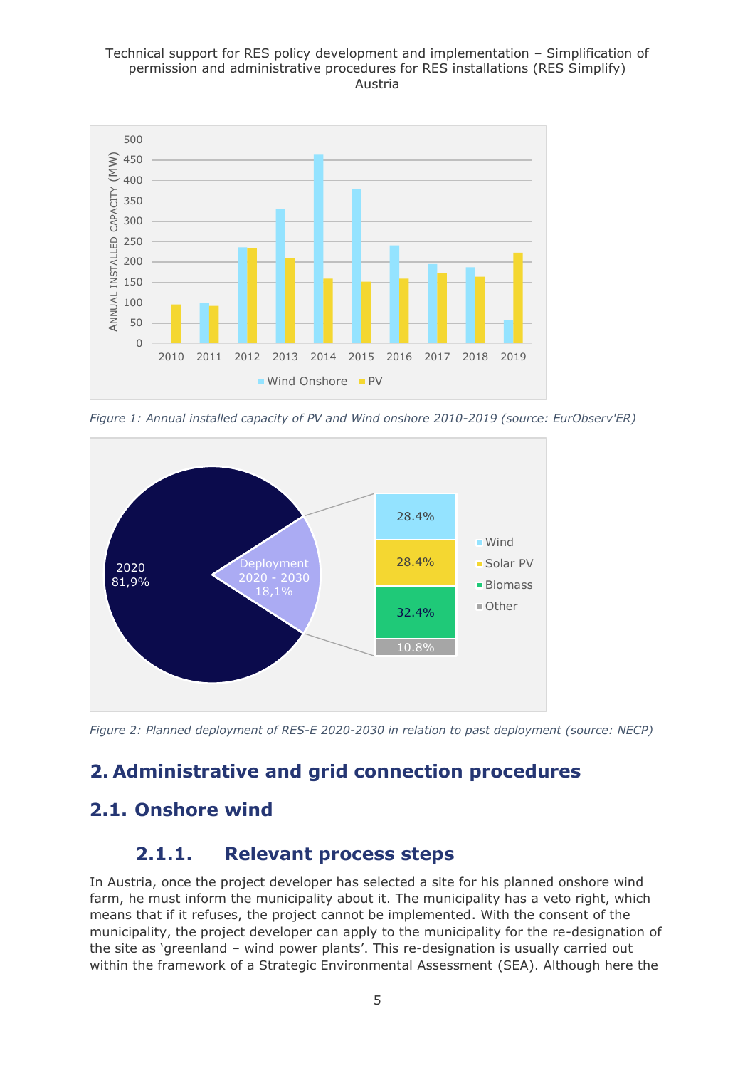*Figure 1: Annual installed capacity of PV and Wind onshore 2010-2019 (source: EurObserv'ER)*

*Figure 2: Planned deployment of RES-E 2020-2030 in relation to past deployment (source: NECP)*

## 2. Administrative and grid connection procedures

## 2.1. Onshore wind

### 2.1.1. Relevant process steps

In Austria, once the project developer has selected a site for his planned onshore wind farm, he must inform the municipality about it. The municipality has a veto right, which means that if it refuses, the project cannot be implemented. With the consent of the municipality, the project developer can apply to the municipality for the re-designation of the site as 'greenland – wind power plants'. This re-designation is usually carried out within the framework of a Strategic Environmental Assessment (SEA). Although here the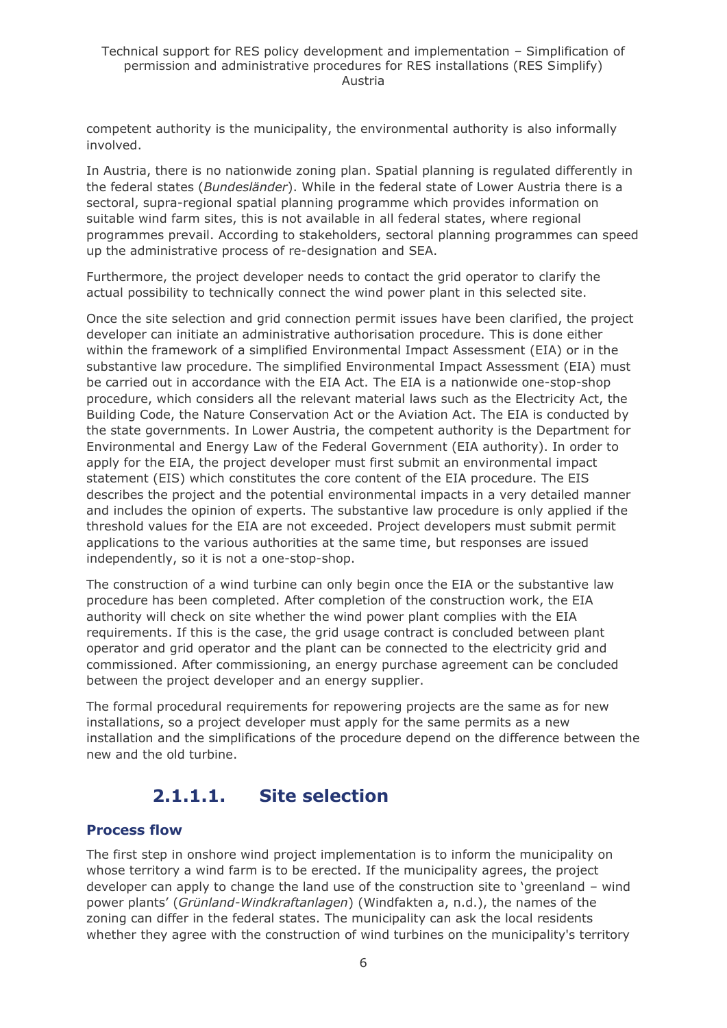competent authority is the municipality, the environmental authority is also informally involved.

In Austria, there is no nationwide zoning plan. Spatial planning is regulated differently in the federal states (*Bundesländer*). While in the federal state of Lower Austria there is a sectoral, supra-regional spatial planning programme which provides information on suitable wind farm sites, this is not available in all federal states, where regional programmes prevail. According to stakeholders, sectoral planning programmes can speed up the administrative process of re-designation and SEA.

Furthermore, the project developer needs to contact the grid operator to clarify the actual possibility to technically connect the wind power plant in this selected site.

Once the site selection and grid connection permit issues have been clarified, the project developer can initiate an administrative authorisation procedure. This is done either within the framework of a simplified Environmental Impact Assessment (EIA) or in the substantive law procedure. The simplified Environmental Impact Assessment (EIA) must be carried out in accordance with the EIA Act. The EIA is a nationwide one-stop-shop procedure, which considers all the relevant material laws such as the Electricity Act, the Building Code, the Nature Conservation Act or the Aviation Act. The EIA is conducted by the state governments. In Lower Austria, the competent authority is the Department for Environmental and Energy Law of the Federal Government (EIA authority). In order to apply for the EIA, the project developer must first submit an environmental impact statement (EIS) which constitutes the core content of the EIA procedure. The EIS describes the project and the potential environmental impacts in a very detailed manner and includes the opinion of experts. The substantive law procedure is only applied if the threshold values for the EIA are not exceeded. Project developers must submit permit applications to the various authorities at the same time, but responses are issued independently, so it is not a one-stop-shop.

The construction of a wind turbine can only begin once the EIA or the substantive law procedure has been completed. After completion of the construction work, the EIA authority will check on site whether the wind power plant complies with the EIA requirements. If this is the case, the grid usage contract is concluded between plant operator and grid operator and the plant can be connected to the electricity grid and commissioned. After commissioning, an energy purchase agreement can be concluded between the project developer and an energy supplier.

The formal procedural requirements for repowering projects are the same as for new installations, so a project developer must apply for the same permits as a new installation and the simplifications of the procedure depend on the difference between the new and the old turbine.

### 2.1.1.1. Site selection

#### Process flow

The first step in onshore wind project implementation is to inform the municipality on whose territory a wind farm is to be erected. If the municipality agrees, the project developer can apply to change the land use of the construction site to 'greenland – wind power plants' (*Grünland-Windkraftanlagen*) (Windfakten a, n.d.), the names of the zoning can differ in the federal states. The municipality can ask the local residents whether they agree with the construction of wind turbines on the municipality's territory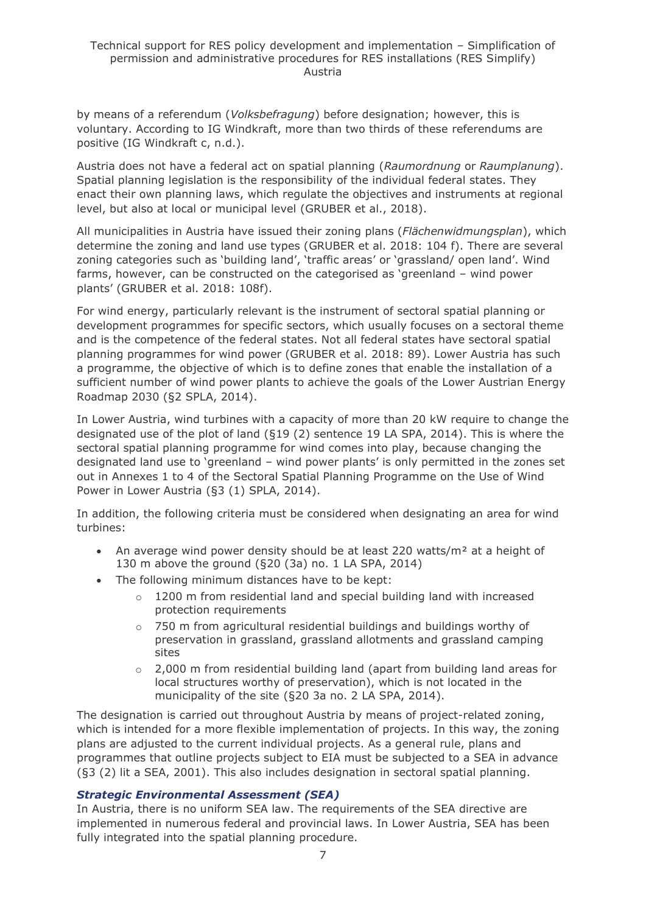by means of a referendum (*Volksbefragung*) before designation; however, this is voluntary. According to IG Windkraft, more than two thirds of these referendums are positive (IG Windkraft c, n.d.).

Austria does not have a federal act on spatial planning (*Raumordnung* or *Raumplanung*). Spatial planning legislation is the responsibility of the individual federal states. They enact their own planning laws, which regulate the objectives and instruments at regional level, but also at local or municipal level (GRUBER et al., 2018).

All municipalities in Austria have issued their zoning plans (*Flächenwidmungsplan*), which determine the zoning and land use types (GRUBER et al. 2018: 104 f). There are several zoning categories such as 'building land', 'traffic areas' or 'grassland/ open land'. Wind farms, however, can be constructed on the categorised as 'greenland – wind power plants' (GRUBER et al. 2018: 108f).

For wind energy, particularly relevant is the instrument of sectoral spatial planning or development programmes for specific sectors, which usually focuses on a sectoral theme and is the competence of the federal states. Not all federal states have sectoral spatial planning programmes for wind power (GRUBER et al. 2018: 89). Lower Austria has such a programme, the objective of which is to define zones that enable the installation of a sufficient number of wind power plants to achieve the goals of the Lower Austrian Energy Roadmap 2030 (§2 SPLA, 2014).

In Lower Austria, wind turbines with a capacity of more than 20 kW require to change the designated use of the plot of land (§19 (2) sentence 19 LA SPA, 2014). This is where the sectoral spatial planning programme for wind comes into play, because changing the designated land use to 'greenland – wind power plants' is only permitted in the zones set out in Annexes 1 to 4 of the Sectoral Spatial Planning Programme on the Use of Wind Power in Lower Austria (§3 (1) SPLA, 2014).

In addition, the following criteria must be considered when designating an area for wind turbines:

- An average wind power density should be at least 220 watts/m² at a height of 130 m above the ground (§20 (3a) no. 1 LA SPA, 2014)
- The following minimum distances have to be kept:
  - 1200 m from residential land and special building land with increased protection requirements
  - 750 m from agricultural residential buildings and buildings worthy of preservation in grassland, grassland allotments and grassland camping sites
  - 2,000 m from residential building land (apart from building land areas for local structures worthy of preservation), which is not located in the municipality of the site (§20 3a no. 2 LA SPA, 2014).

The designation is carried out throughout Austria by means of project-related zoning, which is intended for a more flexible implementation of projects. In this way, the zoning plans are adjusted to the current individual projects. As a general rule, plans and programmes that outline projects subject to EIA must be subjected to a SEA in advance (§3 (2) lit a SEA, 2001). This also includes designation in sectoral spatial planning.

### *Strategic Environmental Assessment (SEA)*

In Austria, there is no uniform SEA law. The requirements of the SEA directive are implemented in numerous federal and provincial laws. In Lower Austria, SEA has been fully integrated into the spatial planning procedure.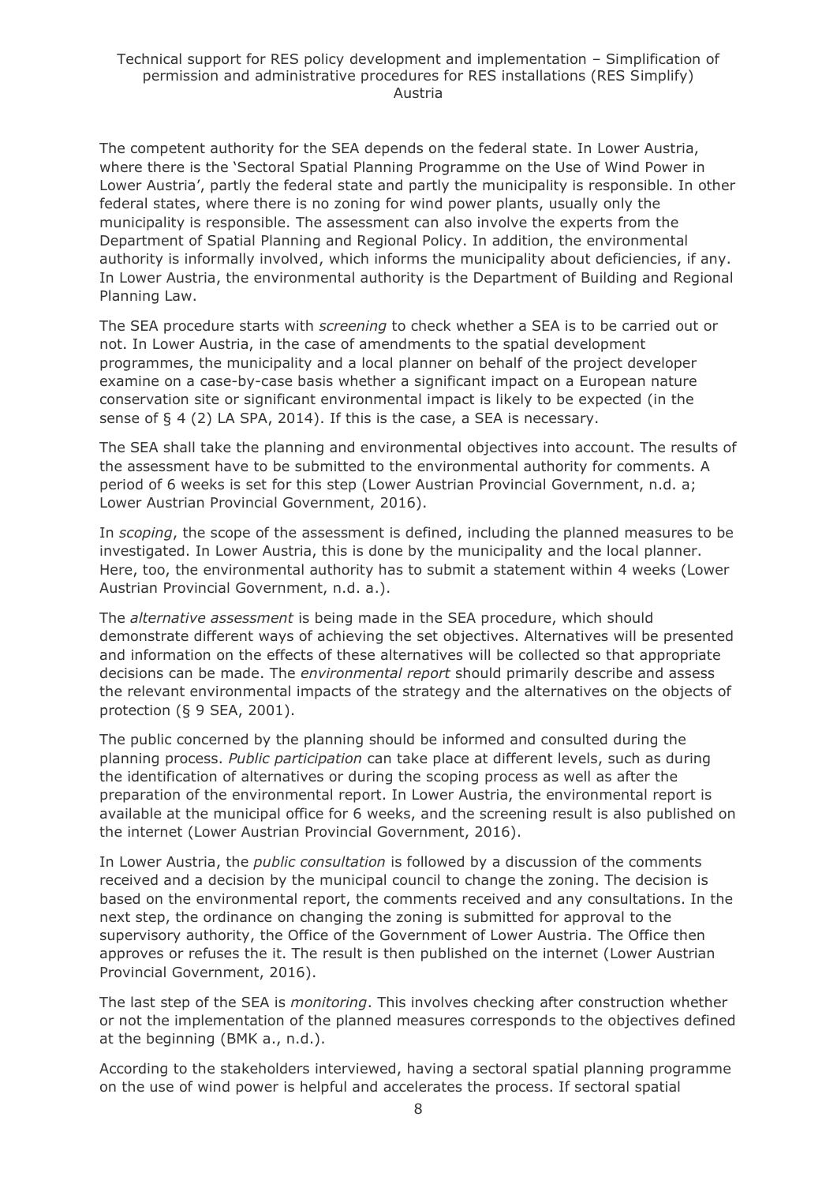The competent authority for the SEA depends on the federal state. In Lower Austria, where there is the 'Sectoral Spatial Planning Programme on the Use of Wind Power in Lower Austria', partly the federal state and partly the municipality is responsible. In other federal states, where there is no zoning for wind power plants, usually only the municipality is responsible. The assessment can also involve the experts from the Department of Spatial Planning and Regional Policy. In addition, the environmental authority is informally involved, which informs the municipality about deficiencies, if any. In Lower Austria, the environmental authority is the Department of Building and Regional Planning Law.

The SEA procedure starts with *screening* to check whether a SEA is to be carried out or not. In Lower Austria, in the case of amendments to the spatial development programmes, the municipality and a local planner on behalf of the project developer examine on a case-by-case basis whether a significant impact on a European nature conservation site or significant environmental impact is likely to be expected (in the sense of § 4 (2) LA SPA, 2014). If this is the case, a SEA is necessary.

The SEA shall take the planning and environmental objectives into account. The results of the assessment have to be submitted to the environmental authority for comments. A period of 6 weeks is set for this step (Lower Austrian Provincial Government, n.d. a; Lower Austrian Provincial Government, 2016).

In *scoping*, the scope of the assessment is defined, including the planned measures to be investigated. In Lower Austria, this is done by the municipality and the local planner. Here, too, the environmental authority has to submit a statement within 4 weeks (Lower Austrian Provincial Government, n.d. a.).

The *alternative assessment* is being made in the SEA procedure, which should demonstrate different ways of achieving the set objectives. Alternatives will be presented and information on the effects of these alternatives will be collected so that appropriate decisions can be made. The *environmental report* should primarily describe and assess the relevant environmental impacts of the strategy and the alternatives on the objects of protection (§ 9 SEA, 2001).

The public concerned by the planning should be informed and consulted during the planning process. *Public participation* can take place at different levels, such as during the identification of alternatives or during the scoping process as well as after the preparation of the environmental report. In Lower Austria, the environmental report is available at the municipal office for 6 weeks, and the screening result is also published on the internet (Lower Austrian Provincial Government, 2016).

In Lower Austria, the *public consultation* is followed by a discussion of the comments received and a decision by the municipal council to change the zoning. The decision is based on the environmental report, the comments received and any consultations. In the next step, the ordinance on changing the zoning is submitted for approval to the supervisory authority, the Office of the Government of Lower Austria. The Office then approves or refuses the it. The result is then published on the internet (Lower Austrian Provincial Government, 2016).

The last step of the SEA is *monitoring*. This involves checking after construction whether or not the implementation of the planned measures corresponds to the objectives defined at the beginning (BMK a., n.d.).

According to the stakeholders interviewed, having a sectoral spatial planning programme on the use of wind power is helpful and accelerates the process. If sectoral spatial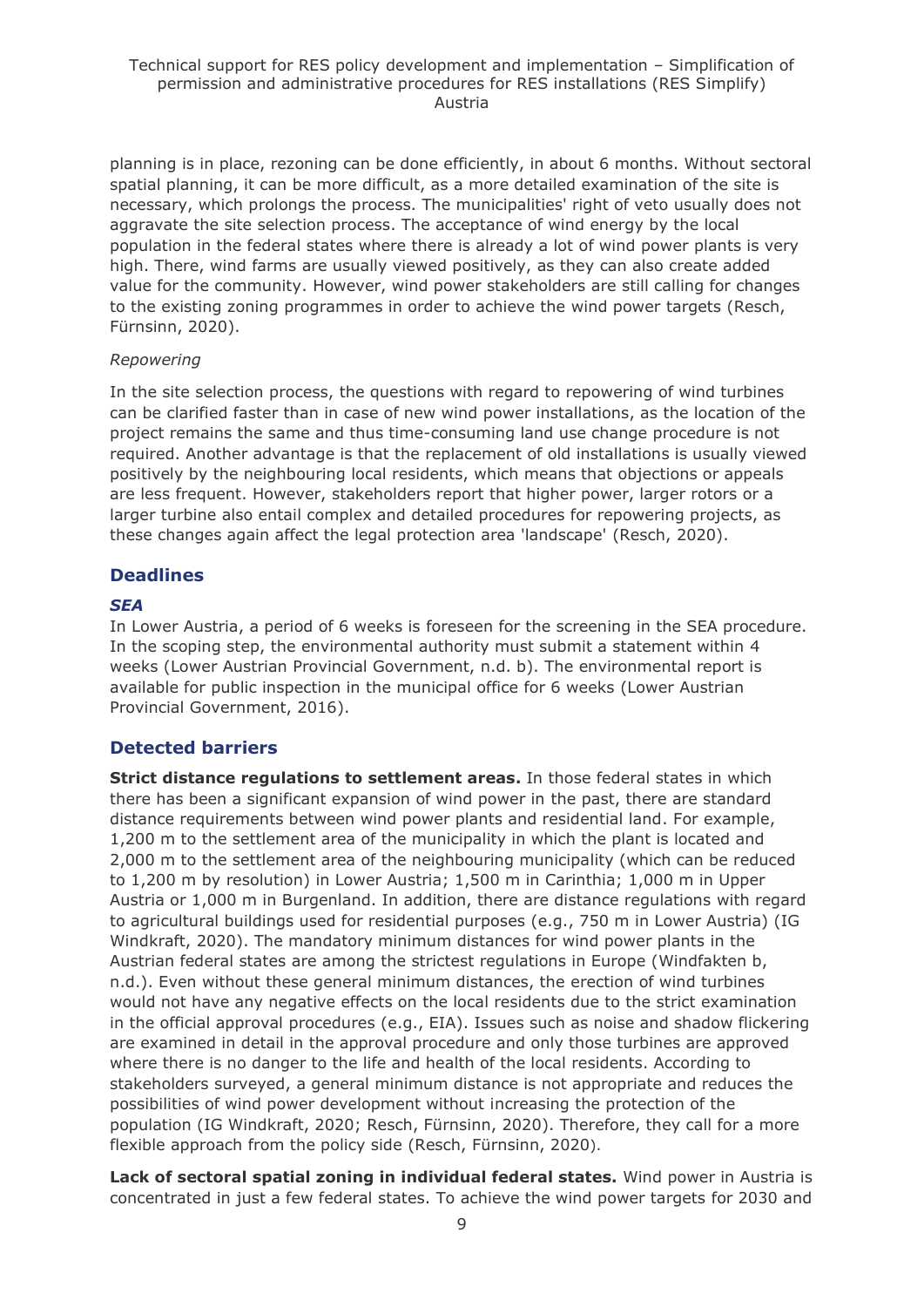planning is in place, rezoning can be done efficiently, in about 6 months. Without sectoral spatial planning, it can be more difficult, as a more detailed examination of the site is necessary, which prolongs the process. The municipalities' right of veto usually does not aggravate the site selection process. The acceptance of wind energy by the local population in the federal states where there is already a lot of wind power plants is very high. There, wind farms are usually viewed positively, as they can also create added value for the community. However, wind power stakeholders are still calling for changes to the existing zoning programmes in order to achieve the wind power targets (Resch, Fürnsinn, 2020).

*Repowering*

In the site selection process, the questions with regard to repowering of wind turbines can be clarified faster than in case of new wind power installations, as the location of the project remains the same and thus time-consuming land use change procedure is not required. Another advantage is that the replacement of old installations is usually viewed positively by the neighbouring local residents, which means that objections or appeals are less frequent. However, stakeholders report that higher power, larger rotors or a larger turbine also entail complex and detailed procedures for repowering projects, as these changes again affect the legal protection area 'landscape' (Resch, 2020).

## Deadlines

### *SEA*

In Lower Austria, a period of 6 weeks is foreseen for the screening in the SEA procedure. In the scoping step, the environmental authority must submit a statement within 4 weeks (Lower Austrian Provincial Government, n.d. b). The environmental report is available for public inspection in the municipal office for 6 weeks (Lower Austrian Provincial Government, 2016).

## Detected barriers

**Strict distance regulations to settlement areas.** In those federal states in which there has been a significant expansion of wind power in the past, there are standard distance requirements between wind power plants and residential land. For example, 1,200 m to the settlement area of the municipality in which the plant is located and 2,000 m to the settlement area of the neighbouring municipality (which can be reduced to 1,200 m by resolution) in Lower Austria; 1,500 m in Carinthia; 1,000 m in Upper Austria or 1,000 m in Burgenland. In addition, there are distance regulations with regard to agricultural buildings used for residential purposes (e.g., 750 m in Lower Austria) (IG Windkraft, 2020). The mandatory minimum distances for wind power plants in the Austrian federal states are among the strictest regulations in Europe (Windfakten b, n.d.). Even without these general minimum distances, the erection of wind turbines would not have any negative effects on the local residents due to the strict examination in the official approval procedures (e.g., EIA). Issues such as noise and shadow flickering are examined in detail in the approval procedure and only those turbines are approved where there is no danger to the life and health of the local residents. According to stakeholders surveyed, a general minimum distance is not appropriate and reduces the possibilities of wind power development without increasing the protection of the population (IG Windkraft, 2020; Resch, Fürnsinn, 2020). Therefore, they call for a more flexible approach from the policy side (Resch, Fürnsinn, 2020).

**Lack of sectoral spatial zoning in individual federal states.** Wind power in Austria is concentrated in just a few federal states. To achieve the wind power targets for 2030 and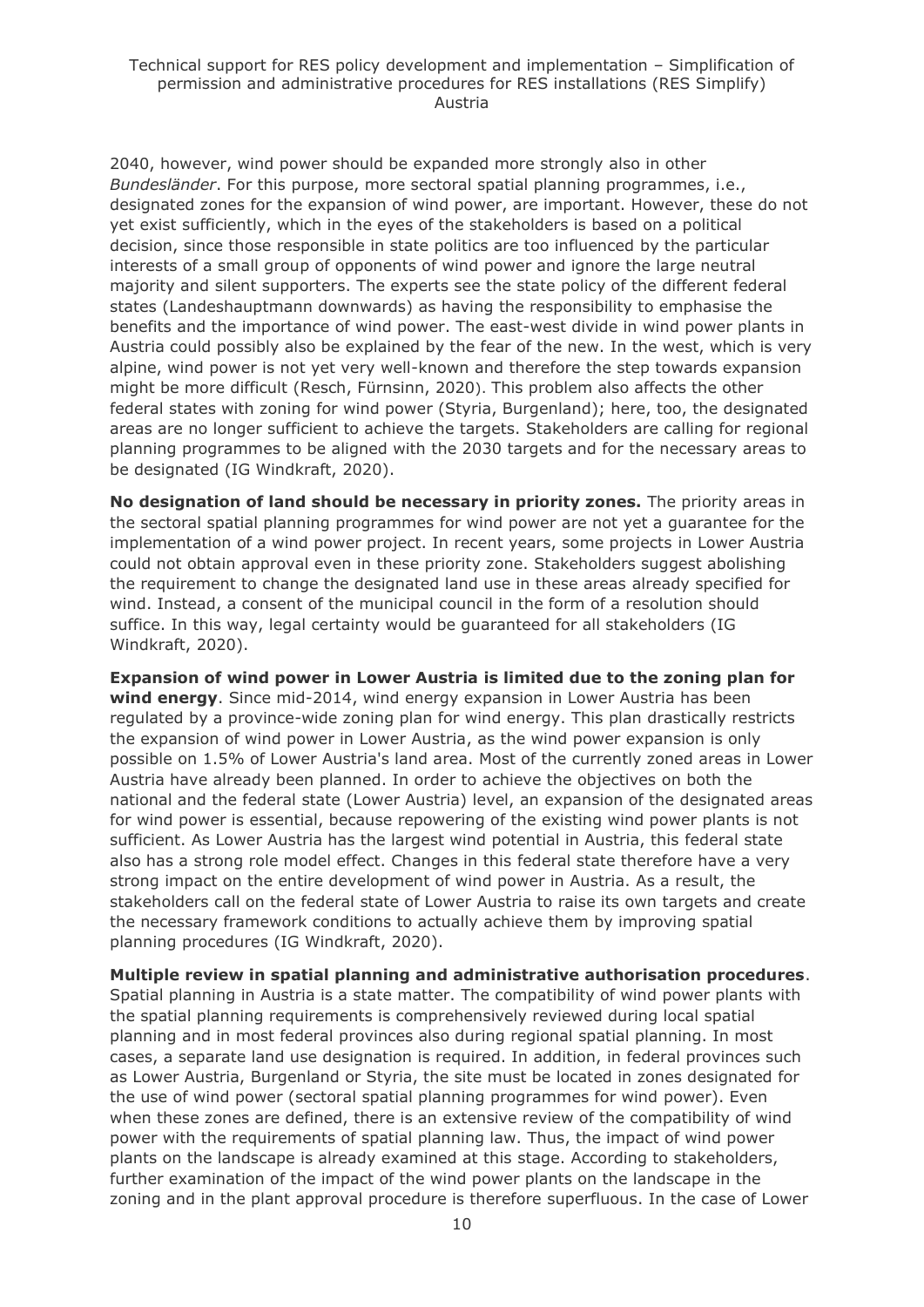2040, however, wind power should be expanded more strongly also in other *Bundesländer*. For this purpose, more sectoral spatial planning programmes, i.e., designated zones for the expansion of wind power, are important. However, these do not yet exist sufficiently, which in the eyes of the stakeholders is based on a political decision, since those responsible in state politics are too influenced by the particular interests of a small group of opponents of wind power and ignore the large neutral majority and silent supporters. The experts see the state policy of the different federal states (Landeshauptmann downwards) as having the responsibility to emphasise the benefits and the importance of wind power. The east-west divide in wind power plants in Austria could possibly also be explained by the fear of the new. In the west, which is very alpine, wind power is not yet very well-known and therefore the step towards expansion might be more difficult (Resch, Fürnsinn, 2020). This problem also affects the other federal states with zoning for wind power (Styria, Burgenland); here, too, the designated areas are no longer sufficient to achieve the targets. Stakeholders are calling for regional planning programmes to be aligned with the 2030 targets and for the necessary areas to be designated (IG Windkraft, 2020).

**No designation of land should be necessary in priority zones.** The priority areas in the sectoral spatial planning programmes for wind power are not yet a guarantee for the implementation of a wind power project. In recent years, some projects in Lower Austria could not obtain approval even in these priority zone. Stakeholders suggest abolishing the requirement to change the designated land use in these areas already specified for wind. Instead, a consent of the municipal council in the form of a resolution should suffice. In this way, legal certainty would be guaranteed for all stakeholders (IG Windkraft, 2020).

**Expansion of wind power in Lower Austria is limited due to the zoning plan for wind energy**. Since mid-2014, wind energy expansion in Lower Austria has been regulated by a province-wide zoning plan for wind energy. This plan drastically restricts the expansion of wind power in Lower Austria, as the wind power expansion is only possible on 1.5% of Lower Austria's land area. Most of the currently zoned areas in Lower Austria have already been planned. In order to achieve the objectives on both the national and the federal state (Lower Austria) level, an expansion of the designated areas for wind power is essential, because repowering of the existing wind power plants is not sufficient. As Lower Austria has the largest wind potential in Austria, this federal state also has a strong role model effect. Changes in this federal state therefore have a very strong impact on the entire development of wind power in Austria. As a result, the stakeholders call on the federal state of Lower Austria to raise its own targets and create the necessary framework conditions to actually achieve them by improving spatial planning procedures (IG Windkraft, 2020).

**Multiple review in spatial planning and administrative authorisation procedures**. Spatial planning in Austria is a state matter. The compatibility of wind power plants with the spatial planning requirements is comprehensively reviewed during local spatial planning and in most federal provinces also during regional spatial planning. In most cases, a separate land use designation is required. In addition, in federal provinces such as Lower Austria, Burgenland or Styria, the site must be located in zones designated for the use of wind power (sectoral spatial planning programmes for wind power). Even when these zones are defined, there is an extensive review of the compatibility of wind power with the requirements of spatial planning law. Thus, the impact of wind power plants on the landscape is already examined at this stage. According to stakeholders, further examination of the impact of the wind power plants on the landscape in the zoning and in the plant approval procedure is therefore superfluous. In the case of Lower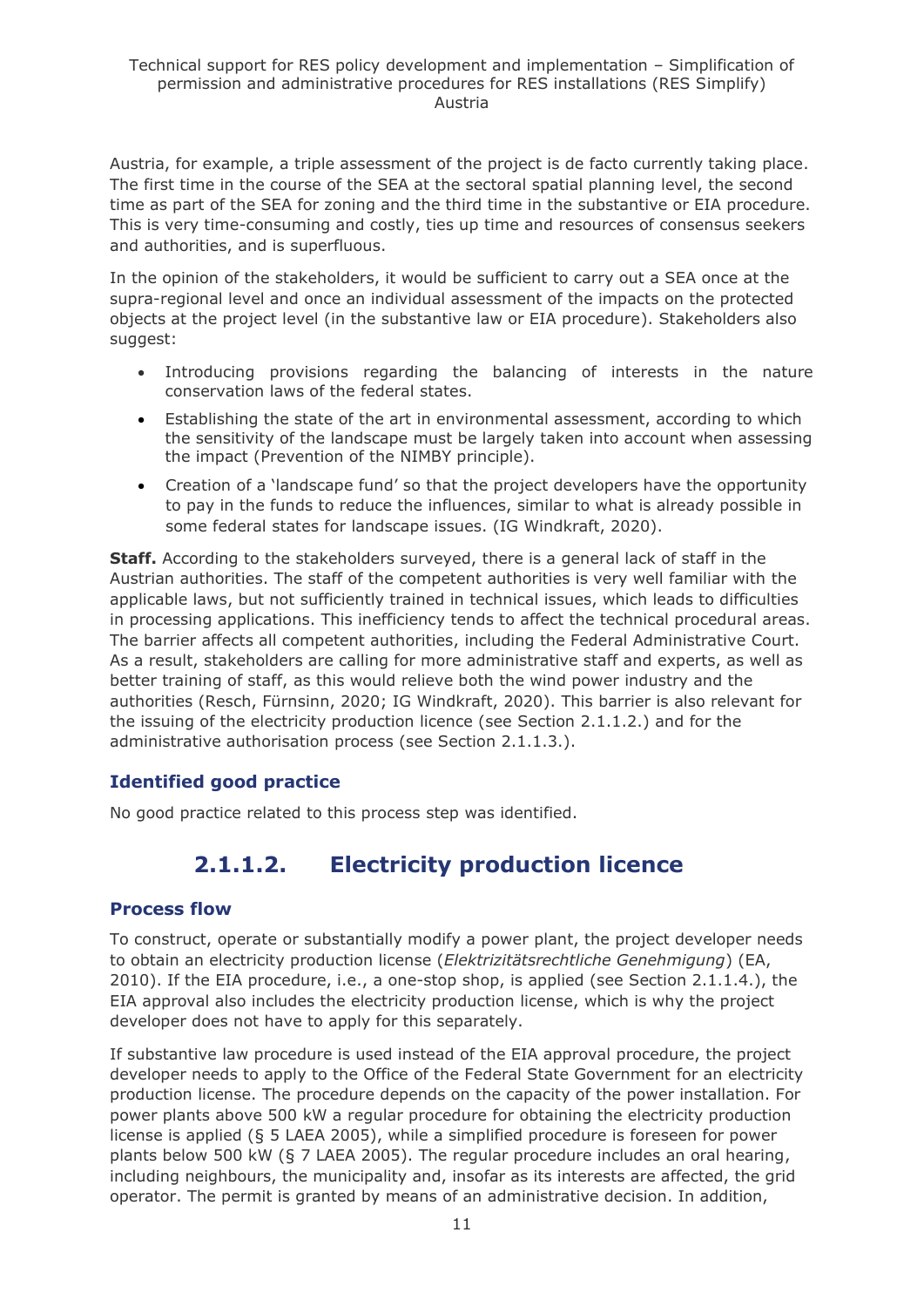Austria, for example, a triple assessment of the project is de facto currently taking place. The first time in the course of the SEA at the sectoral spatial planning level, the second time as part of the SEA for zoning and the third time in the substantive or EIA procedure. This is very time-consuming and costly, ties up time and resources of consensus seekers and authorities, and is superfluous.

In the opinion of the stakeholders, it would be sufficient to carry out a SEA once at the supra-regional level and once an individual assessment of the impacts on the protected objects at the project level (in the substantive law or EIA procedure). Stakeholders also suggest:

- Introducing provisions regarding the balancing of interests in the nature conservation laws of the federal states.
- Establishing the state of the art in environmental assessment, according to which the sensitivity of the landscape must be largely taken into account when assessing the impact (Prevention of the NIMBY principle).
- Creation of a 'landscape fund' so that the project developers have the opportunity to pay in the funds to reduce the influences, similar to what is already possible in some federal states for landscape issues. (IG Windkraft, 2020).

**Staff.** According to the stakeholders surveyed, there is a general lack of staff in the Austrian authorities. The staff of the competent authorities is very well familiar with the applicable laws, but not sufficiently trained in technical issues, which leads to difficulties in processing applications. This inefficiency tends to affect the technical procedural areas. The barrier affects all competent authorities, including the Federal Administrative Court. As a result, stakeholders are calling for more administrative staff and experts, as well as better training of staff, as this would relieve both the wind power industry and the authorities (Resch, Fürnsinn, 2020; IG Windkraft, 2020). This barrier is also relevant for the issuing of the electricity production licence (see Section 2.1.1.2.) and for the administrative authorisation process (see Section 2.1.1.3.).

### Identified good practice

No good practice related to this process step was identified.

## 2.1.1.2. Electricity production licence

### Process flow

To construct, operate or substantially modify a power plant, the project developer needs to obtain an electricity production license (*Elektrizitätsrechtliche Genehmigung*) (EA, 2010). If the EIA procedure, i.e., a one-stop shop, is applied (see Section 2.1.1.4.), the EIA approval also includes the electricity production license, which is why the project developer does not have to apply for this separately.

If substantive law procedure is used instead of the EIA approval procedure, the project developer needs to apply to the Office of the Federal State Government for an electricity production license. The procedure depends on the capacity of the power installation. For power plants above 500 kW a regular procedure for obtaining the electricity production license is applied (§ 5 LAEA 2005), while a simplified procedure is foreseen for power plants below 500 kW (§ 7 LAEA 2005). The regular procedure includes an oral hearing, including neighbours, the municipality and, insofar as its interests are affected, the grid operator. The permit is granted by means of an administrative decision. In addition,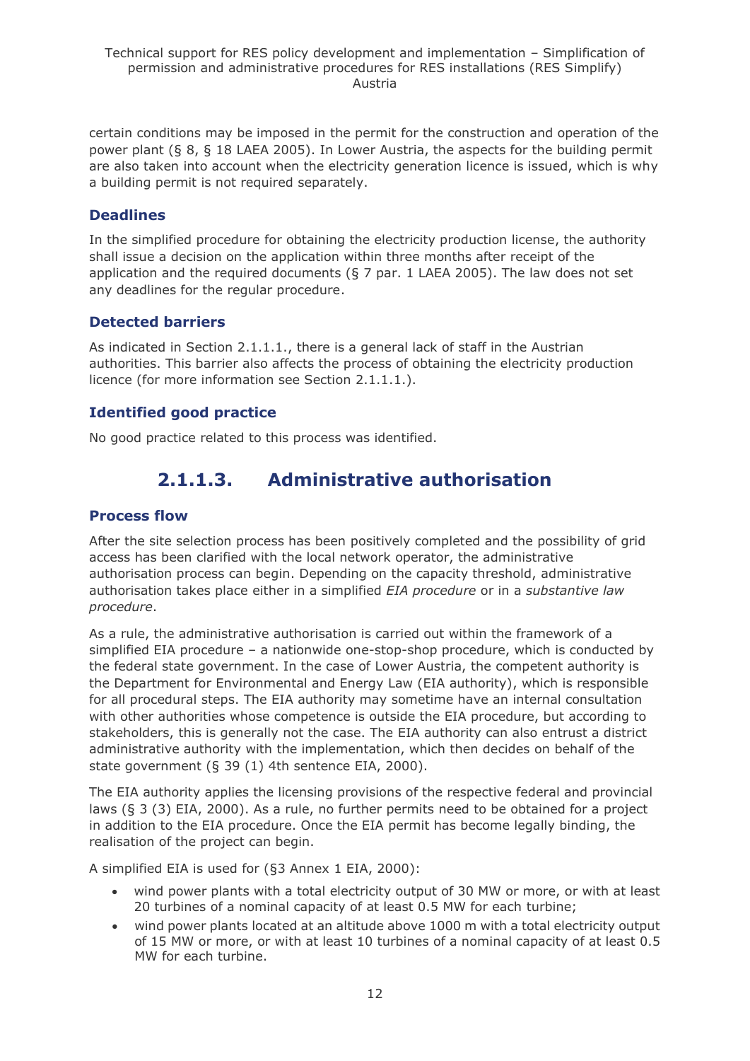certain conditions may be imposed in the permit for the construction and operation of the power plant (§ 8, § 18 LAEA 2005). In Lower Austria, the aspects for the building permit are also taken into account when the electricity generation licence is issued, which is why a building permit is not required separately.

### Deadlines

In the simplified procedure for obtaining the electricity production license, the authority shall issue a decision on the application within three months after receipt of the application and the required documents (§ 7 par. 1 LAEA 2005). The law does not set any deadlines for the regular procedure.

### Detected barriers

As indicated in Section 2.1.1.1., there is a general lack of staff in the Austrian authorities. This barrier also affects the process of obtaining the electricity production licence (for more information see Section 2.1.1.1.).

### Identified good practice

No good practice related to this process was identified.

## 2.1.1.3. Administrative authorisation

### Process flow

After the site selection process has been positively completed and the possibility of grid access has been clarified with the local network operator, the administrative authorisation process can begin. Depending on the capacity threshold, administrative authorisation takes place either in a simplified *EIA procedure* or in a *substantive law procedure*.

As a rule, the administrative authorisation is carried out within the framework of a simplified EIA procedure – a nationwide one-stop-shop procedure, which is conducted by the federal state government. In the case of Lower Austria, the competent authority is the Department for Environmental and Energy Law (EIA authority), which is responsible for all procedural steps. The EIA authority may sometime have an internal consultation with other authorities whose competence is outside the EIA procedure, but according to stakeholders, this is generally not the case. The EIA authority can also entrust a district administrative authority with the implementation, which then decides on behalf of the state government (§ 39 (1) 4th sentence EIA, 2000).

The EIA authority applies the licensing provisions of the respective federal and provincial laws (§ 3 (3) EIA, 2000). As a rule, no further permits need to be obtained for a project in addition to the EIA procedure. Once the EIA permit has become legally binding, the realisation of the project can begin.

A simplified EIA is used for (§3 Annex 1 EIA, 2000):

- wind power plants with a total electricity output of 30 MW or more, or with at least 20 turbines of a nominal capacity of at least 0.5 MW for each turbine;
- wind power plants located at an altitude above 1000 m with a total electricity output of 15 MW or more, or with at least 10 turbines of a nominal capacity of at least 0.5 MW for each turbine.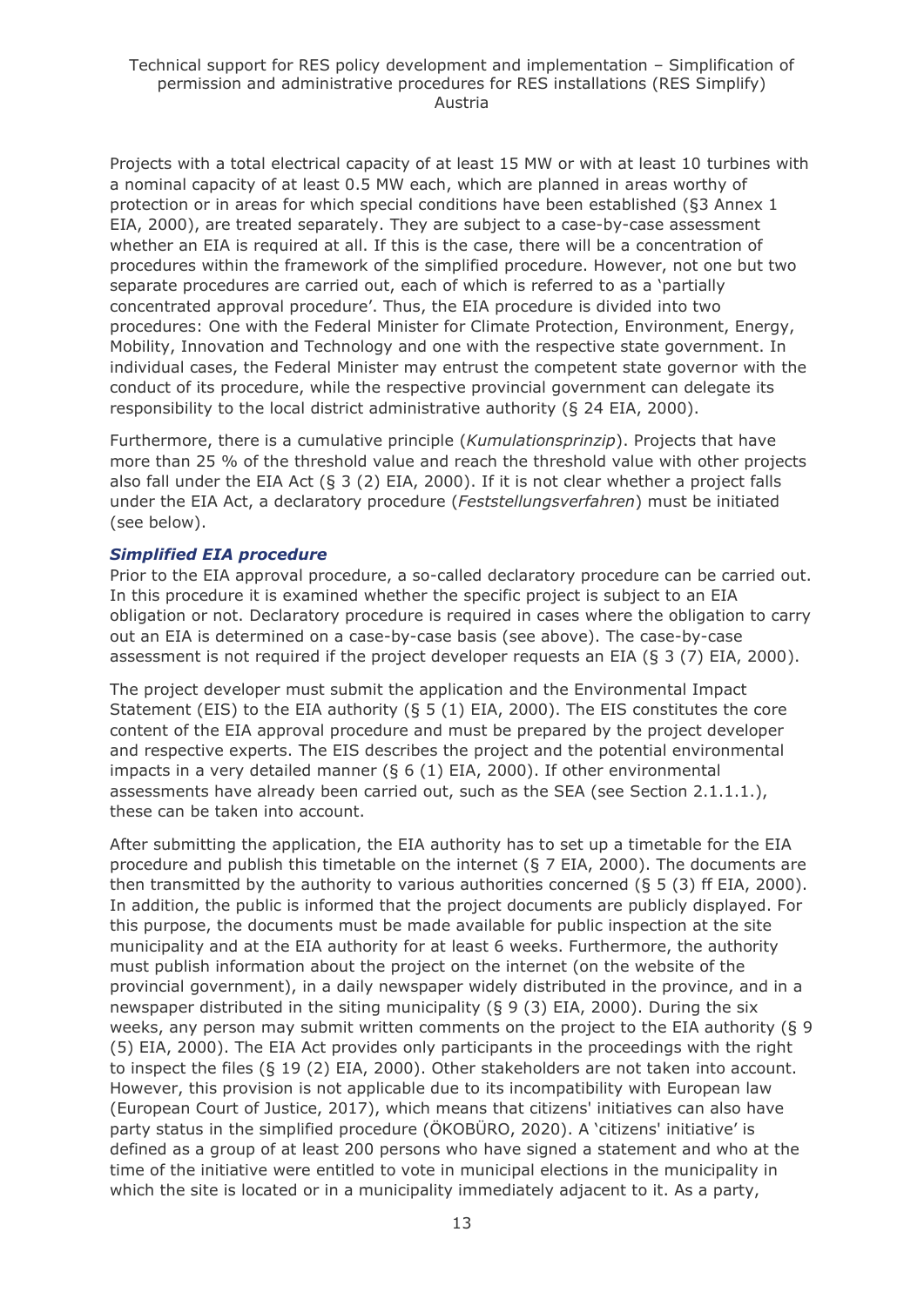Projects with a total electrical capacity of at least 15 MW or with at least 10 turbines with a nominal capacity of at least 0.5 MW each, which are planned in areas worthy of protection or in areas for which special conditions have been established (§3 Annex 1 EIA, 2000), are treated separately. They are subject to a case-by-case assessment whether an EIA is required at all. If this is the case, there will be a concentration of procedures within the framework of the simplified procedure. However, not one but two separate procedures are carried out, each of which is referred to as a 'partially concentrated approval procedure'. Thus, the EIA procedure is divided into two procedures: One with the Federal Minister for Climate Protection, Environment, Energy, Mobility, Innovation and Technology and one with the respective state government. In individual cases, the Federal Minister may entrust the competent state governor with the conduct of its procedure, while the respective provincial government can delegate its responsibility to the local district administrative authority (§ 24 EIA, 2000).

Furthermore, there is a cumulative principle (*Kumulationsprinzip*). Projects that have more than 25 % of the threshold value and reach the threshold value with other projects also fall under the EIA Act (§ 3 (2) EIA, 2000). If it is not clear whether a project falls under the EIA Act, a declaratory procedure (*Feststellungsverfahren*) must be initiated (see below).

### *Simplified EIA procedure*

Prior to the EIA approval procedure, a so-called declaratory procedure can be carried out. In this procedure it is examined whether the specific project is subject to an EIA obligation or not. Declaratory procedure is required in cases where the obligation to carry out an EIA is determined on a case-by-case basis (see above). The case-by-case assessment is not required if the project developer requests an EIA (§ 3 (7) EIA, 2000).

The project developer must submit the application and the Environmental Impact Statement (EIS) to the EIA authority (§ 5 (1) EIA, 2000). The EIS constitutes the core content of the EIA approval procedure and must be prepared by the project developer and respective experts. The EIS describes the project and the potential environmental impacts in a very detailed manner (§ 6 (1) EIA, 2000). If other environmental assessments have already been carried out, such as the SEA (see Section 2.1.1.1.), these can be taken into account.

After submitting the application, the EIA authority has to set up a timetable for the EIA procedure and publish this timetable on the internet (§ 7 EIA, 2000). The documents are then transmitted by the authority to various authorities concerned (§ 5 (3) ff EIA, 2000). In addition, the public is informed that the project documents are publicly displayed. For this purpose, the documents must be made available for public inspection at the site municipality and at the EIA authority for at least 6 weeks. Furthermore, the authority must publish information about the project on the internet (on the website of the provincial government), in a daily newspaper widely distributed in the province, and in a newspaper distributed in the siting municipality (§ 9 (3) EIA, 2000). During the six weeks, any person may submit written comments on the project to the EIA authority (§ 9 (5) EIA, 2000). The EIA Act provides only participants in the proceedings with the right to inspect the files (§ 19 (2) EIA, 2000). Other stakeholders are not taken into account. However, this provision is not applicable due to its incompatibility with European law (European Court of Justice, 2017), which means that citizens' initiatives can also have party status in the simplified procedure (ÖKOBÜRO, 2020). A 'citizens' initiative' is defined as a group of at least 200 persons who have signed a statement and who at the time of the initiative were entitled to vote in municipal elections in the municipality in which the site is located or in a municipality immediately adjacent to it. As a party,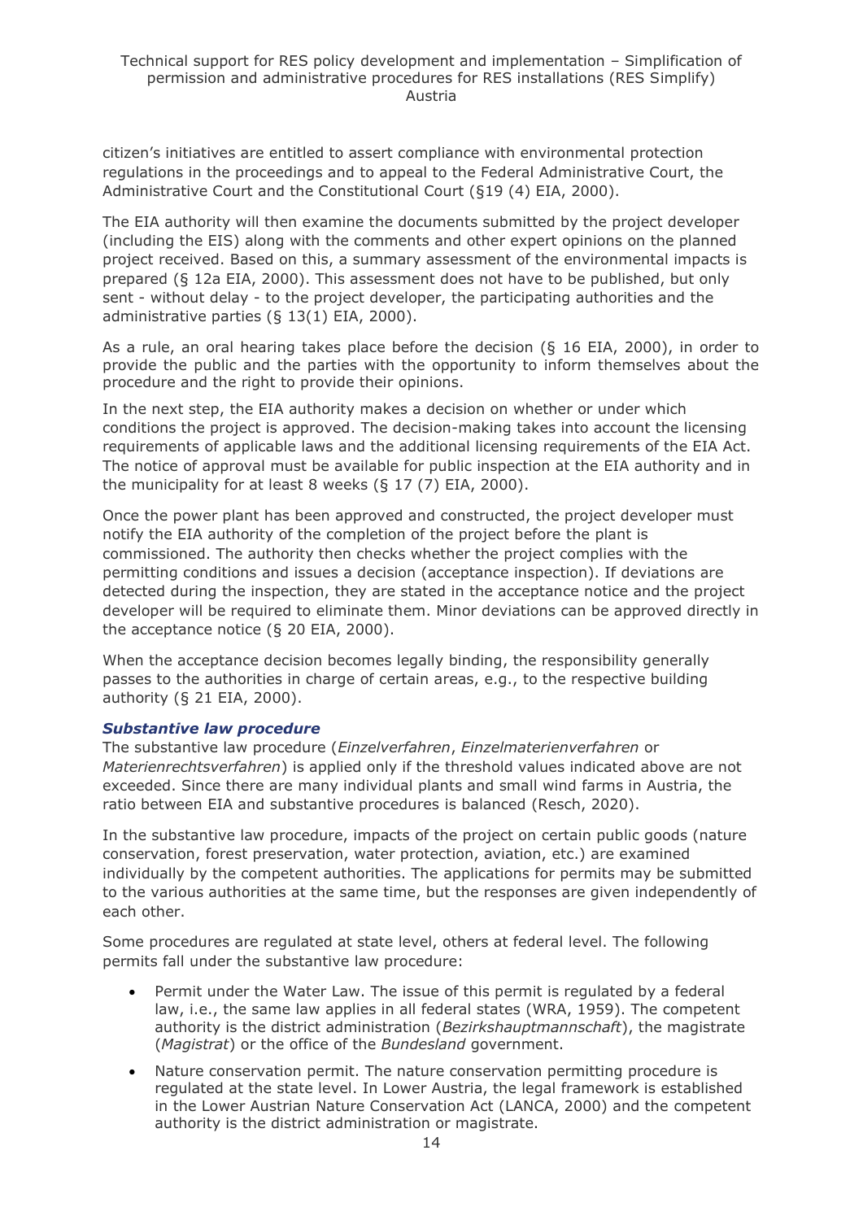citizen's initiatives are entitled to assert compliance with environmental protection regulations in the proceedings and to appeal to the Federal Administrative Court, the Administrative Court and the Constitutional Court (§19 (4) EIA, 2000).

The EIA authority will then examine the documents submitted by the project developer (including the EIS) along with the comments and other expert opinions on the planned project received. Based on this, a summary assessment of the environmental impacts is prepared (§ 12a EIA, 2000). This assessment does not have to be published, but only sent - without delay - to the project developer, the participating authorities and the administrative parties (§ 13(1) EIA, 2000).

As a rule, an oral hearing takes place before the decision (§ 16 EIA, 2000), in order to provide the public and the parties with the opportunity to inform themselves about the procedure and the right to provide their opinions.

In the next step, the EIA authority makes a decision on whether or under which conditions the project is approved. The decision-making takes into account the licensing requirements of applicable laws and the additional licensing requirements of the EIA Act. The notice of approval must be available for public inspection at the EIA authority and in the municipality for at least 8 weeks (§ 17 (7) EIA, 2000).

Once the power plant has been approved and constructed, the project developer must notify the EIA authority of the completion of the project before the plant is commissioned. The authority then checks whether the project complies with the permitting conditions and issues a decision (acceptance inspection). If deviations are detected during the inspection, they are stated in the acceptance notice and the project developer will be required to eliminate them. Minor deviations can be approved directly in the acceptance notice (§ 20 EIA, 2000).

When the acceptance decision becomes legally binding, the responsibility generally passes to the authorities in charge of certain areas, e.g., to the respective building authority (§ 21 EIA, 2000).

### *Substantive law procedure*

The substantive law procedure (*Einzelverfahren*, *Einzelmaterienverfahren* or *Materienrechtsverfahren*) is applied only if the threshold values indicated above are not exceeded. Since there are many individual plants and small wind farms in Austria, the ratio between EIA and substantive procedures is balanced (Resch, 2020).

In the substantive law procedure, impacts of the project on certain public goods (nature conservation, forest preservation, water protection, aviation, etc.) are examined individually by the competent authorities. The applications for permits may be submitted to the various authorities at the same time, but the responses are given independently of each other.

Some procedures are regulated at state level, others at federal level. The following permits fall under the substantive law procedure:

- Permit under the Water Law. The issue of this permit is regulated by a federal law, i.e., the same law applies in all federal states (WRA, 1959). The competent authority is the district administration (*Bezirkshauptmannschaft*), the magistrate (*Magistrat*) or the office of the *Bundesland* government.
- Nature conservation permit. The nature conservation permitting procedure is regulated at the state level. In Lower Austria, the legal framework is established in the Lower Austrian Nature Conservation Act (LANCA, 2000) and the competent authority is the district administration or magistrate.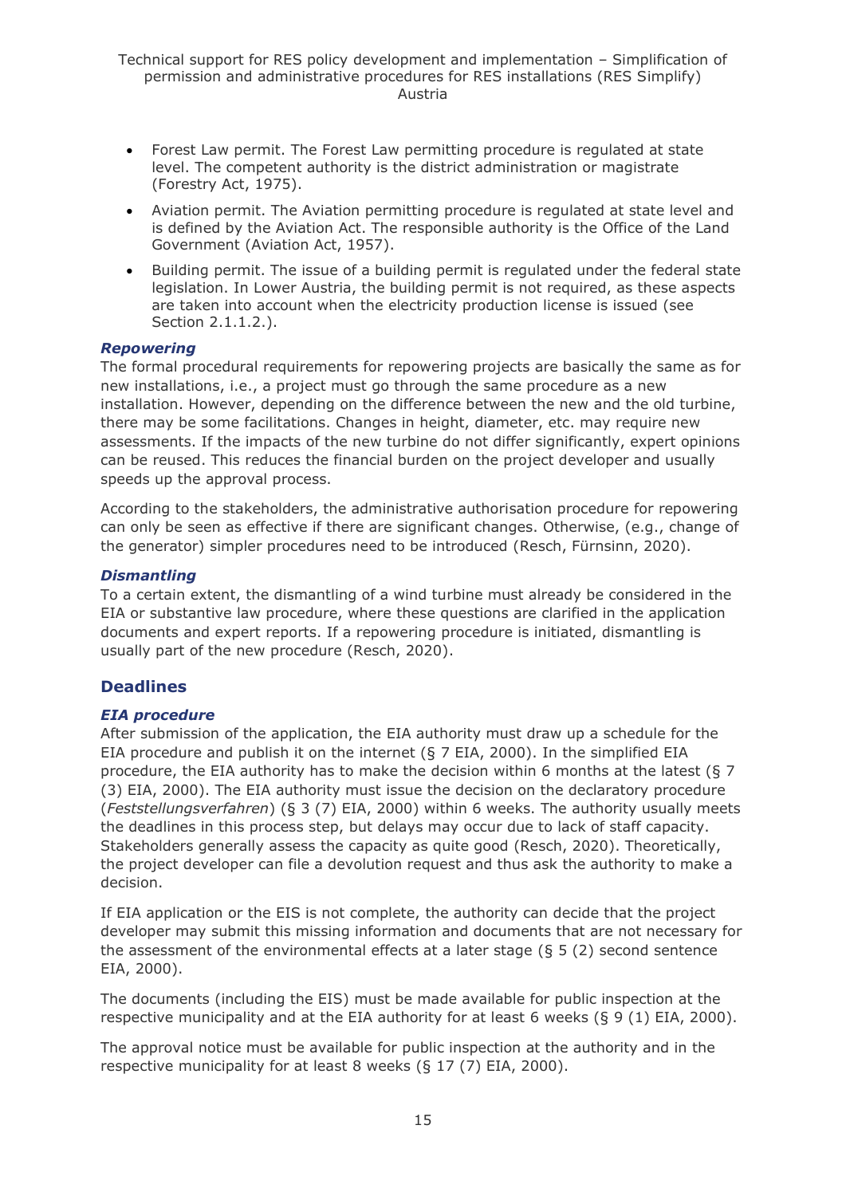- Forest Law permit. The Forest Law permitting procedure is regulated at state level. The competent authority is the district administration or magistrate (Forestry Act, 1975).
- Aviation permit. The Aviation permitting procedure is regulated at state level and is defined by the Aviation Act. The responsible authority is the Office of the Land Government (Aviation Act, 1957).
- Building permit. The issue of a building permit is regulated under the federal state legislation. In Lower Austria, the building permit is not required, as these aspects are taken into account when the electricity production license is issued (see Section 2.1.1.2.).

#### *Repowering*

The formal procedural requirements for repowering projects are basically the same as for new installations, i.e., a project must go through the same procedure as a new installation. However, depending on the difference between the new and the old turbine, there may be some facilitations. Changes in height, diameter, etc. may require new assessments. If the impacts of the new turbine do not differ significantly, expert opinions can be reused. This reduces the financial burden on the project developer and usually speeds up the approval process.

According to the stakeholders, the administrative authorisation procedure for repowering can only be seen as effective if there are significant changes. Otherwise, (e.g., change of the generator) simpler procedures need to be introduced (Resch, Fürnsinn, 2020).

#### *Dismantling*

To a certain extent, the dismantling of a wind turbine must already be considered in the EIA or substantive law procedure, where these questions are clarified in the application documents and expert reports. If a repowering procedure is initiated, dismantling is usually part of the new procedure (Resch, 2020).

### Deadlines

#### *EIA procedure*

After submission of the application, the EIA authority must draw up a schedule for the EIA procedure and publish it on the internet (§ 7 EIA, 2000). In the simplified EIA procedure, the EIA authority has to make the decision within 6 months at the latest (§ 7 (3) EIA, 2000). The EIA authority must issue the decision on the declaratory procedure (*Feststellungsverfahren*) (§ 3 (7) EIA, 2000) within 6 weeks. The authority usually meets the deadlines in this process step, but delays may occur due to lack of staff capacity. Stakeholders generally assess the capacity as quite good (Resch, 2020). Theoretically, the project developer can file a devolution request and thus ask the authority to make a decision.

If EIA application or the EIS is not complete, the authority can decide that the project developer may submit this missing information and documents that are not necessary for the assessment of the environmental effects at a later stage (§ 5 (2) second sentence EIA, 2000).

The documents (including the EIS) must be made available for public inspection at the respective municipality and at the EIA authority for at least 6 weeks (§ 9 (1) EIA, 2000).

The approval notice must be available for public inspection at the authority and in the respective municipality for at least 8 weeks (§ 17 (7) EIA, 2000).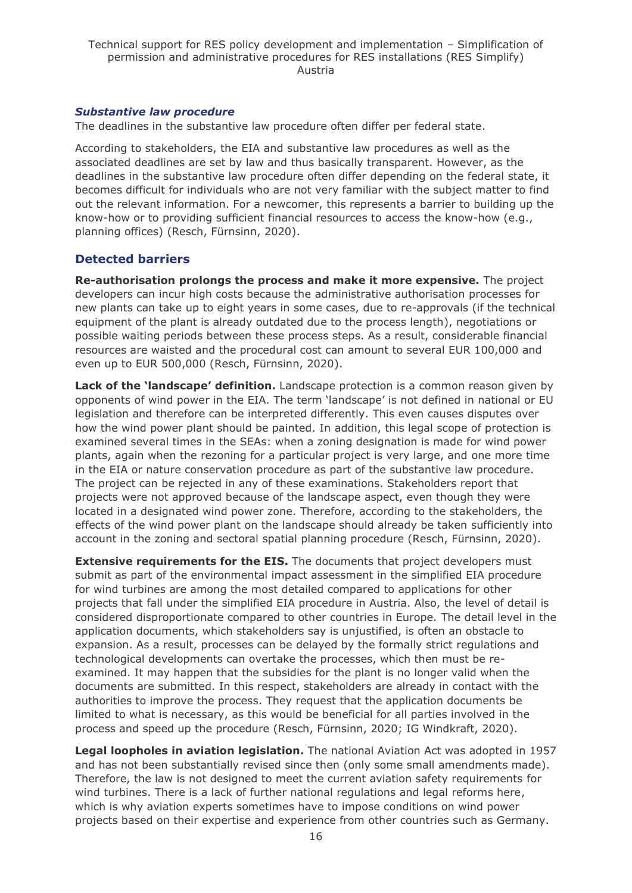### *Substantive law procedure*

The deadlines in the substantive law procedure often differ per federal state.

According to stakeholders, the EIA and substantive law procedures as well as the associated deadlines are set by law and thus basically transparent. However, as the deadlines in the substantive law procedure often differ depending on the federal state, it becomes difficult for individuals who are not very familiar with the subject matter to find out the relevant information. For a newcomer, this represents a barrier to building up the know-how or to providing sufficient financial resources to access the know-how (e.g., planning offices) (Resch, Fürnsinn, 2020).

## Detected barriers

**Re-authorisation prolongs the process and make it more expensive.** The project developers can incur high costs because the administrative authorisation processes for new plants can take up to eight years in some cases, due to re-approvals (if the technical equipment of the plant is already outdated due to the process length), negotiations or possible waiting periods between these process steps. As a result, considerable financial resources are waisted and the procedural cost can amount to several EUR 100,000 and even up to EUR 500,000 (Resch, Fürnsinn, 2020).

**Lack of the 'landscape' definition.** Landscape protection is a common reason given by opponents of wind power in the EIA. The term 'landscape' is not defined in national or EU legislation and therefore can be interpreted differently. This even causes disputes over how the wind power plant should be painted. In addition, this legal scope of protection is examined several times in the SEAs: when a zoning designation is made for wind power plants, again when the rezoning for a particular project is very large, and one more time in the EIA or nature conservation procedure as part of the substantive law procedure. The project can be rejected in any of these examinations. Stakeholders report that projects were not approved because of the landscape aspect, even though they were located in a designated wind power zone. Therefore, according to the stakeholders, the effects of the wind power plant on the landscape should already be taken sufficiently into account in the zoning and sectoral spatial planning procedure (Resch, Fürnsinn, 2020).

**Extensive requirements for the EIS.** The documents that project developers must submit as part of the environmental impact assessment in the simplified EIA procedure for wind turbines are among the most detailed compared to applications for other projects that fall under the simplified EIA procedure in Austria. Also, the level of detail is considered disproportionate compared to other countries in Europe. The detail level in the application documents, which stakeholders say is unjustified, is often an obstacle to expansion. As a result, processes can be delayed by the formally strict regulations and technological developments can overtake the processes, which then must be re-examined. It may happen that the subsidies for the plant is no longer valid when the documents are submitted. In this respect, stakeholders are already in contact with the authorities to improve the process. They request that the application documents be limited to what is necessary, as this would be beneficial for all parties involved in the process and speed up the procedure (Resch, Fürnsinn, 2020; IG Windkraft, 2020).

**Legal loopholes in aviation legislation.** The national Aviation Act was adopted in 1957 and has not been substantially revised since then (only some small amendments made). Therefore, the law is not designed to meet the current aviation safety requirements for wind turbines. There is a lack of further national regulations and legal reforms here, which is why aviation experts sometimes have to impose conditions on wind power projects based on their expertise and experience from other countries such as Germany.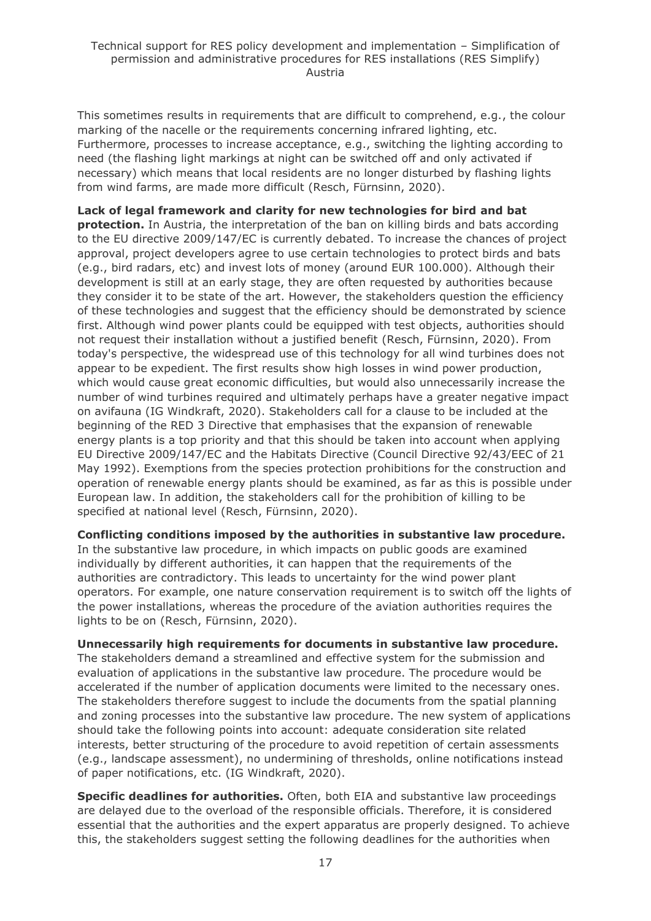This sometimes results in requirements that are difficult to comprehend, e.g., the colour marking of the nacelle or the requirements concerning infrared lighting, etc. Furthermore, processes to increase acceptance, e.g., switching the lighting according to need (the flashing light markings at night can be switched off and only activated if necessary) which means that local residents are no longer disturbed by flashing lights from wind farms, are made more difficult (Resch, Fürnsinn, 2020).

**Lack of legal framework and clarity for new technologies for bird and bat protection.** In Austria, the interpretation of the ban on killing birds and bats according to the EU directive 2009/147/EC is currently debated. To increase the chances of project approval, project developers agree to use certain technologies to protect birds and bats (e.g., bird radars, etc) and invest lots of money (around EUR 100.000). Although their development is still at an early stage, they are often requested by authorities because they consider it to be state of the art. However, the stakeholders question the efficiency of these technologies and suggest that the efficiency should be demonstrated by science first. Although wind power plants could be equipped with test objects, authorities should not request their installation without a justified benefit (Resch, Fürnsinn, 2020). From today's perspective, the widespread use of this technology for all wind turbines does not appear to be expedient. The first results show high losses in wind power production, which would cause great economic difficulties, but would also unnecessarily increase the number of wind turbines required and ultimately perhaps have a greater negative impact on avifauna (IG Windkraft, 2020). Stakeholders call for a clause to be included at the beginning of the RED 3 Directive that emphasises that the expansion of renewable energy plants is a top priority and that this should be taken into account when applying EU Directive 2009/147/EC and the Habitats Directive (Council Directive 92/43/EEC of 21 May 1992). Exemptions from the species protection prohibitions for the construction and operation of renewable energy plants should be examined, as far as this is possible under European law. In addition, the stakeholders call for the prohibition of killing to be specified at national level (Resch, Fürnsinn, 2020).

**Conflicting conditions imposed by the authorities in substantive law procedure.** In the substantive law procedure, in which impacts on public goods are examined individually by different authorities, it can happen that the requirements of the authorities are contradictory. This leads to uncertainty for the wind power plant operators. For example, one nature conservation requirement is to switch off the lights of the power installations, whereas the procedure of the aviation authorities requires the lights to be on (Resch, Fürnsinn, 2020).

**Unnecessarily high requirements for documents in substantive law procedure.** The stakeholders demand a streamlined and effective system for the submission and evaluation of applications in the substantive law procedure. The procedure would be accelerated if the number of application documents were limited to the necessary ones. The stakeholders therefore suggest to include the documents from the spatial planning and zoning processes into the substantive law procedure. The new system of applications should take the following points into account: adequate consideration site related interests, better structuring of the procedure to avoid repetition of certain assessments (e.g., landscape assessment), no undermining of thresholds, online notifications instead of paper notifications, etc. (IG Windkraft, 2020).

**Specific deadlines for authorities.** Often, both EIA and substantive law proceedings are delayed due to the overload of the responsible officials. Therefore, it is considered essential that the authorities and the expert apparatus are properly designed. To achieve this, the stakeholders suggest setting the following deadlines for the authorities when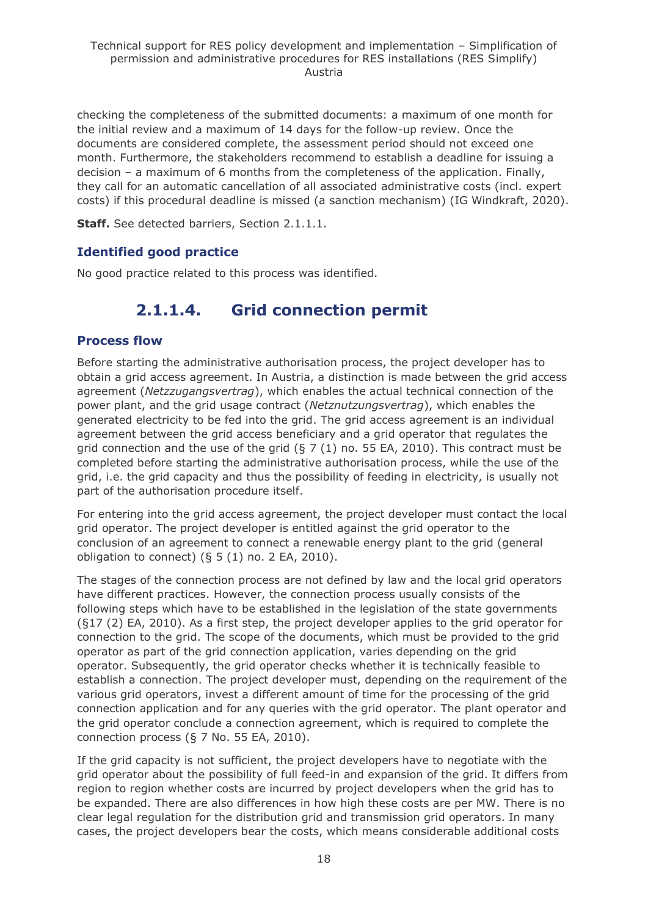checking the completeness of the submitted documents: a maximum of one month for the initial review and a maximum of 14 days for the follow-up review. Once the documents are considered complete, the assessment period should not exceed one month. Furthermore, the stakeholders recommend to establish a deadline for issuing a decision – a maximum of 6 months from the completeness of the application. Finally, they call for an automatic cancellation of all associated administrative costs (incl. expert costs) if this procedural deadline is missed (a sanction mechanism) (IG Windkraft, 2020).

**Staff.** See detected barriers, Section 2.1.1.1.

### Identified good practice

No good practice related to this process was identified.

## 2.1.1.4. Grid connection permit

### Process flow

Before starting the administrative authorisation process, the project developer has to obtain a grid access agreement. In Austria, a distinction is made between the grid access agreement (*Netzzugangsvertrag*), which enables the actual technical connection of the power plant, and the grid usage contract (*Netznutzungsvertrag*), which enables the generated electricity to be fed into the grid. The grid access agreement is an individual agreement between the grid access beneficiary and a grid operator that regulates the grid connection and the use of the grid (§ 7 (1) no. 55 EA, 2010). This contract must be completed before starting the administrative authorisation process, while the use of the grid, i.e. the grid capacity and thus the possibility of feeding in electricity, is usually not part of the authorisation procedure itself.

For entering into the grid access agreement, the project developer must contact the local grid operator. The project developer is entitled against the grid operator to the conclusion of an agreement to connect a renewable energy plant to the grid (general obligation to connect) (§ 5 (1) no. 2 EA, 2010).

The stages of the connection process are not defined by law and the local grid operators have different practices. However, the connection process usually consists of the following steps which have to be established in the legislation of the state governments (§17 (2) EA, 2010). As a first step, the project developer applies to the grid operator for connection to the grid. The scope of the documents, which must be provided to the grid operator as part of the grid connection application, varies depending on the grid operator. Subsequently, the grid operator checks whether it is technically feasible to establish a connection. The project developer must, depending on the requirement of the various grid operators, invest a different amount of time for the processing of the grid connection application and for any queries with the grid operator. The plant operator and the grid operator conclude a connection agreement, which is required to complete the connection process (§ 7 No. 55 EA, 2010).

If the grid capacity is not sufficient, the project developers have to negotiate with the grid operator about the possibility of full feed-in and expansion of the grid. It differs from region to region whether costs are incurred by project developers when the grid has to be expanded. There are also differences in how high these costs are per MW. There is no clear legal regulation for the distribution grid and transmission grid operators. In many cases, the project developers bear the costs, which means considerable additional costs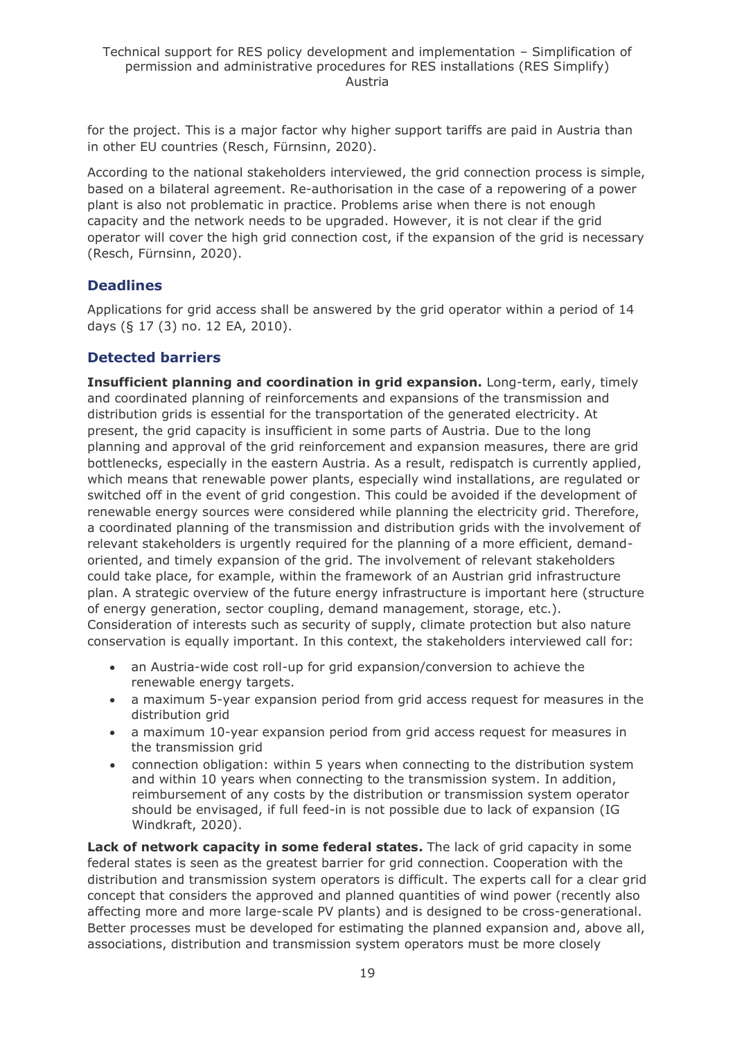for the project. This is a major factor why higher support tariffs are paid in Austria than in other EU countries (Resch, Fürnsinn, 2020).

According to the national stakeholders interviewed, the grid connection process is simple, based on a bilateral agreement. Re-authorisation in the case of a repowering of a power plant is also not problematic in practice. Problems arise when there is not enough capacity and the network needs to be upgraded. However, it is not clear if the grid operator will cover the high grid connection cost, if the expansion of the grid is necessary (Resch, Fürnsinn, 2020).

### Deadlines

Applications for grid access shall be answered by the grid operator within a period of 14 days (§ 17 (3) no. 12 EA, 2010).

### Detected barriers

**Insufficient planning and coordination in grid expansion.** Long-term, early, timely and coordinated planning of reinforcements and expansions of the transmission and distribution grids is essential for the transportation of the generated electricity. At present, the grid capacity is insufficient in some parts of Austria. Due to the long planning and approval of the grid reinforcement and expansion measures, there are grid bottlenecks, especially in the eastern Austria. As a result, redispatch is currently applied, which means that renewable power plants, especially wind installations, are regulated or switched off in the event of grid congestion. This could be avoided if the development of renewable energy sources were considered while planning the electricity grid. Therefore, a coordinated planning of the transmission and distribution grids with the involvement of relevant stakeholders is urgently required for the planning of a more efficient, demand-oriented, and timely expansion of the grid. The involvement of relevant stakeholders could take place, for example, within the framework of an Austrian grid infrastructure plan. A strategic overview of the future energy infrastructure is important here (structure of energy generation, sector coupling, demand management, storage, etc.). Consideration of interests such as security of supply, climate protection but also nature conservation is equally important. In this context, the stakeholders interviewed call for:

- an Austria-wide cost roll-up for grid expansion/conversion to achieve the renewable energy targets.
- a maximum 5-year expansion period from grid access request for measures in the distribution grid
- a maximum 10-year expansion period from grid access request for measures in the transmission grid
- connection obligation: within 5 years when connecting to the distribution system and within 10 years when connecting to the transmission system. In addition, reimbursement of any costs by the distribution or transmission system operator should be envisaged, if full feed-in is not possible due to lack of expansion (IG Windkraft, 2020).

**Lack of network capacity in some federal states.** The lack of grid capacity in some federal states is seen as the greatest barrier for grid connection. Cooperation with the distribution and transmission system operators is difficult. The experts call for a clear grid concept that considers the approved and planned quantities of wind power (recently also affecting more and more large-scale PV plants) and is designed to be cross-generational. Better processes must be developed for estimating the planned expansion and, above all, associations, distribution and transmission system operators must be more closely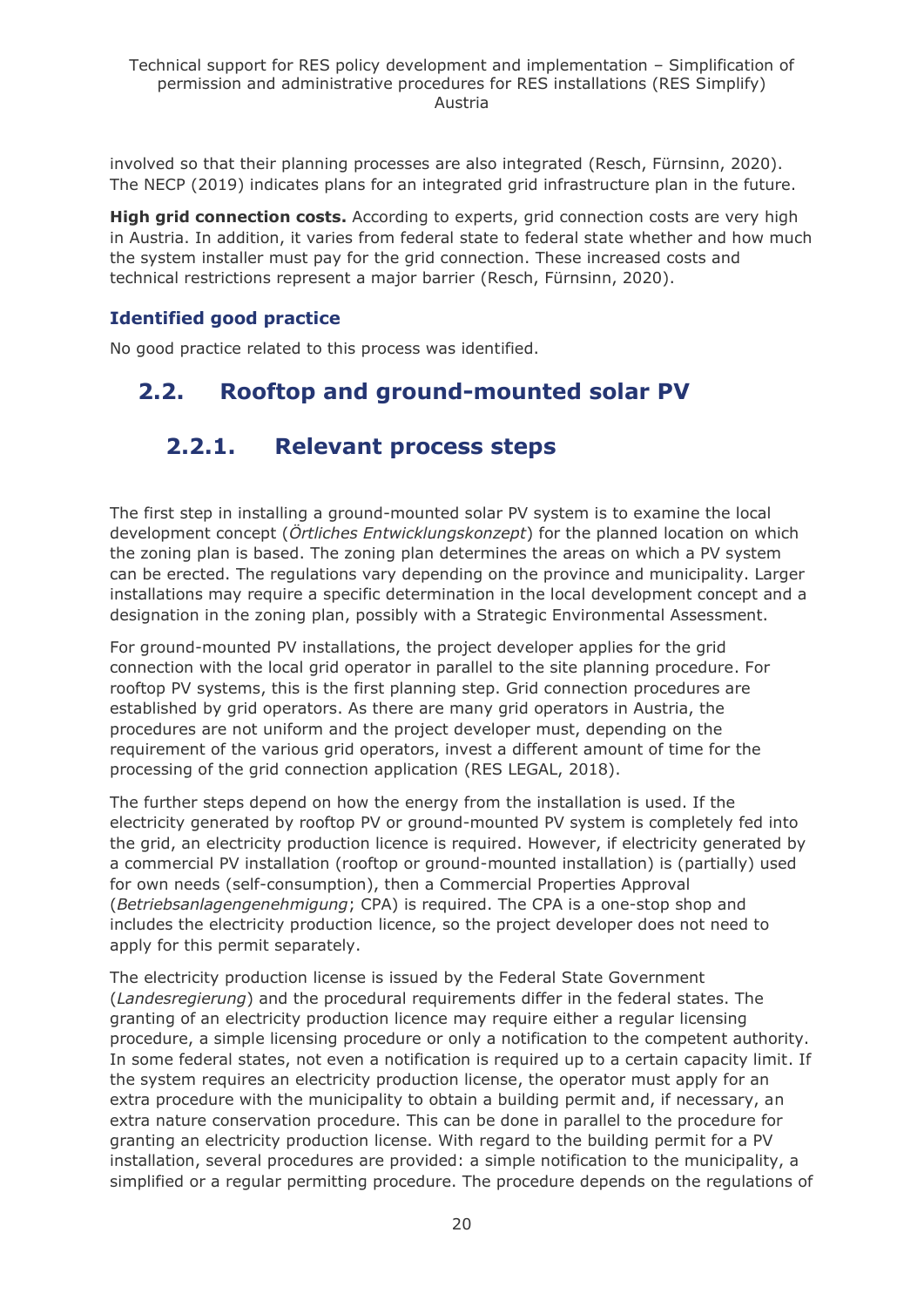involved so that their planning processes are also integrated (Resch, Fürnsinn, 2020). The NECP (2019) indicates plans for an integrated grid infrastructure plan in the future.

**High grid connection costs.** According to experts, grid connection costs are very high in Austria. In addition, it varies from federal state to federal state whether and how much the system installer must pay for the grid connection. These increased costs and technical restrictions represent a major barrier (Resch, Fürnsinn, 2020).

### Identified good practice

No good practice related to this process was identified.

## 2.2. Rooftop and ground-mounted solar PV

### 2.2.1. Relevant process steps

The first step in installing a ground-mounted solar PV system is to examine the local development concept (*Örtliches Entwicklungskonzept*) for the planned location on which the zoning plan is based. The zoning plan determines the areas on which a PV system can be erected. The regulations vary depending on the province and municipality. Larger installations may require a specific determination in the local development concept and a designation in the zoning plan, possibly with a Strategic Environmental Assessment.

For ground-mounted PV installations, the project developer applies for the grid connection with the local grid operator in parallel to the site planning procedure. For rooftop PV systems, this is the first planning step. Grid connection procedures are established by grid operators. As there are many grid operators in Austria, the procedures are not uniform and the project developer must, depending on the requirement of the various grid operators, invest a different amount of time for the processing of the grid connection application (RES LEGAL, 2018).

The further steps depend on how the energy from the installation is used. If the electricity generated by rooftop PV or ground-mounted PV system is completely fed into the grid, an electricity production licence is required. However, if electricity generated by a commercial PV installation (rooftop or ground-mounted installation) is (partially) used for own needs (self-consumption), then a Commercial Properties Approval (*Betriebsanlagengenehmigung*; CPA) is required. The CPA is a one-stop shop and includes the electricity production licence, so the project developer does not need to apply for this permit separately.

The electricity production license is issued by the Federal State Government (*Landesregierung*) and the procedural requirements differ in the federal states. The granting of an electricity production licence may require either a regular licensing procedure, a simple licensing procedure or only a notification to the competent authority. In some federal states, not even a notification is required up to a certain capacity limit. If the system requires an electricity production license, the operator must apply for an extra procedure with the municipality to obtain a building permit and, if necessary, an extra nature conservation procedure. This can be done in parallel to the procedure for granting an electricity production license. With regard to the building permit for a PV installation, several procedures are provided: a simple notification to the municipality, a simplified or a regular permitting procedure. The procedure depends on the regulations of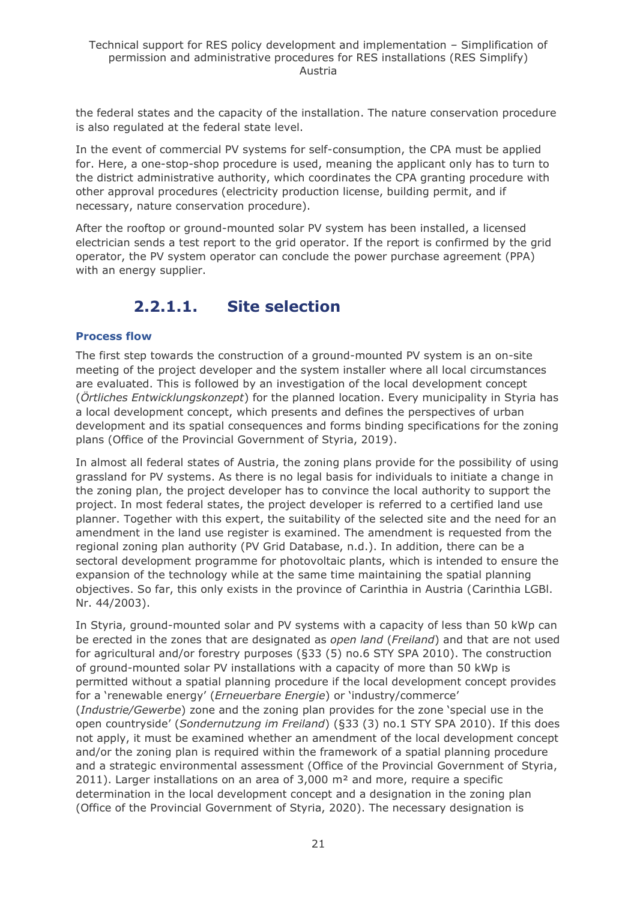the federal states and the capacity of the installation. The nature conservation procedure is also regulated at the federal state level.

In the event of commercial PV systems for self-consumption, the CPA must be applied for. Here, a one-stop-shop procedure is used, meaning the applicant only has to turn to the district administrative authority, which coordinates the CPA granting procedure with other approval procedures (electricity production license, building permit, and if necessary, nature conservation procedure).

After the rooftop or ground-mounted solar PV system has been installed, a licensed electrician sends a test report to the grid operator. If the report is confirmed by the grid operator, the PV system operator can conclude the power purchase agreement (PPA) with an energy supplier.

## 2.2.1.1. Site selection

#### Process flow

The first step towards the construction of a ground-mounted PV system is an on-site meeting of the project developer and the system installer where all local circumstances are evaluated. This is followed by an investigation of the local development concept (*Örtliches Entwicklungskonzept*) for the planned location. Every municipality in Styria has a local development concept, which presents and defines the perspectives of urban development and its spatial consequences and forms binding specifications for the zoning plans (Office of the Provincial Government of Styria, 2019).

In almost all federal states of Austria, the zoning plans provide for the possibility of using grassland for PV systems. As there is no legal basis for individuals to initiate a change in the zoning plan, the project developer has to convince the local authority to support the project. In most federal states, the project developer is referred to a certified land use planner. Together with this expert, the suitability of the selected site and the need for an amendment in the land use register is examined. The amendment is requested from the regional zoning plan authority (PV Grid Database, n.d.). In addition, there can be a sectoral development programme for photovoltaic plants, which is intended to ensure the expansion of the technology while at the same time maintaining the spatial planning objectives. So far, this only exists in the province of Carinthia in Austria (Carinthia LGBl. Nr. 44/2003).

In Styria, ground-mounted solar and PV systems with a capacity of less than 50 kWp can be erected in the zones that are designated as *open land* (*Freiland*) and that are not used for agricultural and/or forestry purposes (§33 (5) no.6 STY SPA 2010). The construction of ground-mounted solar PV installations with a capacity of more than 50 kWp is permitted without a spatial planning procedure if the local development concept provides for a 'renewable energy' (*Erneuerbare Energie*) or 'industry/commerce' (*Industrie/Gewerbe*) zone and the zoning plan provides for the zone 'special use in the open countryside' (*Sondernutzung im Freiland*) (§33 (3) no.1 STY SPA 2010). If this does not apply, it must be examined whether an amendment of the local development concept and/or the zoning plan is required within the framework of a spatial planning procedure and a strategic environmental assessment (Office of the Provincial Government of Styria, 2011). Larger installations on an area of 3,000 m² and more, require a specific determination in the local development concept and a designation in the zoning plan (Office of the Provincial Government of Styria, 2020). The necessary designation is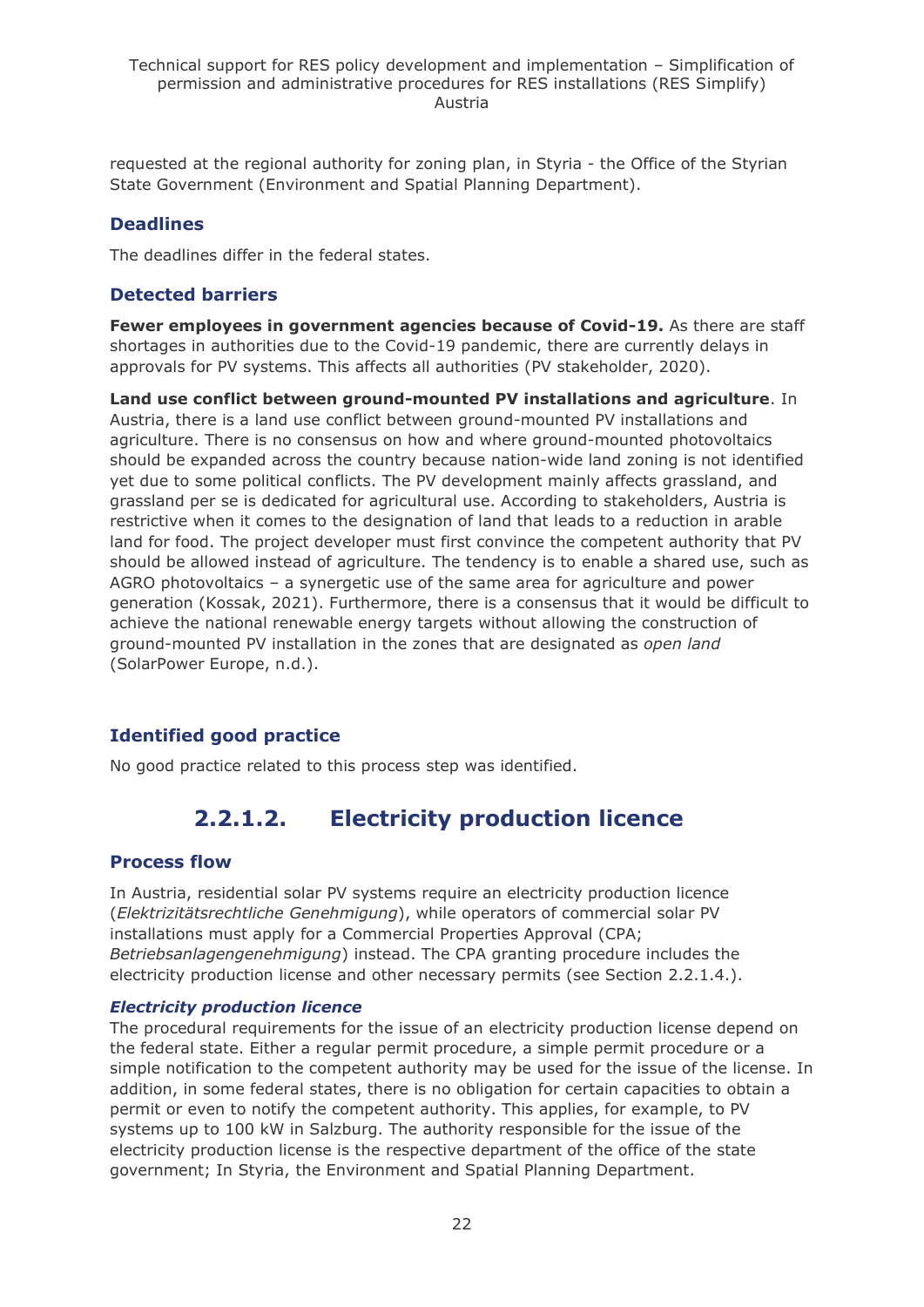requested at the regional authority for zoning plan, in Styria - the Office of the Styrian State Government (Environment and Spatial Planning Department).

#### Deadlines

The deadlines differ in the federal states.

#### Detected barriers

**Fewer employees in government agencies because of Covid-19.** As there are staff shortages in authorities due to the Covid-19 pandemic, there are currently delays in approvals for PV systems. This affects all authorities (PV stakeholder, 2020).

**Land use conflict between ground-mounted PV installations and agriculture**. In Austria, there is a land use conflict between ground-mounted PV installations and agriculture. There is no consensus on how and where ground-mounted photovoltaics should be expanded across the country because nation-wide land zoning is not identified yet due to some political conflicts. The PV development mainly affects grassland, and grassland per se is dedicated for agricultural use. According to stakeholders, Austria is restrictive when it comes to the designation of land that leads to a reduction in arable land for food. The project developer must first convince the competent authority that PV should be allowed instead of agriculture. The tendency is to enable a shared use, such as AGRO photovoltaics – a synergetic use of the same area for agriculture and power generation (Kossak, 2021). Furthermore, there is a consensus that it would be difficult to achieve the national renewable energy targets without allowing the construction of ground-mounted PV installation in the zones that are designated as *open land* (SolarPower Europe, n.d.).

#### Identified good practice

No good practice related to this process step was identified.

### 2.2.1.2. Electricity production licence

#### Process flow

In Austria, residential solar PV systems require an electricity production licence (*Elektrizitätsrechtliche Genehmigung*), while operators of commercial solar PV installations must apply for a Commercial Properties Approval (CPA; *Betriebsanlagengenehmigung*) instead. The CPA granting procedure includes the electricity production license and other necessary permits (see Section 2.2.1.4.).

##### *Electricity production licence*

The procedural requirements for the issue of an electricity production license depend on the federal state. Either a regular permit procedure, a simple permit procedure or a simple notification to the competent authority may be used for the issue of the license. In addition, in some federal states, there is no obligation for certain capacities to obtain a permit or even to notify the competent authority. This applies, for example, to PV systems up to 100 kW in Salzburg. The authority responsible for the issue of the electricity production license is the respective department of the office of the state government; In Styria, the Environment and Spatial Planning Department.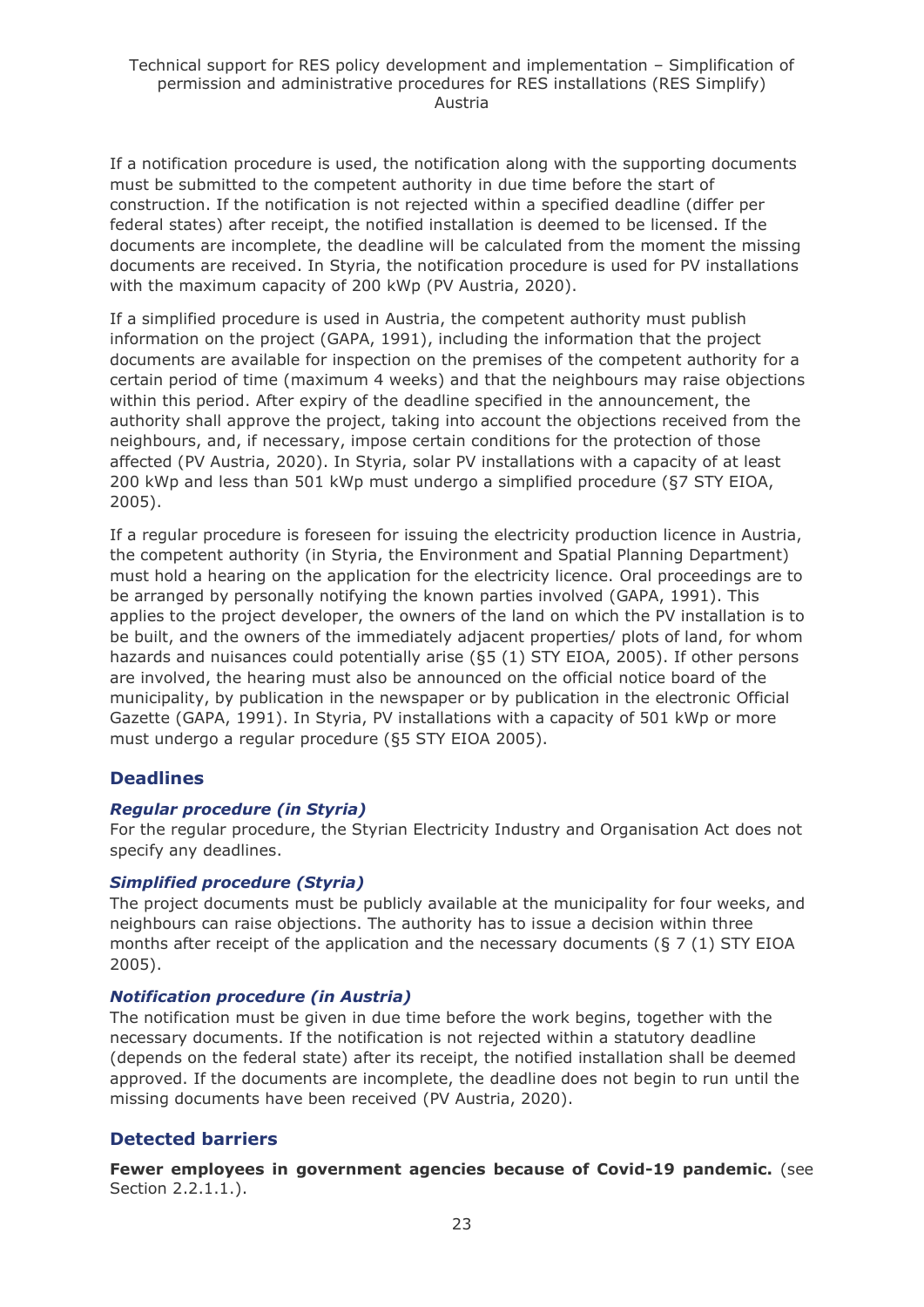If a notification procedure is used, the notification along with the supporting documents must be submitted to the competent authority in due time before the start of construction. If the notification is not rejected within a specified deadline (differ per federal states) after receipt, the notified installation is deemed to be licensed. If the documents are incomplete, the deadline will be calculated from the moment the missing documents are received. In Styria, the notification procedure is used for PV installations with the maximum capacity of 200 kWp (PV Austria, 2020).

If a simplified procedure is used in Austria, the competent authority must publish information on the project (GAPA, 1991), including the information that the project documents are available for inspection on the premises of the competent authority for a certain period of time (maximum 4 weeks) and that the neighbours may raise objections within this period. After expiry of the deadline specified in the announcement, the authority shall approve the project, taking into account the objections received from the neighbours, and, if necessary, impose certain conditions for the protection of those affected (PV Austria, 2020). In Styria, solar PV installations with a capacity of at least 200 kWp and less than 501 kWp must undergo a simplified procedure (§7 STY EIOA, 2005).

If a regular procedure is foreseen for issuing the electricity production licence in Austria, the competent authority (in Styria, the Environment and Spatial Planning Department) must hold a hearing on the application for the electricity licence. Oral proceedings are to be arranged by personally notifying the known parties involved (GAPA, 1991). This applies to the project developer, the owners of the land on which the PV installation is to be built, and the owners of the immediately adjacent properties/ plots of land, for whom hazards and nuisances could potentially arise (§5 (1) STY EIOA, 2005). If other persons are involved, the hearing must also be announced on the official notice board of the municipality, by publication in the newspaper or by publication in the electronic Official Gazette (GAPA, 1991). In Styria, PV installations with a capacity of 501 kWp or more must undergo a regular procedure (§5 STY EIOA 2005).

## Deadlines

### *Regular procedure (in Styria)*

For the regular procedure, the Styrian Electricity Industry and Organisation Act does not specify any deadlines.

### *Simplified procedure (Styria)*

The project documents must be publicly available at the municipality for four weeks, and neighbours can raise objections. The authority has to issue a decision within three months after receipt of the application and the necessary documents (§ 7 (1) STY EIOA 2005).

### *Notification procedure (in Austria)*

The notification must be given in due time before the work begins, together with the necessary documents. If the notification is not rejected within a statutory deadline (depends on the federal state) after its receipt, the notified installation shall be deemed approved. If the documents are incomplete, the deadline does not begin to run until the missing documents have been received (PV Austria, 2020).

## Detected barriers

**Fewer employees in government agencies because of Covid-19 pandemic.** (see Section 2.2.1.1.).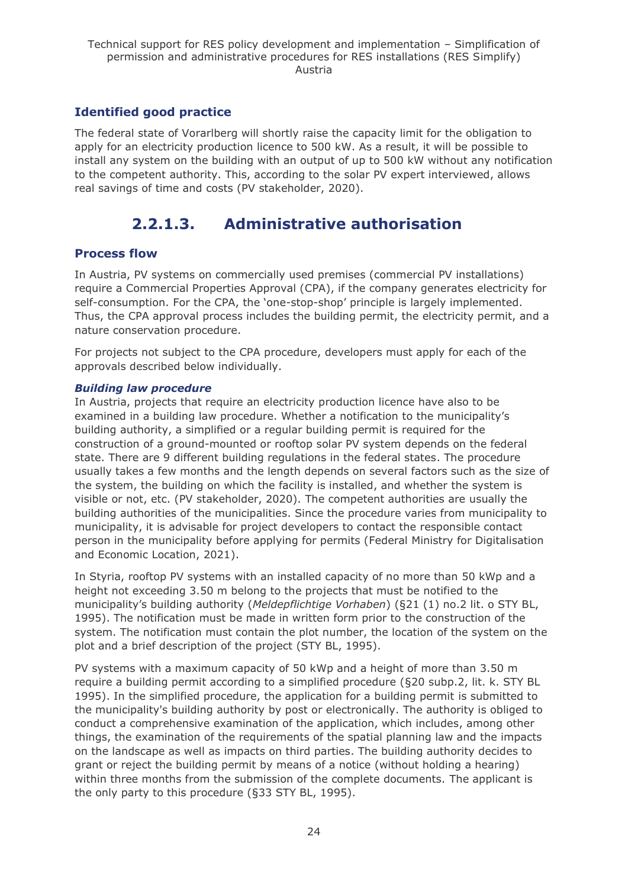### Identified good practice

The federal state of Vorarlberg will shortly raise the capacity limit for the obligation to apply for an electricity production licence to 500 kW. As a result, it will be possible to install any system on the building with an output of up to 500 kW without any notification to the competent authority. This, according to the solar PV expert interviewed, allows real savings of time and costs (PV stakeholder, 2020).

## 2.2.1.3. Administrative authorisation

### Process flow

In Austria, PV systems on commercially used premises (commercial PV installations) require a Commercial Properties Approval (CPA), if the company generates electricity for self-consumption. For the CPA, the 'one-stop-shop' principle is largely implemented. Thus, the CPA approval process includes the building permit, the electricity permit, and a nature conservation procedure.

For projects not subject to the CPA procedure, developers must apply for each of the approvals described below individually.

***Building law procedure***

In Austria, projects that require an electricity production licence have also to be examined in a building law procedure. Whether a notification to the municipality's building authority, a simplified or a regular building permit is required for the construction of a ground-mounted or rooftop solar PV system depends on the federal state. There are 9 different building regulations in the federal states. The procedure usually takes a few months and the length depends on several factors such as the size of the system, the building on which the facility is installed, and whether the system is visible or not, etc. (PV stakeholder, 2020). The competent authorities are usually the building authorities of the municipalities. Since the procedure varies from municipality to municipality, it is advisable for project developers to contact the responsible contact person in the municipality before applying for permits (Federal Ministry for Digitalisation and Economic Location, 2021).

In Styria, rooftop PV systems with an installed capacity of no more than 50 kWp and a height not exceeding 3.50 m belong to the projects that must be notified to the municipality's building authority (*Meldepflichtige Vorhaben*) (§21 (1) no.2 lit. o STY BL, 1995). The notification must be made in written form prior to the construction of the system. The notification must contain the plot number, the location of the system on the plot and a brief description of the project (STY BL, 1995).

PV systems with a maximum capacity of 50 kWp and a height of more than 3.50 m require a building permit according to a simplified procedure (§20 subp.2, lit. k. STY BL 1995). In the simplified procedure, the application for a building permit is submitted to the municipality's building authority by post or electronically. The authority is obliged to conduct a comprehensive examination of the application, which includes, among other things, the examination of the requirements of the spatial planning law and the impacts on the landscape as well as impacts on third parties. The building authority decides to grant or reject the building permit by means of a notice (without holding a hearing) within three months from the submission of the complete documents. The applicant is the only party to this procedure (§33 STY BL, 1995).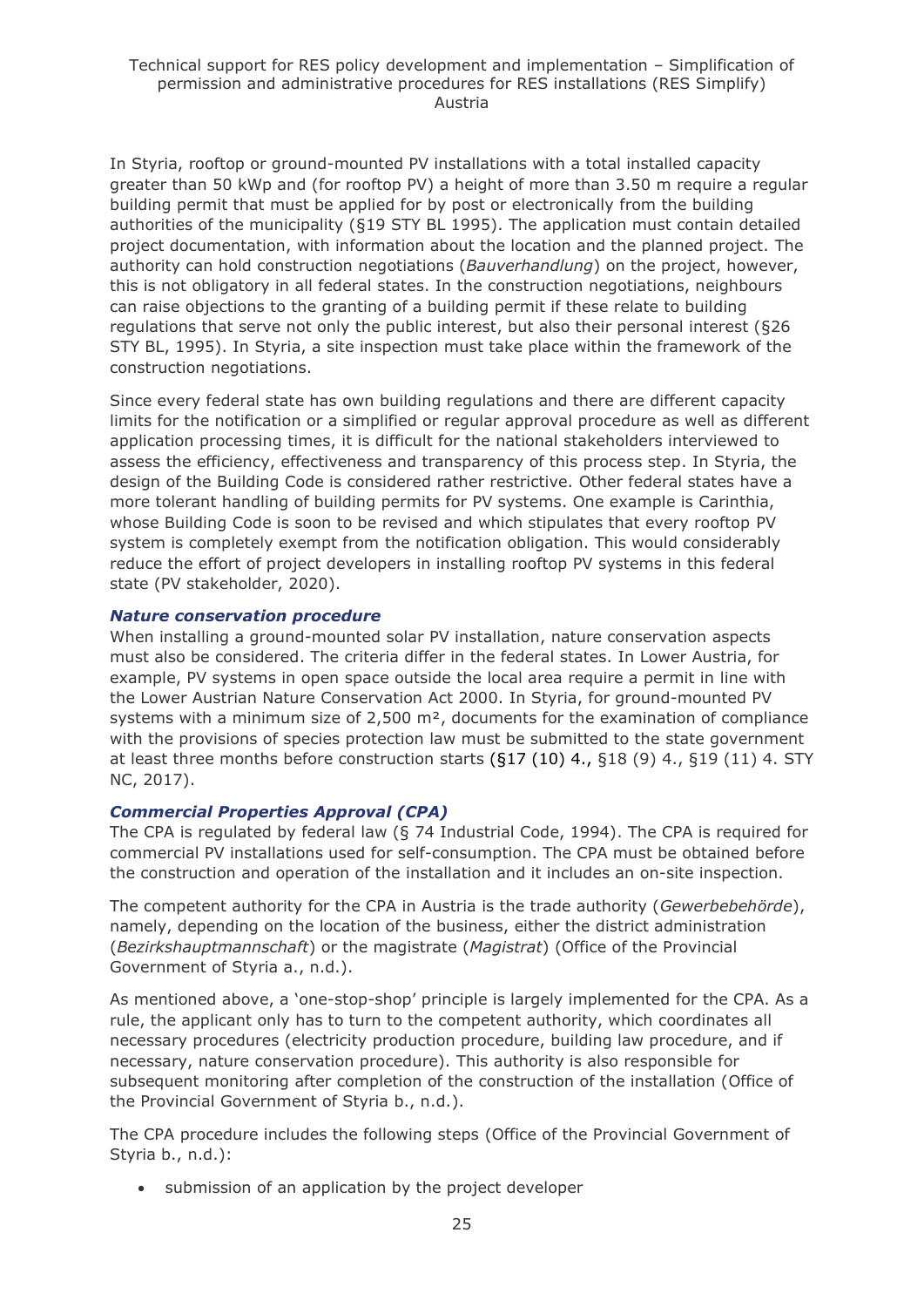In Styria, rooftop or ground-mounted PV installations with a total installed capacity greater than 50 kWp and (for rooftop PV) a height of more than 3.50 m require a regular building permit that must be applied for by post or electronically from the building authorities of the municipality (§19 STY BL 1995). The application must contain detailed project documentation, with information about the location and the planned project. The authority can hold construction negotiations (*Bauverhandlung*) on the project, however, this is not obligatory in all federal states. In the construction negotiations, neighbours can raise objections to the granting of a building permit if these relate to building regulations that serve not only the public interest, but also their personal interest (§26 STY BL, 1995). In Styria, a site inspection must take place within the framework of the construction negotiations.

Since every federal state has own building regulations and there are different capacity limits for the notification or a simplified or regular approval procedure as well as different application processing times, it is difficult for the national stakeholders interviewed to assess the efficiency, effectiveness and transparency of this process step. In Styria, the design of the Building Code is considered rather restrictive. Other federal states have a more tolerant handling of building permits for PV systems. One example is Carinthia, whose Building Code is soon to be revised and which stipulates that every rooftop PV system is completely exempt from the notification obligation. This would considerably reduce the effort of project developers in installing rooftop PV systems in this federal state (PV stakeholder, 2020).

#### *Nature conservation procedure*

When installing a ground-mounted solar PV installation, nature conservation aspects must also be considered. The criteria differ in the federal states. In Lower Austria, for example, PV systems in open space outside the local area require a permit in line with the Lower Austrian Nature Conservation Act 2000. In Styria, for ground-mounted PV systems with a minimum size of 2,500 m², documents for the examination of compliance with the provisions of species protection law must be submitted to the state government at least three months before construction starts (§17 (10) 4., §18 (9) 4., §19 (11) 4. STY NC, 2017).

#### *Commercial Properties Approval (CPA)*

The CPA is regulated by federal law (§ 74 Industrial Code, 1994). The CPA is required for commercial PV installations used for self-consumption. The CPA must be obtained before the construction and operation of the installation and it includes an on-site inspection.

The competent authority for the CPA in Austria is the trade authority (*Gewerbebehörde*), namely, depending on the location of the business, either the district administration (*Bezirkshauptmannschaft*) or the magistrate (*Magistrat*) (Office of the Provincial Government of Styria a., n.d.).

As mentioned above, a 'one-stop-shop' principle is largely implemented for the CPA. As a rule, the applicant only has to turn to the competent authority, which coordinates all necessary procedures (electricity production procedure, building law procedure, and if necessary, nature conservation procedure). This authority is also responsible for subsequent monitoring after completion of the construction of the installation (Office of the Provincial Government of Styria b., n.d.).

The CPA procedure includes the following steps (Office of the Provincial Government of Styria b., n.d.):

- submission of an application by the project developer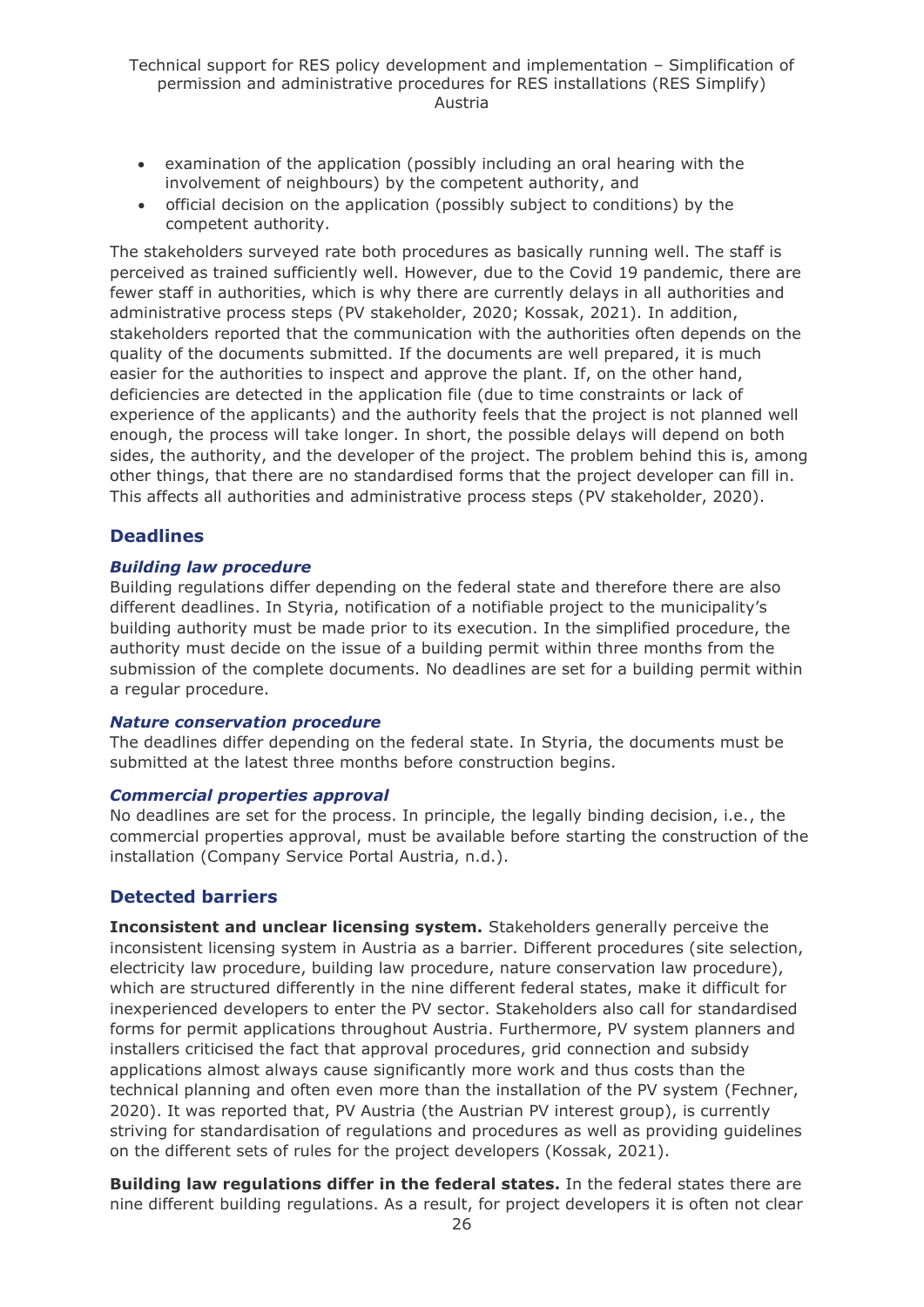- examination of the application (possibly including an oral hearing with the involvement of neighbours) by the competent authority, and
- official decision on the application (possibly subject to conditions) by the competent authority.

The stakeholders surveyed rate both procedures as basically running well. The staff is perceived as trained sufficiently well. However, due to the Covid 19 pandemic, there are fewer staff in authorities, which is why there are currently delays in all authorities and administrative process steps (PV stakeholder, 2020; Kossak, 2021). In addition, stakeholders reported that the communication with the authorities often depends on the quality of the documents submitted. If the documents are well prepared, it is much easier for the authorities to inspect and approve the plant. If, on the other hand, deficiencies are detected in the application file (due to time constraints or lack of experience of the applicants) and the authority feels that the project is not planned well enough, the process will take longer. In short, the possible delays will depend on both sides, the authority, and the developer of the project. The problem behind this is, among other things, that there are no standardised forms that the project developer can fill in. This affects all authorities and administrative process steps (PV stakeholder, 2020).

## Deadlines

### *Building law procedure*

Building regulations differ depending on the federal state and therefore there are also different deadlines. In Styria, notification of a notifiable project to the municipality's building authority must be made prior to its execution. In the simplified procedure, the authority must decide on the issue of a building permit within three months from the submission of the complete documents. No deadlines are set for a building permit within a regular procedure.

### *Nature conservation procedure*

The deadlines differ depending on the federal state. In Styria, the documents must be submitted at the latest three months before construction begins.

### *Commercial properties approval*

No deadlines are set for the process. In principle, the legally binding decision, i.e., the commercial properties approval, must be available before starting the construction of the installation (Company Service Portal Austria, n.d.).

## Detected barriers

**Inconsistent and unclear licensing system.** Stakeholders generally perceive the inconsistent licensing system in Austria as a barrier. Different procedures (site selection, electricity law procedure, building law procedure, nature conservation law procedure), which are structured differently in the nine different federal states, make it difficult for inexperienced developers to enter the PV sector. Stakeholders also call for standardised forms for permit applications throughout Austria. Furthermore, PV system planners and installers criticised the fact that approval procedures, grid connection and subsidy applications almost always cause significantly more work and thus costs than the technical planning and often even more than the installation of the PV system (Fechner, 2020). It was reported that, PV Austria (the Austrian PV interest group), is currently striving for standardisation of regulations and procedures as well as providing guidelines on the different sets of rules for the project developers (Kossak, 2021).

**Building law regulations differ in the federal states.** In the federal states there are nine different building regulations. As a result, for project developers it is often not clear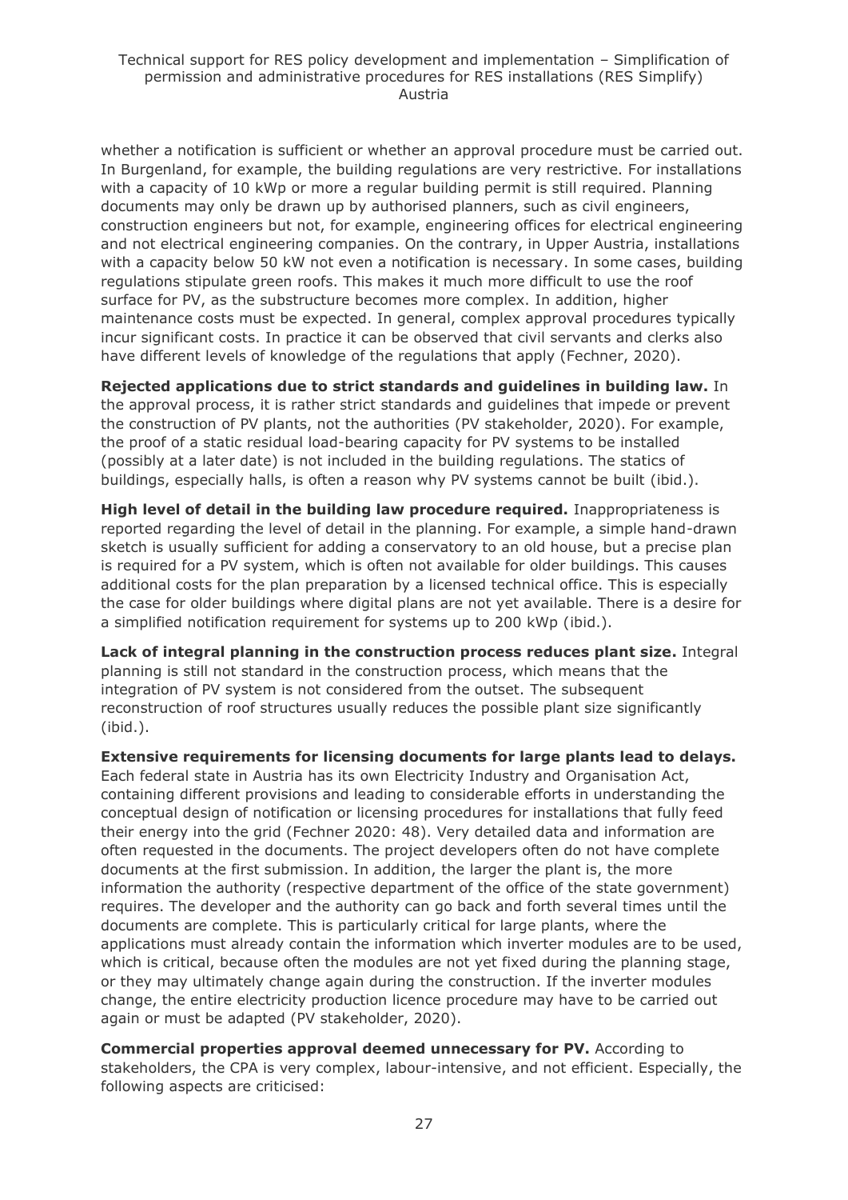whether a notification is sufficient or whether an approval procedure must be carried out. In Burgenland, for example, the building regulations are very restrictive. For installations with a capacity of 10 kWp or more a regular building permit is still required. Planning documents may only be drawn up by authorised planners, such as civil engineers, construction engineers but not, for example, engineering offices for electrical engineering and not electrical engineering companies. On the contrary, in Upper Austria, installations with a capacity below 50 kW not even a notification is necessary. In some cases, building regulations stipulate green roofs. This makes it much more difficult to use the roof surface for PV, as the substructure becomes more complex. In addition, higher maintenance costs must be expected. In general, complex approval procedures typically incur significant costs. In practice it can be observed that civil servants and clerks also have different levels of knowledge of the regulations that apply (Fechner, 2020).

**Rejected applications due to strict standards and guidelines in building law.** In the approval process, it is rather strict standards and guidelines that impede or prevent the construction of PV plants, not the authorities (PV stakeholder, 2020). For example, the proof of a static residual load-bearing capacity for PV systems to be installed (possibly at a later date) is not included in the building regulations. The statics of buildings, especially halls, is often a reason why PV systems cannot be built (ibid.).

**High level of detail in the building law procedure required.** Inappropriateness is reported regarding the level of detail in the planning. For example, a simple hand-drawn sketch is usually sufficient for adding a conservatory to an old house, but a precise plan is required for a PV system, which is often not available for older buildings. This causes additional costs for the plan preparation by a licensed technical office. This is especially the case for older buildings where digital plans are not yet available. There is a desire for a simplified notification requirement for systems up to 200 kWp (ibid.).

**Lack of integral planning in the construction process reduces plant size.** Integral planning is still not standard in the construction process, which means that the integration of PV system is not considered from the outset. The subsequent reconstruction of roof structures usually reduces the possible plant size significantly (ibid.).

**Extensive requirements for licensing documents for large plants lead to delays.** Each federal state in Austria has its own Electricity Industry and Organisation Act, containing different provisions and leading to considerable efforts in understanding the conceptual design of notification or licensing procedures for installations that fully feed their energy into the grid (Fechner 2020: 48). Very detailed data and information are often requested in the documents. The project developers often do not have complete documents at the first submission. In addition, the larger the plant is, the more information the authority (respective department of the office of the state government) requires. The developer and the authority can go back and forth several times until the documents are complete. This is particularly critical for large plants, where the applications must already contain the information which inverter modules are to be used, which is critical, because often the modules are not yet fixed during the planning stage, or they may ultimately change again during the construction. If the inverter modules change, the entire electricity production licence procedure may have to be carried out again or must be adapted (PV stakeholder, 2020).

**Commercial properties approval deemed unnecessary for PV.** According to stakeholders, the CPA is very complex, labour-intensive, and not efficient. Especially, the following aspects are criticised: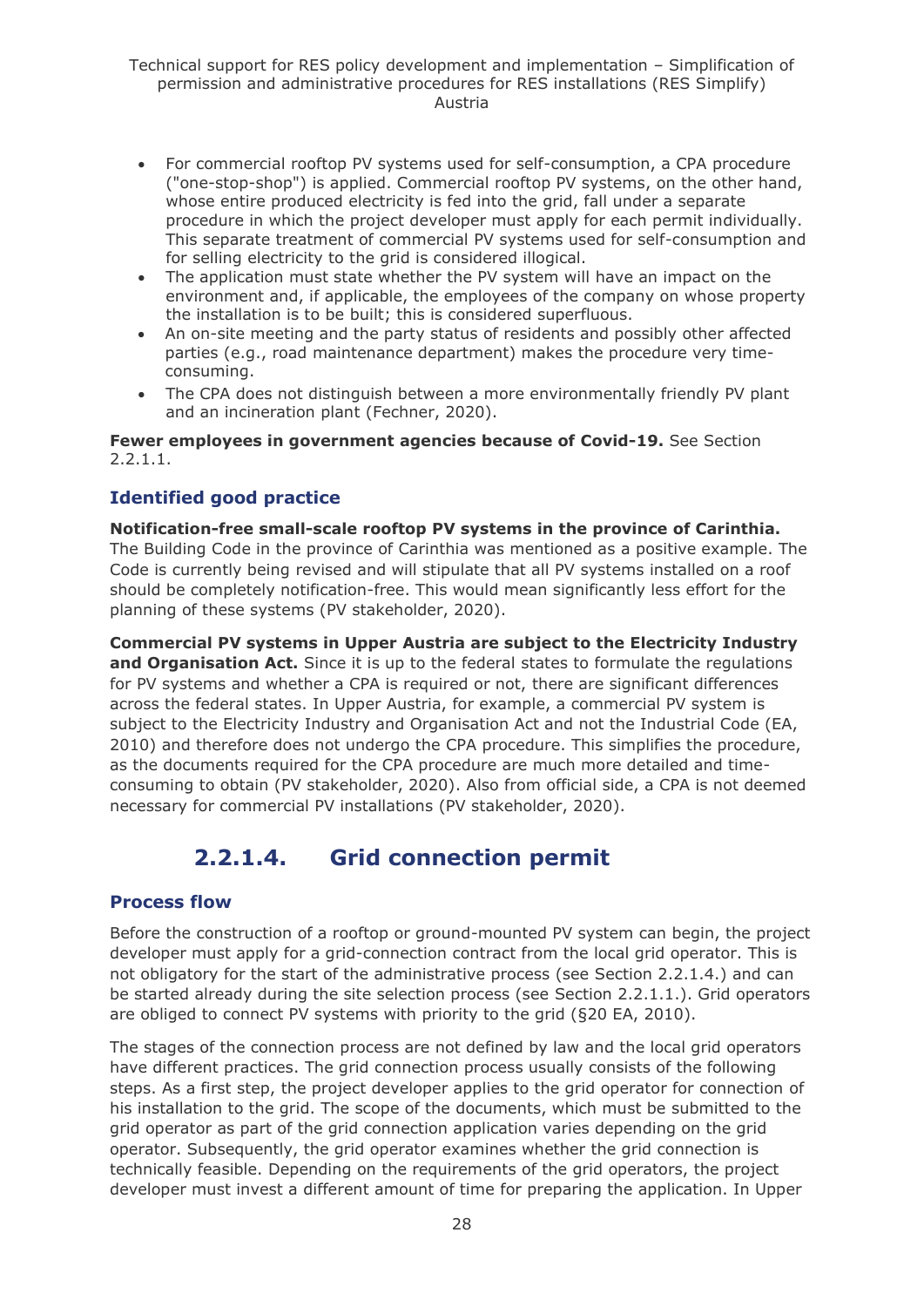- For commercial rooftop PV systems used for self-consumption, a CPA procedure ("one-stop-shop") is applied. Commercial rooftop PV systems, on the other hand, whose entire produced electricity is fed into the grid, fall under a separate procedure in which the project developer must apply for each permit individually. This separate treatment of commercial PV systems used for self-consumption and for selling electricity to the grid is considered illogical.
- The application must state whether the PV system will have an impact on the environment and, if applicable, the employees of the company on whose property the installation is to be built; this is considered superfluous.
- An on-site meeting and the party status of residents and possibly other affected parties (e.g., road maintenance department) makes the procedure very time-consuming.
- The CPA does not distinguish between a more environmentally friendly PV plant and an incineration plant (Fechner, 2020).

**Fewer employees in government agencies because of Covid-19.** See Section 2.2.1.1.

### Identified good practice

**Notification-free small-scale rooftop PV systems in the province of Carinthia.** The Building Code in the province of Carinthia was mentioned as a positive example. The Code is currently being revised and will stipulate that all PV systems installed on a roof should be completely notification-free. This would mean significantly less effort for the planning of these systems (PV stakeholder, 2020).

**Commercial PV systems in Upper Austria are subject to the Electricity Industry and Organisation Act.** Since it is up to the federal states to formulate the regulations for PV systems and whether a CPA is required or not, there are significant differences across the federal states. In Upper Austria, for example, a commercial PV system is subject to the Electricity Industry and Organisation Act and not the Industrial Code (EA, 2010) and therefore does not undergo the CPA procedure. This simplifies the procedure, as the documents required for the CPA procedure are much more detailed and time-consuming to obtain (PV stakeholder, 2020). Also from official side, a CPA is not deemed necessary for commercial PV installations (PV stakeholder, 2020).

## 2.2.1.4. Grid connection permit

### Process flow

Before the construction of a rooftop or ground-mounted PV system can begin, the project developer must apply for a grid-connection contract from the local grid operator. This is not obligatory for the start of the administrative process (see Section 2.2.1.4.) and can be started already during the site selection process (see Section 2.2.1.1.). Grid operators are obliged to connect PV systems with priority to the grid (§20 EA, 2010).

The stages of the connection process are not defined by law and the local grid operators have different practices. The grid connection process usually consists of the following steps. As a first step, the project developer applies to the grid operator for connection of his installation to the grid. The scope of the documents, which must be submitted to the grid operator as part of the grid connection application varies depending on the grid operator. Subsequently, the grid operator examines whether the grid connection is technically feasible. Depending on the requirements of the grid operators, the project developer must invest a different amount of time for preparing the application. In Upper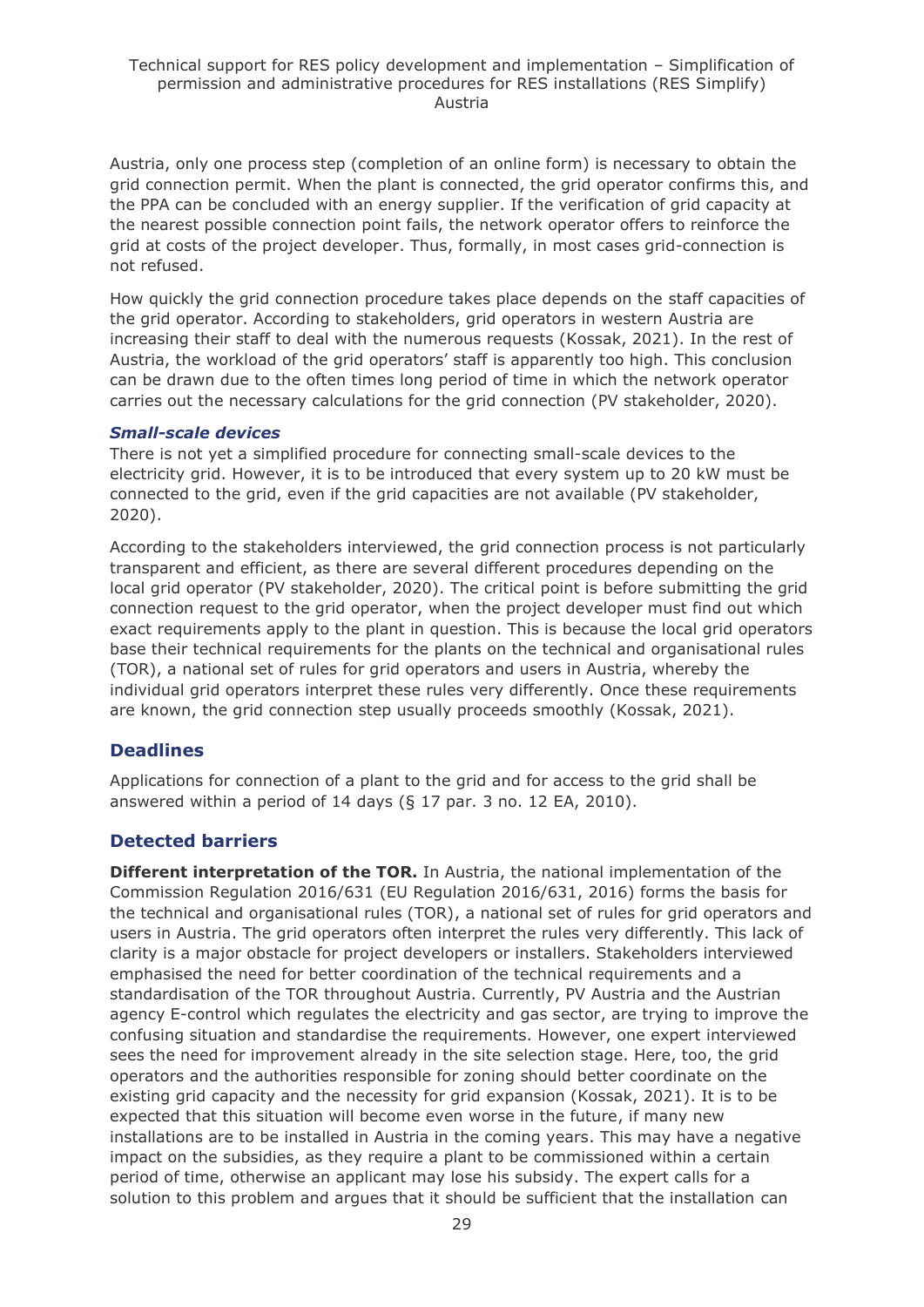Austria, only one process step (completion of an online form) is necessary to obtain the grid connection permit. When the plant is connected, the grid operator confirms this, and the PPA can be concluded with an energy supplier. If the verification of grid capacity at the nearest possible connection point fails, the network operator offers to reinforce the grid at costs of the project developer. Thus, formally, in most cases grid-connection is not refused.

How quickly the grid connection procedure takes place depends on the staff capacities of the grid operator. According to stakeholders, grid operators in western Austria are increasing their staff to deal with the numerous requests (Kossak, 2021). In the rest of Austria, the workload of the grid operators' staff is apparently too high. This conclusion can be drawn due to the often times long period of time in which the network operator carries out the necessary calculations for the grid connection (PV stakeholder, 2020).

### *Small-scale devices*

There is not yet a simplified procedure for connecting small-scale devices to the electricity grid. However, it is to be introduced that every system up to 20 kW must be connected to the grid, even if the grid capacities are not available (PV stakeholder, 2020).

According to the stakeholders interviewed, the grid connection process is not particularly transparent and efficient, as there are several different procedures depending on the local grid operator (PV stakeholder, 2020). The critical point is before submitting the grid connection request to the grid operator, when the project developer must find out which exact requirements apply to the plant in question. This is because the local grid operators base their technical requirements for the plants on the technical and organisational rules (TOR), a national set of rules for grid operators and users in Austria, whereby the individual grid operators interpret these rules very differently. Once these requirements are known, the grid connection step usually proceeds smoothly (Kossak, 2021).

## Deadlines

Applications for connection of a plant to the grid and for access to the grid shall be answered within a period of 14 days (§ 17 par. 3 no. 12 EA, 2010).

## Detected barriers

**Different interpretation of the TOR.** In Austria, the national implementation of the Commission Regulation 2016/631 (EU Regulation 2016/631, 2016) forms the basis for the technical and organisational rules (TOR), a national set of rules for grid operators and users in Austria. The grid operators often interpret the rules very differently. This lack of clarity is a major obstacle for project developers or installers. Stakeholders interviewed emphasised the need for better coordination of the technical requirements and a standardisation of the TOR throughout Austria. Currently, PV Austria and the Austrian agency E-control which regulates the electricity and gas sector, are trying to improve the confusing situation and standardise the requirements. However, one expert interviewed sees the need for improvement already in the site selection stage. Here, too, the grid operators and the authorities responsible for zoning should better coordinate on the existing grid capacity and the necessity for grid expansion (Kossak, 2021). It is to be expected that this situation will become even worse in the future, if many new installations are to be installed in Austria in the coming years. This may have a negative impact on the subsidies, as they require a plant to be commissioned within a certain period of time, otherwise an applicant may lose his subsidy. The expert calls for a solution to this problem and argues that it should be sufficient that the installation can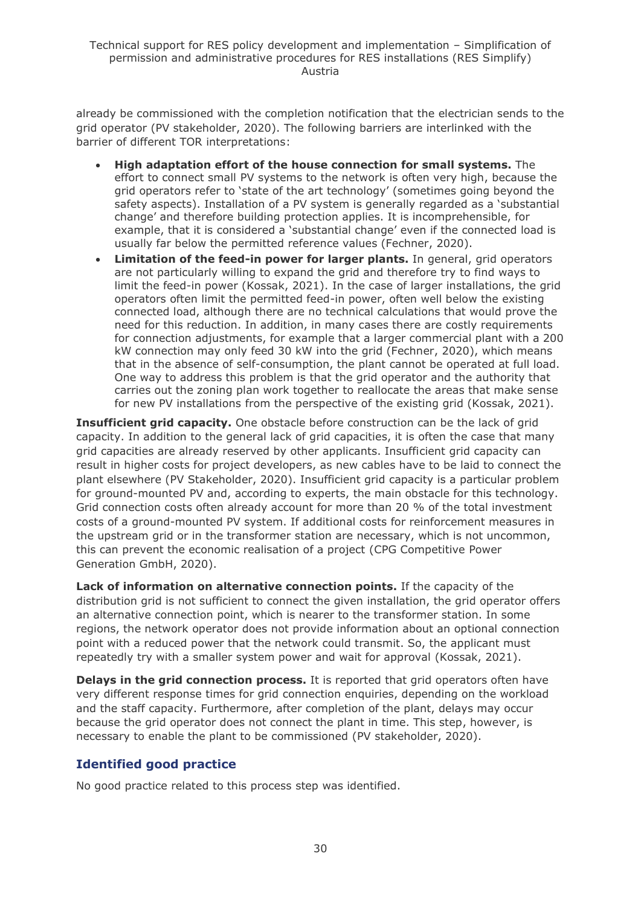already be commissioned with the completion notification that the electrician sends to the grid operator (PV stakeholder, 2020). The following barriers are interlinked with the barrier of different TOR interpretations:

- **High adaptation effort of the house connection for small systems.** The effort to connect small PV systems to the network is often very high, because the grid operators refer to 'state of the art technology' (sometimes going beyond the safety aspects). Installation of a PV system is generally regarded as a 'substantial change' and therefore building protection applies. It is incomprehensible, for example, that it is considered a 'substantial change' even if the connected load is usually far below the permitted reference values (Fechner, 2020).
- **Limitation of the feed-in power for larger plants.** In general, grid operators are not particularly willing to expand the grid and therefore try to find ways to limit the feed-in power (Kossak, 2021). In the case of larger installations, the grid operators often limit the permitted feed-in power, often well below the existing connected load, although there are no technical calculations that would prove the need for this reduction. In addition, in many cases there are costly requirements for connection adjustments, for example that a larger commercial plant with a 200 kW connection may only feed 30 kW into the grid (Fechner, 2020), which means that in the absence of self-consumption, the plant cannot be operated at full load. One way to address this problem is that the grid operator and the authority that carries out the zoning plan work together to reallocate the areas that make sense for new PV installations from the perspective of the existing grid (Kossak, 2021).

**Insufficient grid capacity.** One obstacle before construction can be the lack of grid capacity. In addition to the general lack of grid capacities, it is often the case that many grid capacities are already reserved by other applicants. Insufficient grid capacity can result in higher costs for project developers, as new cables have to be laid to connect the plant elsewhere (PV Stakeholder, 2020). Insufficient grid capacity is a particular problem for ground-mounted PV and, according to experts, the main obstacle for this technology. Grid connection costs often already account for more than 20 % of the total investment costs of a ground-mounted PV system. If additional costs for reinforcement measures in the upstream grid or in the transformer station are necessary, which is not uncommon, this can prevent the economic realisation of a project (CPG Competitive Power Generation GmbH, 2020).

**Lack of information on alternative connection points.** If the capacity of the distribution grid is not sufficient to connect the given installation, the grid operator offers an alternative connection point, which is nearer to the transformer station. In some regions, the network operator does not provide information about an optional connection point with a reduced power that the network could transmit. So, the applicant must repeatedly try with a smaller system power and wait for approval (Kossak, 2021).

**Delays in the grid connection process.** It is reported that grid operators often have very different response times for grid connection enquiries, depending on the workload and the staff capacity. Furthermore, after completion of the plant, delays may occur because the grid operator does not connect the plant in time. This step, however, is necessary to enable the plant to be commissioned (PV stakeholder, 2020).

## Identified good practice

No good practice related to this process step was identified.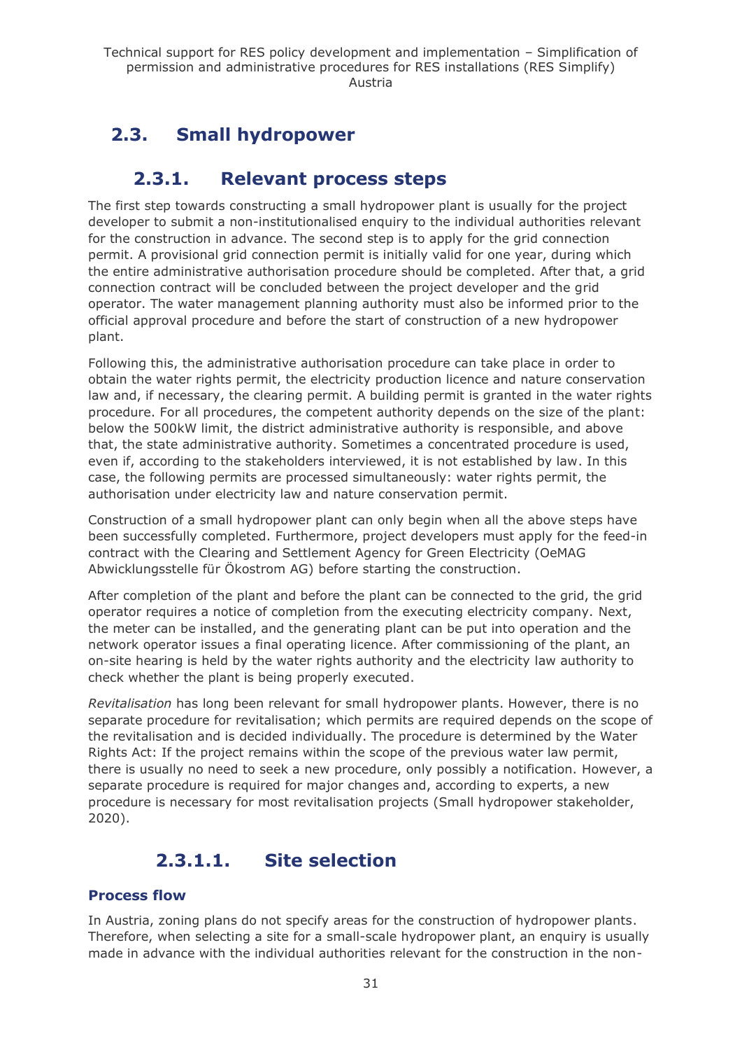## 2.3. Small hydropower

### 2.3.1. Relevant process steps

The first step towards constructing a small hydropower plant is usually for the project developer to submit a non-institutionalised enquiry to the individual authorities relevant for the construction in advance. The second step is to apply for the grid connection permit. A provisional grid connection permit is initially valid for one year, during which the entire administrative authorisation procedure should be completed. After that, a grid connection contract will be concluded between the project developer and the grid operator. The water management planning authority must also be informed prior to the official approval procedure and before the start of construction of a new hydropower plant.

Following this, the administrative authorisation procedure can take place in order to obtain the water rights permit, the electricity production licence and nature conservation law and, if necessary, the clearing permit. A building permit is granted in the water rights procedure. For all procedures, the competent authority depends on the size of the plant: below the 500kW limit, the district administrative authority is responsible, and above that, the state administrative authority. Sometimes a concentrated procedure is used, even if, according to the stakeholders interviewed, it is not established by law. In this case, the following permits are processed simultaneously: water rights permit, the authorisation under electricity law and nature conservation permit.

Construction of a small hydropower plant can only begin when all the above steps have been successfully completed. Furthermore, project developers must apply for the feed-in contract with the Clearing and Settlement Agency for Green Electricity (OeMAG Abwicklungsstelle für Ökostrom AG) before starting the construction.

After completion of the plant and before the plant can be connected to the grid, the grid operator requires a notice of completion from the executing electricity company. Next, the meter can be installed, and the generating plant can be put into operation and the network operator issues a final operating licence. After commissioning of the plant, an on-site hearing is held by the water rights authority and the electricity law authority to check whether the plant is being properly executed.

*Revitalisation* has long been relevant for small hydropower plants. However, there is no separate procedure for revitalisation; which permits are required depends on the scope of the revitalisation and is decided individually. The procedure is determined by the Water Rights Act: If the project remains within the scope of the previous water law permit, there is usually no need to seek a new procedure, only possibly a notification. However, a separate procedure is required for major changes and, according to experts, a new procedure is necessary for most revitalisation projects (Small hydropower stakeholder, 2020).

#### 2.3.1.1. Site selection

**Process flow**

In Austria, zoning plans do not specify areas for the construction of hydropower plants. Therefore, when selecting a site for a small-scale hydropower plant, an enquiry is usually made in advance with the individual authorities relevant for the construction in the non-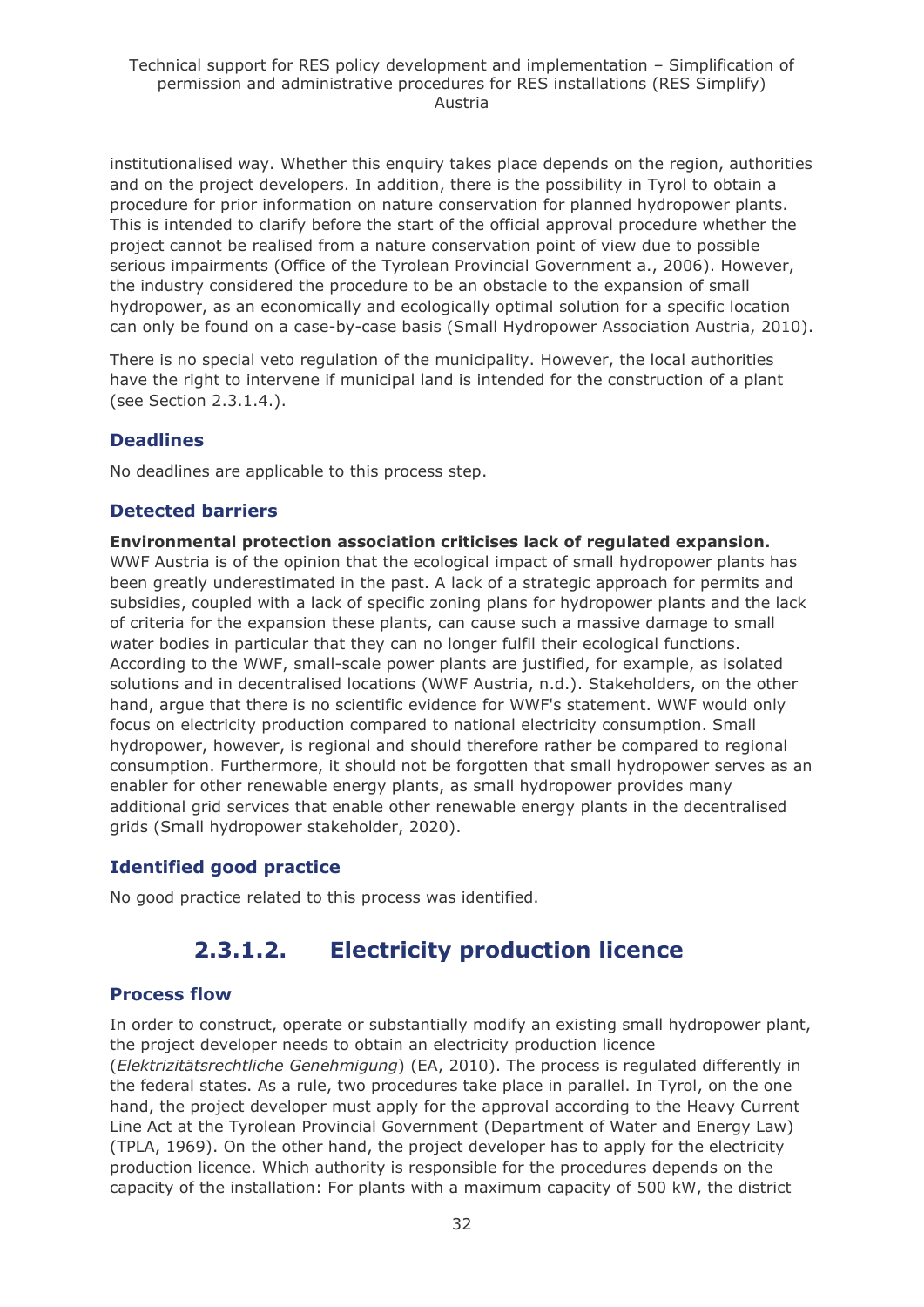institutionalised way. Whether this enquiry takes place depends on the region, authorities and on the project developers. In addition, there is the possibility in Tyrol to obtain a procedure for prior information on nature conservation for planned hydropower plants. This is intended to clarify before the start of the official approval procedure whether the project cannot be realised from a nature conservation point of view due to possible serious impairments (Office of the Tyrolean Provincial Government a., 2006). However, the industry considered the procedure to be an obstacle to the expansion of small hydropower, as an economically and ecologically optimal solution for a specific location can only be found on a case-by-case basis (Small Hydropower Association Austria, 2010).

There is no special veto regulation of the municipality. However, the local authorities have the right to intervene if municipal land is intended for the construction of a plant (see Section 2.3.1.4.).

### Deadlines

No deadlines are applicable to this process step.

### Detected barriers

**Environmental protection association criticises lack of regulated expansion.** WWF Austria is of the opinion that the ecological impact of small hydropower plants has been greatly underestimated in the past. A lack of a strategic approach for permits and subsidies, coupled with a lack of specific zoning plans for hydropower plants and the lack of criteria for the expansion these plants, can cause such a massive damage to small water bodies in particular that they can no longer fulfil their ecological functions. According to the WWF, small-scale power plants are justified, for example, as isolated solutions and in decentralised locations (WWF Austria, n.d.). Stakeholders, on the other hand, argue that there is no scientific evidence for WWF's statement. WWF would only focus on electricity production compared to national electricity consumption. Small hydropower, however, is regional and should therefore rather be compared to regional consumption. Furthermore, it should not be forgotten that small hydropower serves as an enabler for other renewable energy plants, as small hydropower provides many additional grid services that enable other renewable energy plants in the decentralised grids (Small hydropower stakeholder, 2020).

### Identified good practice

No good practice related to this process was identified.

## 2.3.1.2. Electricity production licence

### Process flow

In order to construct, operate or substantially modify an existing small hydropower plant, the project developer needs to obtain an electricity production licence (*Elektrizitätsrechtliche Genehmigung*) (EA, 2010). The process is regulated differently in the federal states. As a rule, two procedures take place in parallel. In Tyrol, on the one hand, the project developer must apply for the approval according to the Heavy Current Line Act at the Tyrolean Provincial Government (Department of Water and Energy Law) (TPLA, 1969). On the other hand, the project developer has to apply for the electricity production licence. Which authority is responsible for the procedures depends on the capacity of the installation: For plants with a maximum capacity of 500 kW, the district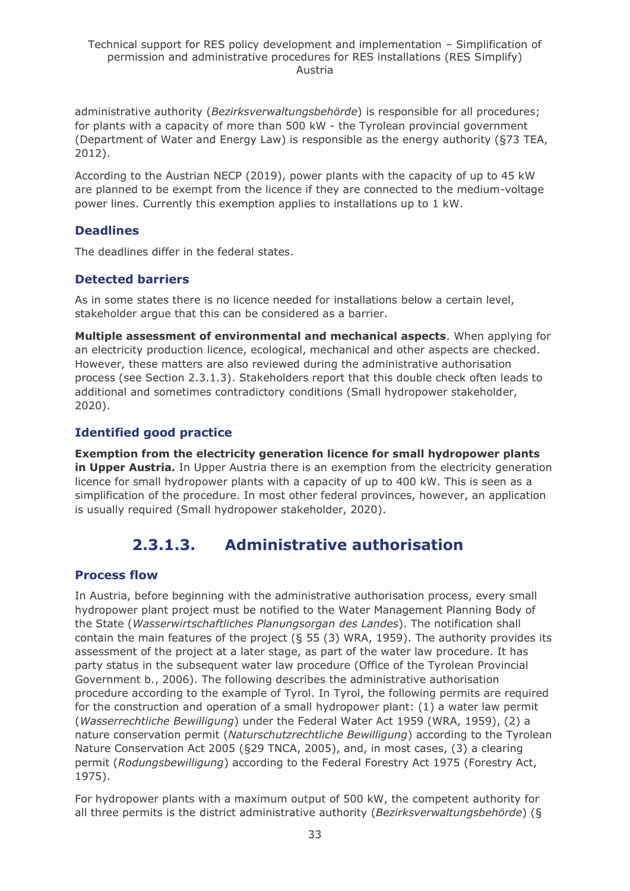administrative authority (*Bezirksverwaltungsbehörde*) is responsible for all procedures; for plants with a capacity of more than 500 kW - the Tyrolean provincial government (Department of Water and Energy Law) is responsible as the energy authority (§73 TEA, 2012).

According to the Austrian NECP (2019), power plants with the capacity of up to 45 kW are planned to be exempt from the licence if they are connected to the medium-voltage power lines. Currently this exemption applies to installations up to 1 kW.

### Deadlines

The deadlines differ in the federal states.

### Detected barriers

As in some states there is no licence needed for installations below a certain level, stakeholder argue that this can be considered as a barrier.

**Multiple assessment of environmental and mechanical aspects**. When applying for an electricity production licence, ecological, mechanical and other aspects are checked. However, these matters are also reviewed during the administrative authorisation process (see Section 2.3.1.3). Stakeholders report that this double check often leads to additional and sometimes contradictory conditions (Small hydropower stakeholder, 2020).

### Identified good practice

**Exemption from the electricity generation licence for small hydropower plants in Upper Austria.** In Upper Austria there is an exemption from the electricity generation licence for small hydropower plants with a capacity of up to 400 kW. This is seen as a simplification of the procedure. In most other federal provinces, however, an application is usually required (Small hydropower stakeholder, 2020).

## 2.3.1.3. Administrative authorisation

### Process flow

In Austria, before beginning with the administrative authorisation process, every small hydropower plant project must be notified to the Water Management Planning Body of the State (*Wasserwirtschaftliches Planungsorgan des Landes*). The notification shall contain the main features of the project (§ 55 (3) WRA, 1959). The authority provides its assessment of the project at a later stage, as part of the water law procedure. It has party status in the subsequent water law procedure (Office of the Tyrolean Provincial Government b., 2006). The following describes the administrative authorisation procedure according to the example of Tyrol. In Tyrol, the following permits are required for the construction and operation of a small hydropower plant: (1) a water law permit (*Wasserrechtliche Bewilligung*) under the Federal Water Act 1959 (WRA, 1959), (2) a nature conservation permit (*Naturschutzrechtliche Bewilligung*) according to the Tyrolean Nature Conservation Act 2005 (§29 TNCA, 2005), and, in most cases, (3) a clearing permit (*Rodungsbewilligung*) according to the Federal Forestry Act 1975 (Forestry Act, 1975).

For hydropower plants with a maximum output of 500 kW, the competent authority for all three permits is the district administrative authority (*Bezirksverwaltungsbehörde*) (§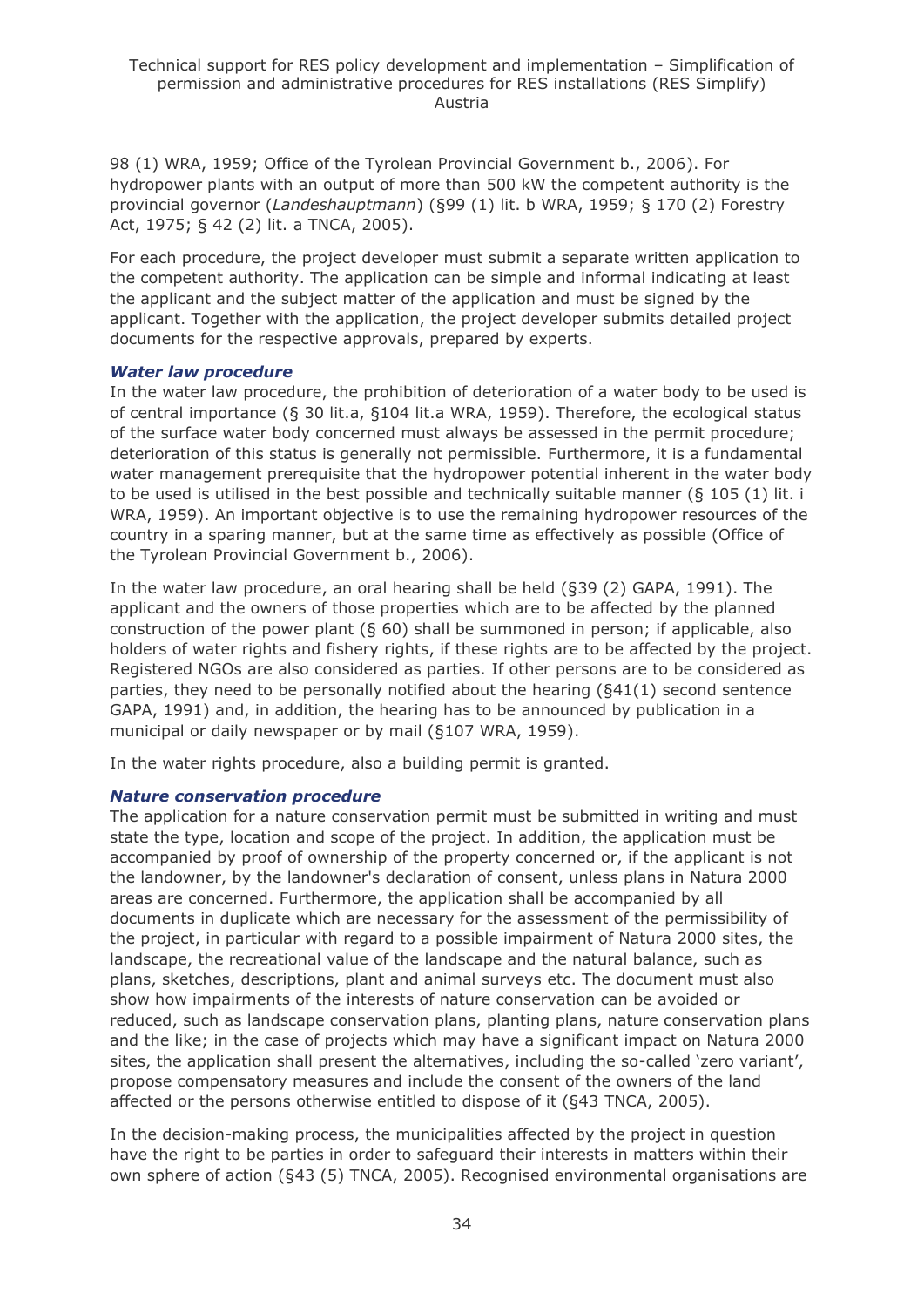98 (1) WRA, 1959; Office of the Tyrolean Provincial Government b., 2006). For hydropower plants with an output of more than 500 kW the competent authority is the provincial governor (*Landeshauptmann*) (§99 (1) lit. b WRA, 1959; § 170 (2) Forestry Act, 1975; § 42 (2) lit. a TNCA, 2005).

For each procedure, the project developer must submit a separate written application to the competent authority. The application can be simple and informal indicating at least the applicant and the subject matter of the application and must be signed by the applicant. Together with the application, the project developer submits detailed project documents for the respective approvals, prepared by experts.

***Water law procedure***

In the water law procedure, the prohibition of deterioration of a water body to be used is of central importance (§ 30 lit.a, §104 lit.a WRA, 1959). Therefore, the ecological status of the surface water body concerned must always be assessed in the permit procedure; deterioration of this status is generally not permissible. Furthermore, it is a fundamental water management prerequisite that the hydropower potential inherent in the water body to be used is utilised in the best possible and technically suitable manner (§ 105 (1) lit. i WRA, 1959). An important objective is to use the remaining hydropower resources of the country in a sparing manner, but at the same time as effectively as possible (Office of the Tyrolean Provincial Government b., 2006).

In the water law procedure, an oral hearing shall be held (§39 (2) GAPA, 1991). The applicant and the owners of those properties which are to be affected by the planned construction of the power plant (§ 60) shall be summoned in person; if applicable, also holders of water rights and fishery rights, if these rights are to be affected by the project. Registered NGOs are also considered as parties. If other persons are to be considered as parties, they need to be personally notified about the hearing (§41(1) second sentence GAPA, 1991) and, in addition, the hearing has to be announced by publication in a municipal or daily newspaper or by mail (§107 WRA, 1959).

In the water rights procedure, also a building permit is granted.

***Nature conservation procedure***

The application for a nature conservation permit must be submitted in writing and must state the type, location and scope of the project. In addition, the application must be accompanied by proof of ownership of the property concerned or, if the applicant is not the landowner, by the landowner's declaration of consent, unless plans in Natura 2000 areas are concerned. Furthermore, the application shall be accompanied by all documents in duplicate which are necessary for the assessment of the permissibility of the project, in particular with regard to a possible impairment of Natura 2000 sites, the landscape, the recreational value of the landscape and the natural balance, such as plans, sketches, descriptions, plant and animal surveys etc. The document must also show how impairments of the interests of nature conservation can be avoided or reduced, such as landscape conservation plans, planting plans, nature conservation plans and the like; in the case of projects which may have a significant impact on Natura 2000 sites, the application shall present the alternatives, including the so-called 'zero variant', propose compensatory measures and include the consent of the owners of the land affected or the persons otherwise entitled to dispose of it (§43 TNCA, 2005).

In the decision-making process, the municipalities affected by the project in question have the right to be parties in order to safeguard their interests in matters within their own sphere of action (§43 (5) TNCA, 2005). Recognised environmental organisations are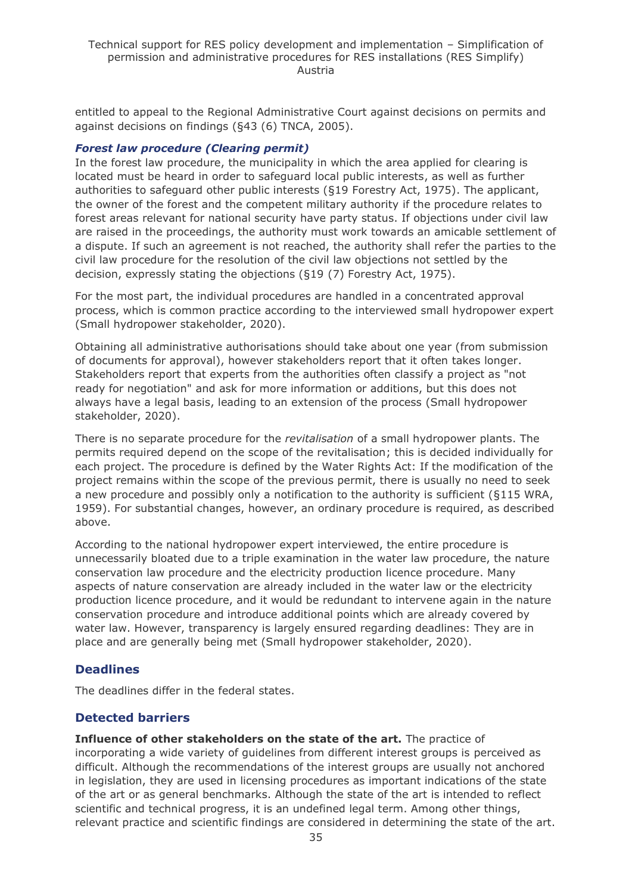entitled to appeal to the Regional Administrative Court against decisions on permits and against decisions on findings (§43 (6) TNCA, 2005).

#### *Forest law procedure (Clearing permit)*

In the forest law procedure, the municipality in which the area applied for clearing is located must be heard in order to safeguard local public interests, as well as further authorities to safeguard other public interests (§19 Forestry Act, 1975). The applicant, the owner of the forest and the competent military authority if the procedure relates to forest areas relevant for national security have party status. If objections under civil law are raised in the proceedings, the authority must work towards an amicable settlement of a dispute. If such an agreement is not reached, the authority shall refer the parties to the civil law procedure for the resolution of the civil law objections not settled by the decision, expressly stating the objections (§19 (7) Forestry Act, 1975).

For the most part, the individual procedures are handled in a concentrated approval process, which is common practice according to the interviewed small hydropower expert (Small hydropower stakeholder, 2020).

Obtaining all administrative authorisations should take about one year (from submission of documents for approval), however stakeholders report that it often takes longer. Stakeholders report that experts from the authorities often classify a project as "not ready for negotiation" and ask for more information or additions, but this does not always have a legal basis, leading to an extension of the process (Small hydropower stakeholder, 2020).

There is no separate procedure for the *revitalisation* of a small hydropower plants. The permits required depend on the scope of the revitalisation; this is decided individually for each project. The procedure is defined by the Water Rights Act: If the modification of the project remains within the scope of the previous permit, there is usually no need to seek a new procedure and possibly only a notification to the authority is sufficient (§115 WRA, 1959). For substantial changes, however, an ordinary procedure is required, as described above.

According to the national hydropower expert interviewed, the entire procedure is unnecessarily bloated due to a triple examination in the water law procedure, the nature conservation law procedure and the electricity production licence procedure. Many aspects of nature conservation are already included in the water law or the electricity production licence procedure, and it would be redundant to intervene again in the nature conservation procedure and introduce additional points which are already covered by water law. However, transparency is largely ensured regarding deadlines: They are in place and are generally being met (Small hydropower stakeholder, 2020).

### Deadlines

The deadlines differ in the federal states.

### Detected barriers

**Influence of other stakeholders on the state of the art.** The practice of incorporating a wide variety of guidelines from different interest groups is perceived as difficult. Although the recommendations of the interest groups are usually not anchored in legislation, they are used in licensing procedures as important indications of the state of the art or as general benchmarks. Although the state of the art is intended to reflect scientific and technical progress, it is an undefined legal term. Among other things, relevant practice and scientific findings are considered in determining the state of the art.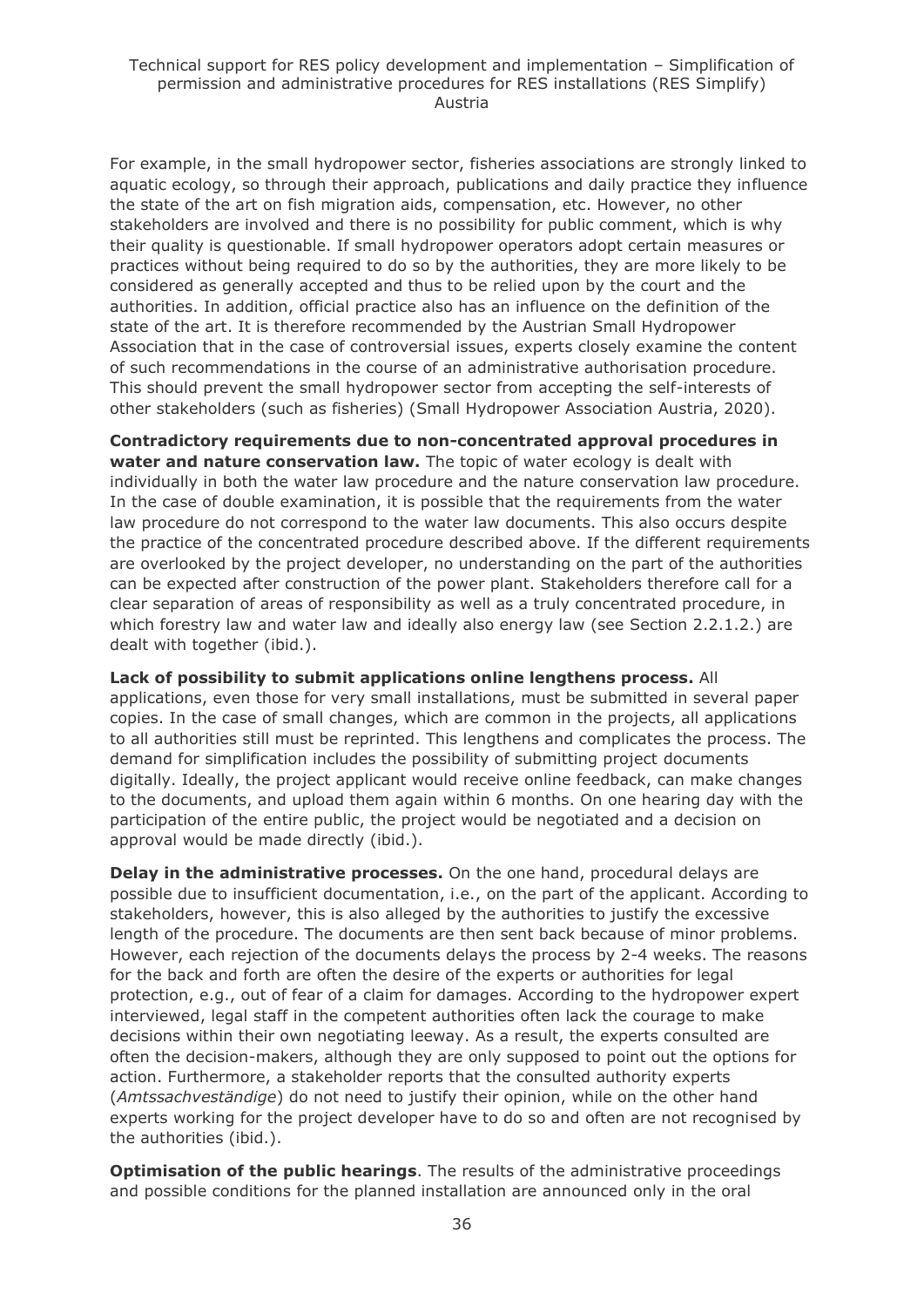For example, in the small hydropower sector, fisheries associations are strongly linked to aquatic ecology, so through their approach, publications and daily practice they influence the state of the art on fish migration aids, compensation, etc. However, no other stakeholders are involved and there is no possibility for public comment, which is why their quality is questionable. If small hydropower operators adopt certain measures or practices without being required to do so by the authorities, they are more likely to be considered as generally accepted and thus to be relied upon by the court and the authorities. In addition, official practice also has an influence on the definition of the state of the art. It is therefore recommended by the Austrian Small Hydropower Association that in the case of controversial issues, experts closely examine the content of such recommendations in the course of an administrative authorisation procedure. This should prevent the small hydropower sector from accepting the self-interests of other stakeholders (such as fisheries) (Small Hydropower Association Austria, 2020).

**Contradictory requirements due to non-concentrated approval procedures in water and nature conservation law.** The topic of water ecology is dealt with individually in both the water law procedure and the nature conservation law procedure. In the case of double examination, it is possible that the requirements from the water law procedure do not correspond to the water law documents. This also occurs despite the practice of the concentrated procedure described above. If the different requirements are overlooked by the project developer, no understanding on the part of the authorities can be expected after construction of the power plant. Stakeholders therefore call for a clear separation of areas of responsibility as well as a truly concentrated procedure, in which forestry law and water law and ideally also energy law (see Section 2.2.1.2.) are dealt with together (ibid.).

**Lack of possibility to submit applications online lengthens process.** All applications, even those for very small installations, must be submitted in several paper copies. In the case of small changes, which are common in the projects, all applications to all authorities still must be reprinted. This lengthens and complicates the process. The demand for simplification includes the possibility of submitting project documents digitally. Ideally, the project applicant would receive online feedback, can make changes to the documents, and upload them again within 6 months. On one hearing day with the participation of the entire public, the project would be negotiated and a decision on approval would be made directly (ibid.).

**Delay in the administrative processes.** On the one hand, procedural delays are possible due to insufficient documentation, i.e., on the part of the applicant. According to stakeholders, however, this is also alleged by the authorities to justify the excessive length of the procedure. The documents are then sent back because of minor problems. However, each rejection of the documents delays the process by 2-4 weeks. The reasons for the back and forth are often the desire of the experts or authorities for legal protection, e.g., out of fear of a claim for damages. According to the hydropower expert interviewed, legal staff in the competent authorities often lack the courage to make decisions within their own negotiating leeway. As a result, the experts consulted are often the decision-makers, although they are only supposed to point out the options for action. Furthermore, a stakeholder reports that the consulted authority experts (*Amtssachveständige*) do not need to justify their opinion, while on the other hand experts working for the project developer have to do so and often are not recognised by the authorities (ibid.).

**Optimisation of the public hearings**. The results of the administrative proceedings and possible conditions for the planned installation are announced only in the oral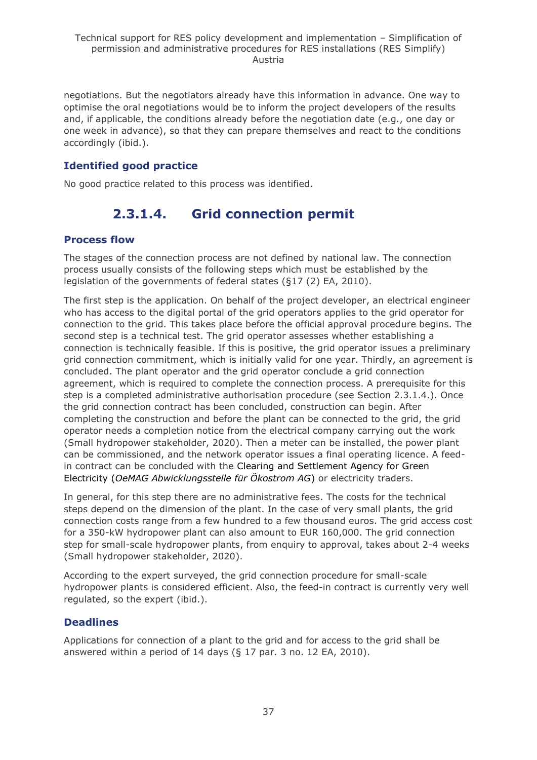negotiations. But the negotiators already have this information in advance. One way to optimise the oral negotiations would be to inform the project developers of the results and, if applicable, the conditions already before the negotiation date (e.g., one day or one week in advance), so that they can prepare themselves and react to the conditions accordingly (ibid.).

### Identified good practice

No good practice related to this process was identified.

## 2.3.1.4. Grid connection permit

### Process flow

The stages of the connection process are not defined by national law. The connection process usually consists of the following steps which must be established by the legislation of the governments of federal states (§17 (2) EA, 2010).

The first step is the application. On behalf of the project developer, an electrical engineer who has access to the digital portal of the grid operators applies to the grid operator for connection to the grid. This takes place before the official approval procedure begins. The second step is a technical test. The grid operator assesses whether establishing a connection is technically feasible. If this is positive, the grid operator issues a preliminary grid connection commitment, which is initially valid for one year. Thirdly, an agreement is concluded. The plant operator and the grid operator conclude a grid connection agreement, which is required to complete the connection process. A prerequisite for this step is a completed administrative authorisation procedure (see Section 2.3.1.4.). Once the grid connection contract has been concluded, construction can begin. After completing the construction and before the plant can be connected to the grid, the grid operator needs a completion notice from the electrical company carrying out the work (Small hydropower stakeholder, 2020). Then a meter can be installed, the power plant can be commissioned, and the network operator issues a final operating licence. A feed-in contract can be concluded with the Clearing and Settlement Agency for Green Electricity (*OeMAG Abwicklungsstelle für Ökostrom AG*) or electricity traders.

In general, for this step there are no administrative fees. The costs for the technical steps depend on the dimension of the plant. In the case of very small plants, the grid connection costs range from a few hundred to a few thousand euros. The grid access cost for a 350-kW hydropower plant can also amount to EUR 160,000. The grid connection step for small-scale hydropower plants, from enquiry to approval, takes about 2-4 weeks (Small hydropower stakeholder, 2020).

According to the expert surveyed, the grid connection procedure for small-scale hydropower plants is considered efficient. Also, the feed-in contract is currently very well regulated, so the expert (ibid.).

### Deadlines

Applications for connection of a plant to the grid and for access to the grid shall be answered within a period of 14 days (§ 17 par. 3 no. 12 EA, 2010).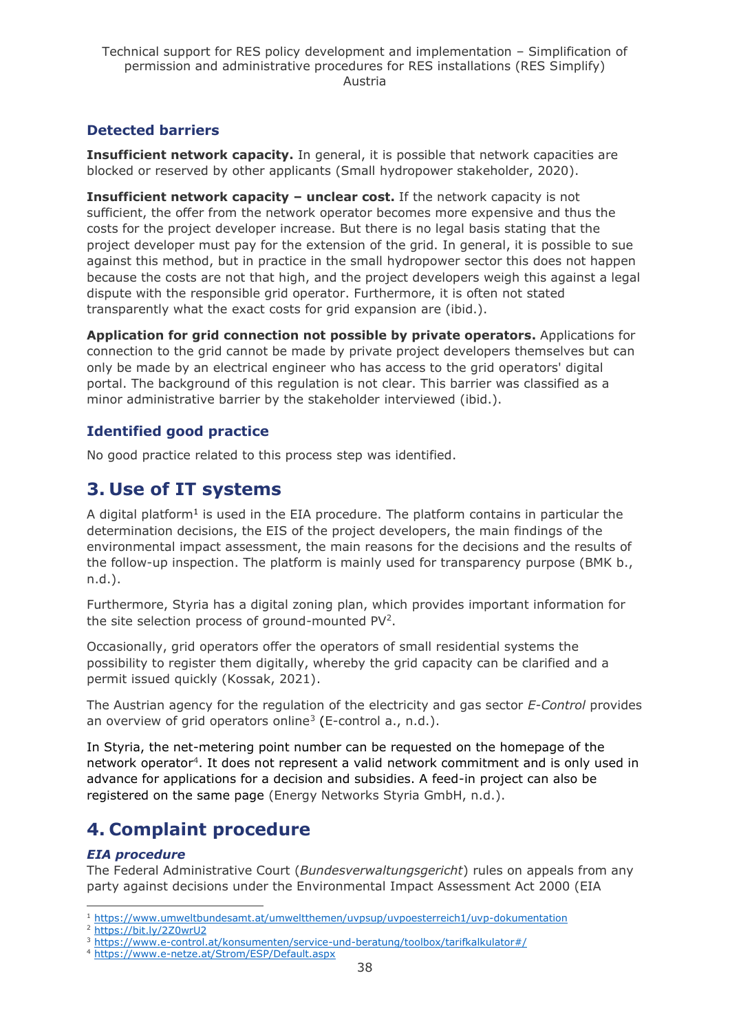### Detected barriers

**Insufficient network capacity.** In general, it is possible that network capacities are blocked or reserved by other applicants (Small hydropower stakeholder, 2020).

**Insufficient network capacity – unclear cost.** If the network capacity is not sufficient, the offer from the network operator becomes more expensive and thus the costs for the project developer increase. But there is no legal basis stating that the project developer must pay for the extension of the grid. In general, it is possible to sue against this method, but in practice in the small hydropower sector this does not happen because the costs are not that high, and the project developers weigh this against a legal dispute with the responsible grid operator. Furthermore, it is often not stated transparently what the exact costs for grid expansion are (ibid.).

**Application for grid connection not possible by private operators.** Applications for connection to the grid cannot be made by private project developers themselves but can only be made by an electrical engineer who has access to the grid operators' digital portal. The background of this regulation is not clear. This barrier was classified as a minor administrative barrier by the stakeholder interviewed (ibid.).

### Identified good practice

No good practice related to this process step was identified.

## 3. Use of IT systems

A digital platform[1] is used in the EIA procedure. The platform contains in particular the determination decisions, the EIS of the project developers, the main findings of the environmental impact assessment, the main reasons for the decisions and the results of the follow-up inspection. The platform is mainly used for transparency purpose (BMK b., n.d.).

Furthermore, Styria has a digital zoning plan, which provides important information for the site selection process of ground-mounted PV[2].

Occasionally, grid operators offer the operators of small residential systems the possibility to register them digitally, whereby the grid capacity can be clarified and a permit issued quickly (Kossak, 2021).

The Austrian agency for the regulation of the electricity and gas sector *E-Control* provides an overview of grid operators online[3] (E-control a., n.d.).

In Styria, the net-metering point number can be requested on the homepage of the network operator[4]. It does not represent a valid network commitment and is only used in advance for applications for a decision and subsidies. A feed-in project can also be registered on the same page (Energy Networks Styria GmbH, n.d.).

## 4. Complaint procedure

#### *EIA procedure*

The Federal Administrative Court (*Bundesverwaltungsgericht*) rules on appeals from any party against decisions under the Environmental Impact Assessment Act 2000 (EIA

---

[1] https://www.umweltbundesamt.at/umweltthemen/uvpsup/uvpoesterreich1/uvp-dokumentation
[2] https://bit.ly/2Z0wrU2
[3] https://www.e-control.at/konsumenten/service-und-beratung/toolbox/tarifkalkulator#/
[4] https://www.e-netze.at/Strom/ESP/Default.aspx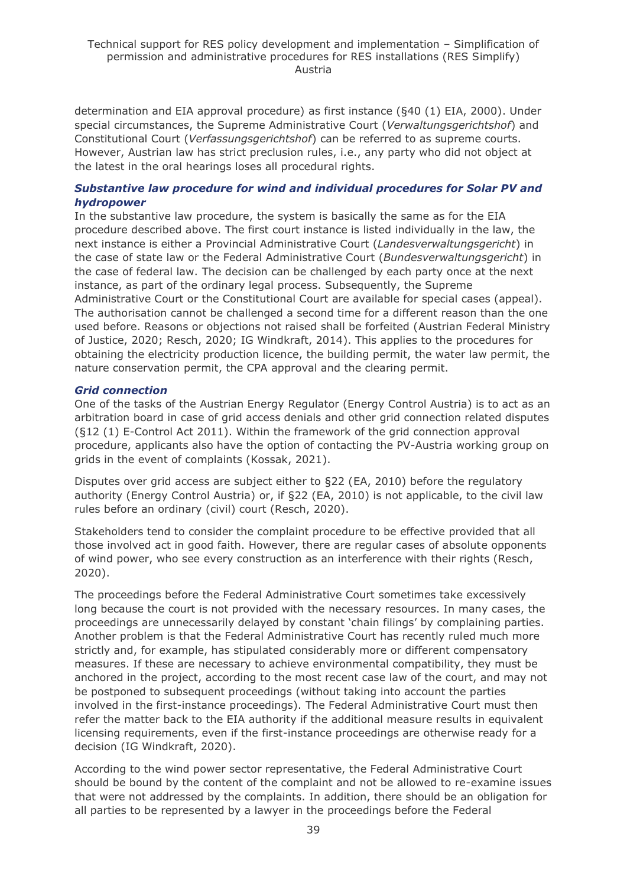determination and EIA approval procedure) as first instance (§40 (1) EIA, 2000). Under special circumstances, the Supreme Administrative Court (*Verwaltungsgerichtshof*) and Constitutional Court (*Verfassungsgerichtshof*) can be referred to as supreme courts. However, Austrian law has strict preclusion rules, i.e., any party who did not object at the latest in the oral hearings loses all procedural rights.

### *Substantive law procedure for wind and individual procedures for Solar PV and hydropower*

In the substantive law procedure, the system is basically the same as for the EIA procedure described above. The first court instance is listed individually in the law, the next instance is either a Provincial Administrative Court (*Landesverwaltungsgericht*) in the case of state law or the Federal Administrative Court (*Bundesverwaltungsgericht*) in the case of federal law. The decision can be challenged by each party once at the next instance, as part of the ordinary legal process. Subsequently, the Supreme Administrative Court or the Constitutional Court are available for special cases (appeal). The authorisation cannot be challenged a second time for a different reason than the one used before. Reasons or objections not raised shall be forfeited (Austrian Federal Ministry of Justice, 2020; Resch, 2020; IG Windkraft, 2014). This applies to the procedures for obtaining the electricity production licence, the building permit, the water law permit, the nature conservation permit, the CPA approval and the clearing permit.

### *Grid connection*

One of the tasks of the Austrian Energy Regulator (Energy Control Austria) is to act as an arbitration board in case of grid access denials and other grid connection related disputes (§12 (1) E-Control Act 2011). Within the framework of the grid connection approval procedure, applicants also have the option of contacting the PV-Austria working group on grids in the event of complaints (Kossak, 2021).

Disputes over grid access are subject either to §22 (EA, 2010) before the regulatory authority (Energy Control Austria) or, if §22 (EA, 2010) is not applicable, to the civil law rules before an ordinary (civil) court (Resch, 2020).

Stakeholders tend to consider the complaint procedure to be effective provided that all those involved act in good faith. However, there are regular cases of absolute opponents of wind power, who see every construction as an interference with their rights (Resch, 2020).

The proceedings before the Federal Administrative Court sometimes take excessively long because the court is not provided with the necessary resources. In many cases, the proceedings are unnecessarily delayed by constant 'chain filings' by complaining parties. Another problem is that the Federal Administrative Court has recently ruled much more strictly and, for example, has stipulated considerably more or different compensatory measures. If these are necessary to achieve environmental compatibility, they must be anchored in the project, according to the most recent case law of the court, and may not be postponed to subsequent proceedings (without taking into account the parties involved in the first-instance proceedings). The Federal Administrative Court must then refer the matter back to the EIA authority if the additional measure results in equivalent licensing requirements, even if the first-instance proceedings are otherwise ready for a decision (IG Windkraft, 2020).

According to the wind power sector representative, the Federal Administrative Court should be bound by the content of the complaint and not be allowed to re-examine issues that were not addressed by the complaints. In addition, there should be an obligation for all parties to be represented by a lawyer in the proceedings before the Federal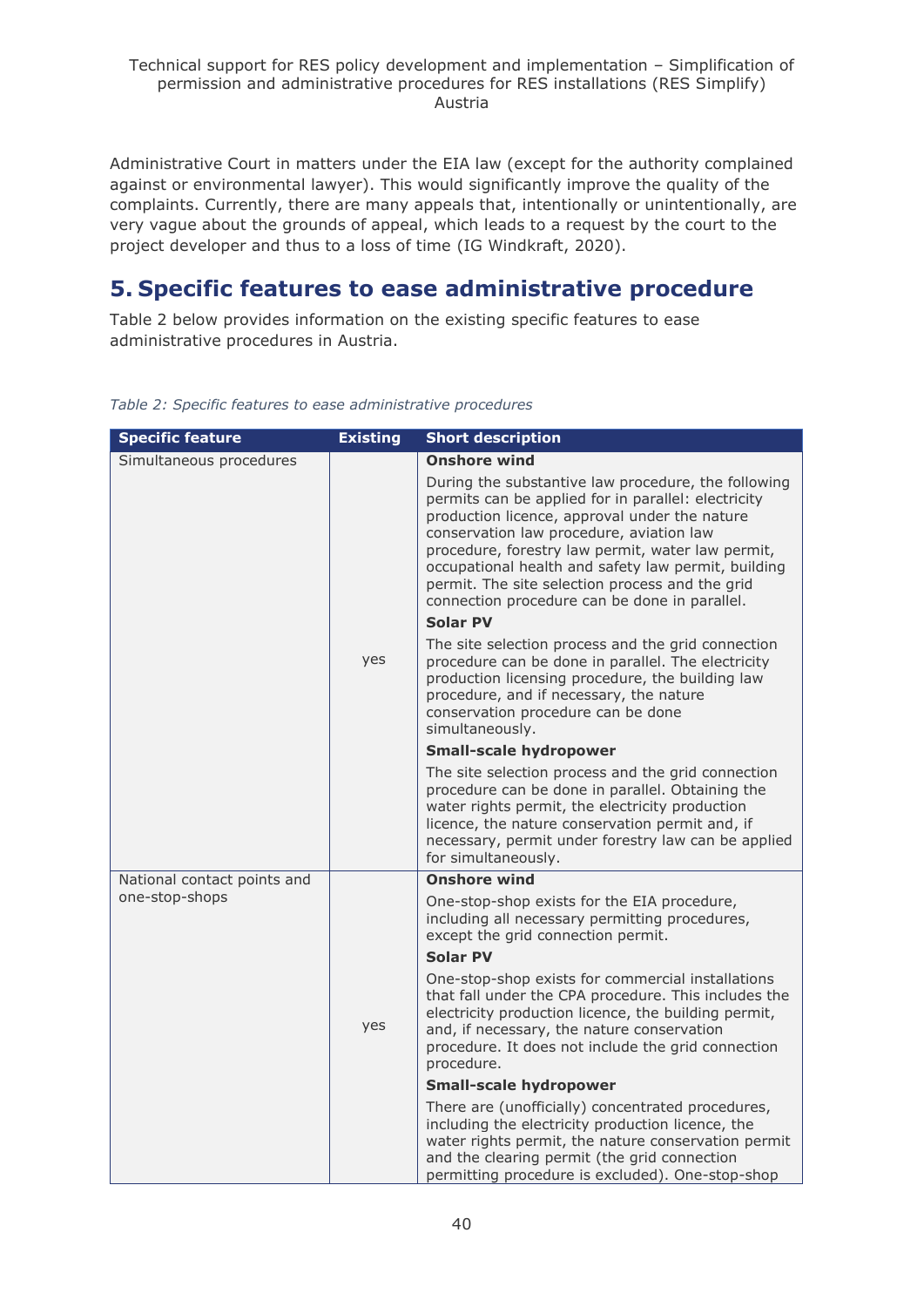Administrative Court in matters under the EIA law (except for the authority complained against or environmental lawyer). This would significantly improve the quality of the complaints. Currently, there are many appeals that, intentionally or unintentionally, are very vague about the grounds of appeal, which leads to a request by the court to the project developer and thus to a loss of time (IG Windkraft, 2020).

# 5. Specific features to ease administrative procedure

Table 2 below provides information on the existing specific features to ease administrative procedures in Austria.

*Table 2: Specific features to ease administrative procedures*

| Specific feature | Existing | Short description |
|---|---|---|
| Simultaneous procedures | yes | **Onshore wind**<br>During the substantive law procedure, the following permits can be applied for in parallel: electricity production licence, approval under the nature conservation law procedure, aviation law procedure, forestry law permit, water law permit, occupational health and safety law permit, building permit. The site selection process and the grid connection procedure can be done in parallel.<br>**Solar PV**<br>The site selection process and the grid connection procedure can be done in parallel. The electricity production licensing procedure, the building law procedure, and if necessary, the nature conservation procedure can be done simultaneously.<br>**Small-scale hydropower**<br>The site selection process and the grid connection procedure can be done in parallel. Obtaining the water rights permit, the electricity production licence, the nature conservation permit and, if necessary, permit under forestry law can be applied for simultaneously. |
| National contact points and one-stop-shops | yes | **Onshore wind**<br>One-stop-shop exists for the EIA procedure, including all necessary permitting procedures, except the grid connection permit.<br>**Solar PV**<br>One-stop-shop exists for commercial installations that fall under the CPA procedure. This includes the electricity production licence, the building permit, and, if necessary, the nature conservation procedure. It does not include the grid connection procedure.<br>**Small-scale hydropower**<br>There are (unofficially) concentrated procedures, including the electricity production licence, the water rights permit, the nature conservation permit and the clearing permit (the grid connection permitting procedure is excluded). One-stop-shop |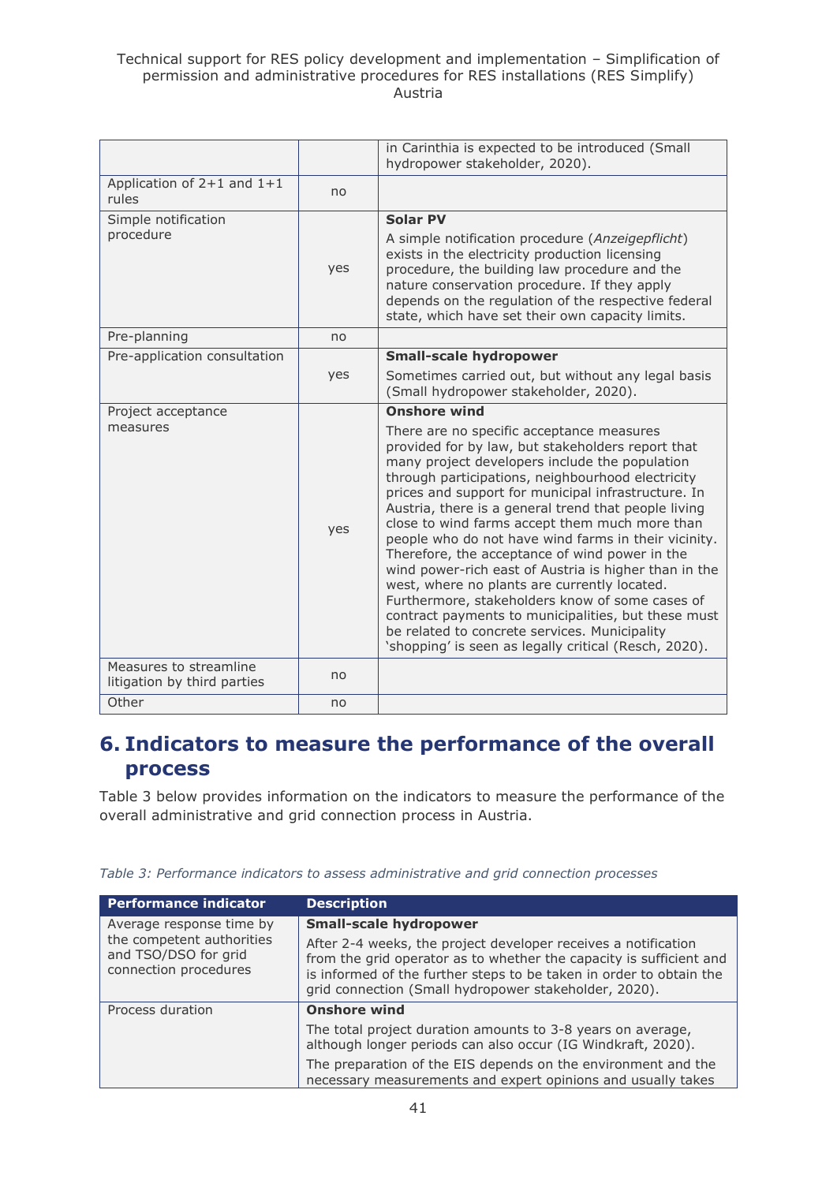| | | |
|---|---|---|
| | | in Carinthia is expected to be introduced (Small hydropower stakeholder, 2020). |
| Application of 2+1 and 1+1 rules | no | |
| Simple notification procedure | yes | **Solar PV**<br><br>A simple notification procedure (*Anzeigepflicht*) exists in the electricity production licensing procedure, the building law procedure and the nature conservation procedure. If they apply depends on the regulation of the respective federal state, which have set their own capacity limits. |
| Pre-planning | no | |
| Pre-application consultation | yes | **Small-scale hydropower**<br><br>Sometimes carried out, but without any legal basis (Small hydropower stakeholder, 2020). |
| Project acceptance measures | yes | **Onshore wind**<br><br>There are no specific acceptance measures provided for by law, but stakeholders report that many project developers include the population through participations, neighbourhood electricity prices and support for municipal infrastructure. In Austria, there is a general trend that people living close to wind farms accept them much more than people who do not have wind farms in their vicinity. Therefore, the acceptance of wind power in the wind power-rich east of Austria is higher than in the west, where no plants are currently located. Furthermore, stakeholders know of some cases of contract payments to municipalities, but these must be related to concrete services. Municipality 'shopping' is seen as legally critical (Resch, 2020). |
| Measures to streamline litigation by third parties | no | |
| Other | no | |

# 6. Indicators to measure the performance of the overall process

Table 3 below provides information on the indicators to measure the performance of the overall administrative and grid connection process in Austria.

*Table 3: Performance indicators to assess administrative and grid connection processes*

| Performance indicator | Description |
|---|---|
| Average response time by the competent authorities and TSO/DSO for grid connection procedures | **Small-scale hydropower**<br><br>After 2-4 weeks, the project developer receives a notification from the grid operator as to whether the capacity is sufficient and is informed of the further steps to be taken in order to obtain the grid connection (Small hydropower stakeholder, 2020). |
| Process duration | **Onshore wind**<br><br>The total project duration amounts to 3-8 years on average, although longer periods can also occur (IG Windkraft, 2020).<br><br>The preparation of the EIS depends on the environment and the necessary measurements and expert opinions and usually takes |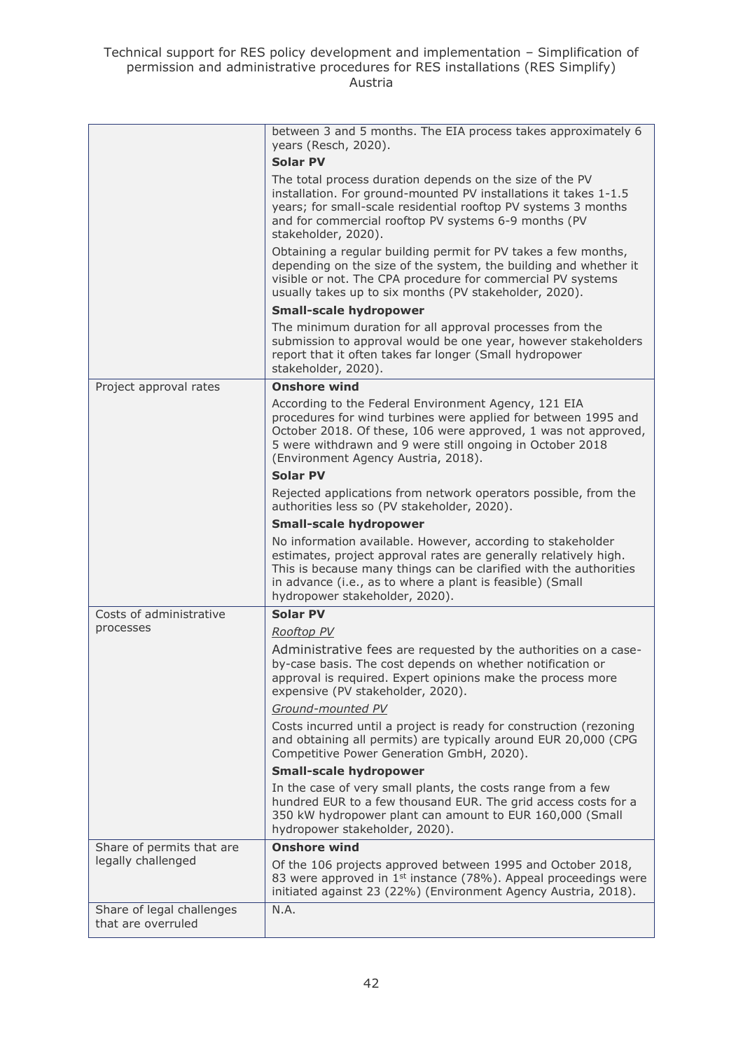| | |
|---|---|
| | between 3 and 5 months. The EIA process takes approximately 6 years (Resch, 2020).<br>**Solar PV**<br>The total process duration depends on the size of the PV installation. For ground-mounted PV installations it takes 1-1.5 years; for small-scale residential rooftop PV systems 3 months and for commercial rooftop PV systems 6-9 months (PV stakeholder, 2020).<br>Obtaining a regular building permit for PV takes a few months, depending on the size of the system, the building and whether it visible or not. The CPA procedure for commercial PV systems usually takes up to six months (PV stakeholder, 2020).<br>**Small-scale hydropower**<br>The minimum duration for all approval processes from the submission to approval would be one year, however stakeholders report that it often takes far longer (Small hydropower stakeholder, 2020). |
| Project approval rates | **Onshore wind**<br>According to the Federal Environment Agency, 121 EIA procedures for wind turbines were applied for between 1995 and October 2018. Of these, 106 were approved, 1 was not approved, 5 were withdrawn and 9 were still ongoing in October 2018 (Environment Agency Austria, 2018).<br>**Solar PV**<br>Rejected applications from network operators possible, from the authorities less so (PV stakeholder, 2020).<br>**Small-scale hydropower**<br>No information available. However, according to stakeholder estimates, project approval rates are generally relatively high. This is because many things can be clarified with the authorities in advance (i.e., as to where a plant is feasible) (Small hydropower stakeholder, 2020). |
| Costs of administrative processes | **Solar PV**<br>*Rooftop PV*<br>Administrative fees are requested by the authorities on a case-by-case basis. The cost depends on whether notification or approval is required. Expert opinions make the process more expensive (PV stakeholder, 2020).<br>*Ground-mounted PV*<br>Costs incurred until a project is ready for construction (rezoning and obtaining all permits) are typically around EUR 20,000 (CPG Competitive Power Generation GmbH, 2020).<br>**Small-scale hydropower**<br>In the case of very small plants, the costs range from a few hundred EUR to a few thousand EUR. The grid access costs for a 350 kW hydropower plant can amount to EUR 160,000 (Small hydropower stakeholder, 2020). |
| Share of permits that are legally challenged | **Onshore wind**<br>Of the 106 projects approved between 1995 and October 2018, 83 were approved in 1st instance (78%). Appeal proceedings were initiated against 23 (22%) (Environment Agency Austria, 2018). |
| Share of legal challenges that are overruled | N.A. |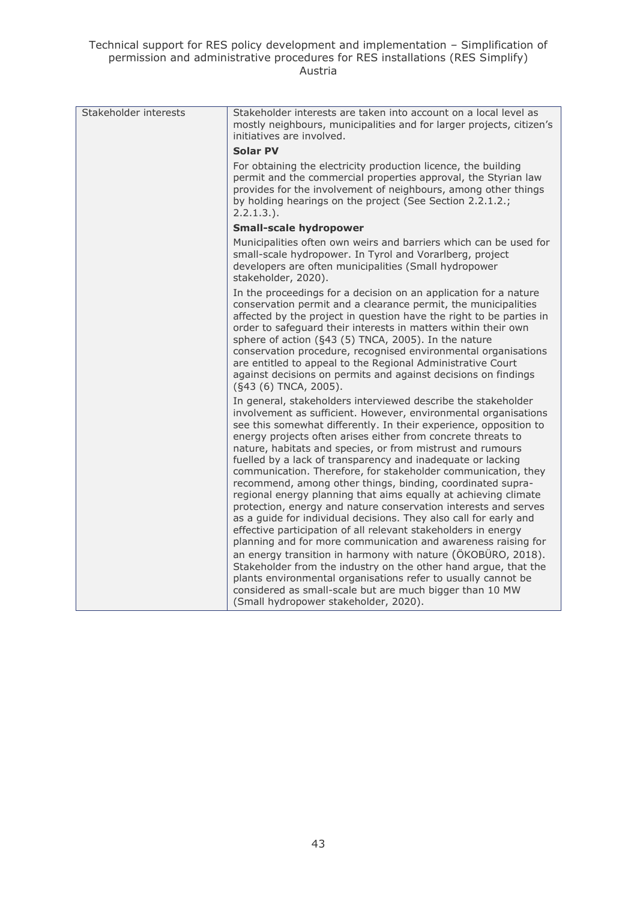| Stakeholder interests | Stakeholder interests are taken into account on a local level as mostly neighbours, municipalities and for larger projects, citizen's initiatives are involved.<br><br>**Solar PV**<br><br>For obtaining the electricity production licence, the building permit and the commercial properties approval, the Styrian law provides for the involvement of neighbours, among other things by holding hearings on the project (See Section 2.2.1.2.; 2.2.1.3.).<br><br>**Small-scale hydropower**<br><br>Municipalities often own weirs and barriers which can be used for small-scale hydropower. In Tyrol and Vorarlberg, project developers are often municipalities (Small hydropower stakeholder, 2020).<br><br>In the proceedings for a decision on an application for a nature conservation permit and a clearance permit, the municipalities affected by the project in question have the right to be parties in order to safeguard their interests in matters within their own sphere of action (§43 (5) TNCA, 2005). In the nature conservation procedure, recognised environmental organisations are entitled to appeal to the Regional Administrative Court against decisions on permits and against decisions on findings (§43 (6) TNCA, 2005).<br><br>In general, stakeholders interviewed describe the stakeholder involvement as sufficient. However, environmental organisations see this somewhat differently. In their experience, opposition to energy projects often arises either from concrete threats to nature, habitats and species, or from mistrust and rumours fuelled by a lack of transparency and inadequate or lacking communication. Therefore, for stakeholder communication, they recommend, among other things, binding, coordinated supra-regional energy planning that aims equally at achieving climate protection, energy and nature conservation interests and serves as a guide for individual decisions. They also call for early and effective participation of all relevant stakeholders in energy planning and for more communication and awareness raising for an energy transition in harmony with nature (ÖKOBÜRO, 2018). Stakeholder from the industry on the other hand argue, that the plants environmental organisations refer to usually cannot be considered as small-scale but are much bigger than 10 MW (Small hydropower stakeholder, 2020). |
|---|---|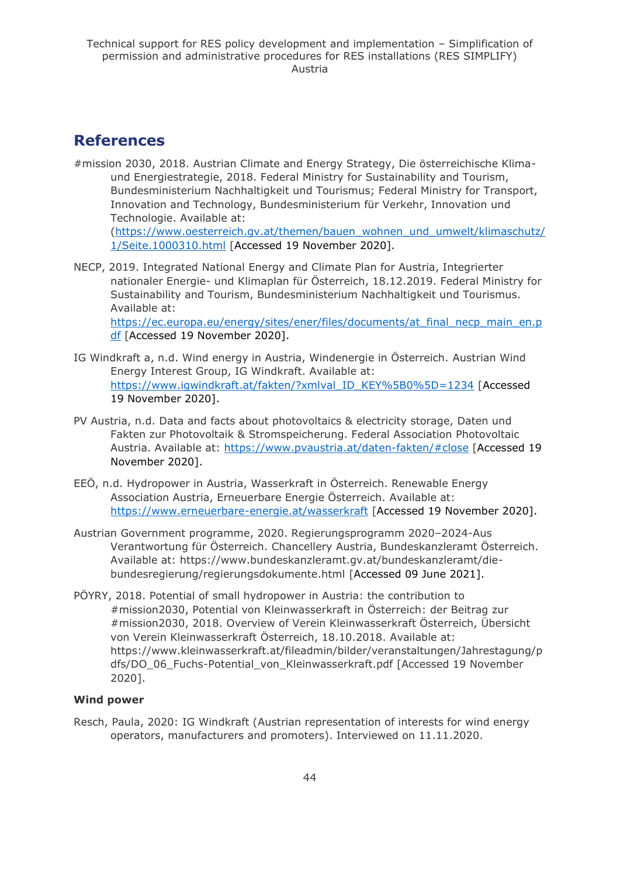## References

#mission 2030, 2018. Austrian Climate and Energy Strategy, Die österreichische Klima- und Energiestrategie, 2018. Federal Ministry for Sustainability and Tourism, Bundesministerium Nachhaltigkeit und Tourismus; Federal Ministry for Transport, Innovation and Technology, Bundesministerium für Verkehr, Innovation und Technologie. Available at: (https://www.oesterreich.gv.at/themen/bauen_wohnen_und_umwelt/klimaschutz/1/Seite.1000310.html [Accessed 19 November 2020].

NECP, 2019. Integrated National Energy and Climate Plan for Austria, Integrierter nationaler Energie- und Klimaplan für Österreich, 18.12.2019. Federal Ministry for Sustainability and Tourism, Bundesministerium Nachhaltigkeit und Tourismus. Available at: https://ec.europa.eu/energy/sites/ener/files/documents/at_final_necp_main_en.pdf [Accessed 19 November 2020].

IG Windkraft a, n.d. Wind energy in Austria, Windenergie in Österreich. Austrian Wind Energy Interest Group, IG Windkraft. Available at: https://www.igwindkraft.at/fakten/?xmlval_ID_KEY%5B0%5D=1234 [Accessed 19 November 2020].

PV Austria, n.d. Data and facts about photovoltaics & electricity storage, Daten und Fakten zur Photovoltaik & Stromspeicherung. Federal Association Photovoltaic Austria. Available at: https://www.pvaustria.at/daten-fakten/#close [Accessed 19 November 2020].

EEÖ, n.d. Hydropower in Austria, Wasserkraft in Österreich. Renewable Energy Association Austria, Erneuerbare Energie Österreich. Available at: https://www.erneuerbare-energie.at/wasserkraft [Accessed 19 November 2020].

Austrian Government programme, 2020. Regierungsprogramm 2020–2024-Aus Verantwortung für Österreich. Chancellery Austria, Bundeskanzleramt Österreich. Available at: https://www.bundeskanzleramt.gv.at/bundeskanzleramt/die-bundesregierung/regierungsdokumente.html [Accessed 09 June 2021].

PÖYRY, 2018. Potential of small hydropower in Austria: the contribution to #mission2030, Potential von Kleinwasserkraft in Österreich: der Beitrag zur #mission2030, 2018. Overview of Verein Kleinwasserkraft Österreich, Übersicht von Verein Kleinwasserkraft Österreich, 18.10.2018. Available at: https://www.kleinwasserkraft.at/fileadmin/bilder/veranstaltungen/Jahrestagung/pdfs/DO_06_Fuchs-Potential_von_Kleinwasserkraft.pdf [Accessed 19 November 2020].

**Wind power**

Resch, Paula, 2020: IG Windkraft (Austrian representation of interests for wind energy operators, manufacturers and promoters). Interviewed on 11.11.2020.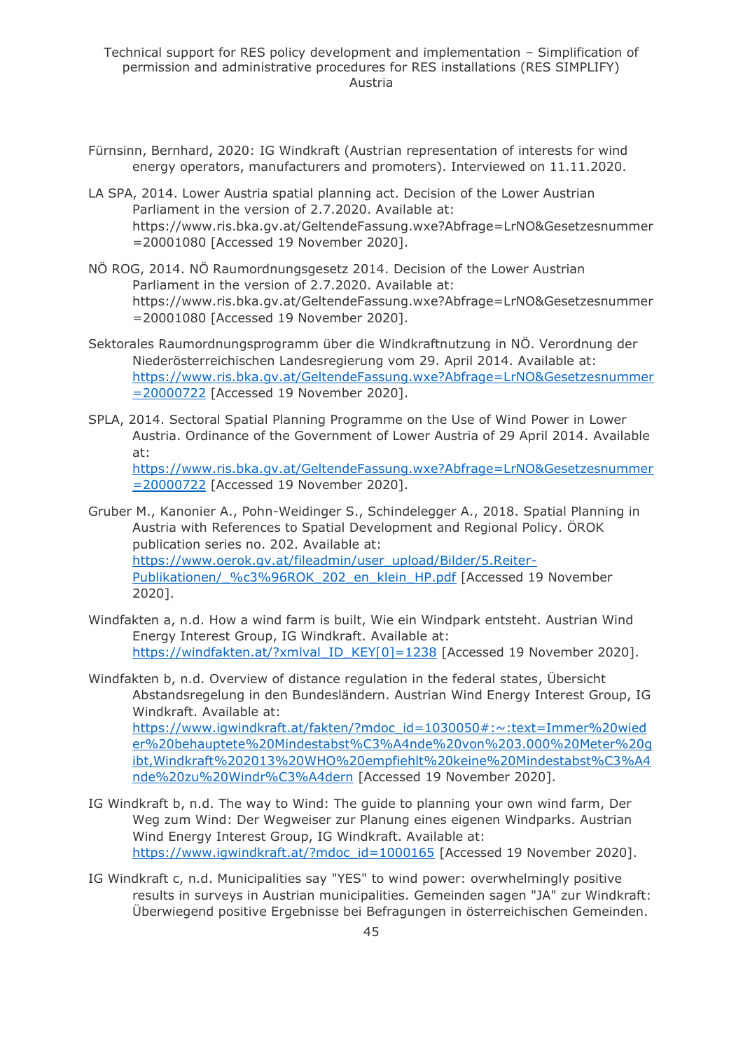Fürnsinn, Bernhard, 2020: IG Windkraft (Austrian representation of interests for wind energy operators, manufacturers and promoters). Interviewed on 11.11.2020.

LA SPA, 2014. Lower Austria spatial planning act. Decision of the Lower Austrian Parliament in the version of 2.7.2020. Available at: https://www.ris.bka.gv.at/GeltendeFassung.wxe?Abfrage=LrNO&Gesetzesnummer=20001080 [Accessed 19 November 2020].

NÖ ROG, 2014. NÖ Raumordnungsgesetz 2014. Decision of the Lower Austrian Parliament in the version of 2.7.2020. Available at: https://www.ris.bka.gv.at/GeltendeFassung.wxe?Abfrage=LrNO&Gesetzesnummer=20001080 [Accessed 19 November 2020].

Sektorales Raumordnungsprogramm über die Windkraftnutzung in NÖ. Verordnung der Niederösterreichischen Landesregierung vom 29. April 2014. Available at: https://www.ris.bka.gv.at/GeltendeFassung.wxe?Abfrage=LrNO&Gesetzesnummer=20000722 [Accessed 19 November 2020].

SPLA, 2014. Sectoral Spatial Planning Programme on the Use of Wind Power in Lower Austria. Ordinance of the Government of Lower Austria of 29 April 2014. Available at: https://www.ris.bka.gv.at/GeltendeFassung.wxe?Abfrage=LrNO&Gesetzesnummer=20000722 [Accessed 19 November 2020].

Gruber M., Kanonier A., Pohn-Weidinger S., Schindelegger A., 2018. Spatial Planning in Austria with References to Spatial Development and Regional Policy. ÖROK publication series no. 202. Available at: https://www.oerok.gv.at/fileadmin/user_upload/Bilder/5.Reiter-Publikationen/_%c3%96ROK_202_en_klein_HP.pdf [Accessed 19 November 2020].

Windfakten a, n.d. How a wind farm is built, Wie ein Windpark entsteht. Austrian Wind Energy Interest Group, IG Windkraft. Available at: https://windfakten.at/?xmlval_ID_KEY[0]=1238 [Accessed 19 November 2020].

Windfakten b, n.d. Overview of distance regulation in the federal states, Übersicht Abstandsregelung in den Bundesländern. Austrian Wind Energy Interest Group, IG Windkraft. Available at: https://www.igwindkraft.at/fakten/?mdoc_id=1030050#:~:text=Immer%20wieder%20behauptete%20Mindestabst%C3%A4nde%20von%203.000%20Meter%20gibt,Windkraft%202013%20WHO%20empfiehlt%20keine%20Mindestabst%C3%A4nde%20zu%20Windr%C3%A4dern [Accessed 19 November 2020].

IG Windkraft b, n.d. The way to Wind: The guide to planning your own wind farm, Der Weg zum Wind: Der Wegweiser zur Planung eines eigenen Windparks. Austrian Wind Energy Interest Group, IG Windkraft. Available at: https://www.igwindkraft.at/?mdoc_id=1000165 [Accessed 19 November 2020].

IG Windkraft c, n.d. Municipalities say "YES" to wind power: overwhelmingly positive results in surveys in Austrian municipalities. Gemeinden sagen "JA" zur Windkraft: Überwiegend positive Ergebnisse bei Befragungen in österreichischen Gemeinden.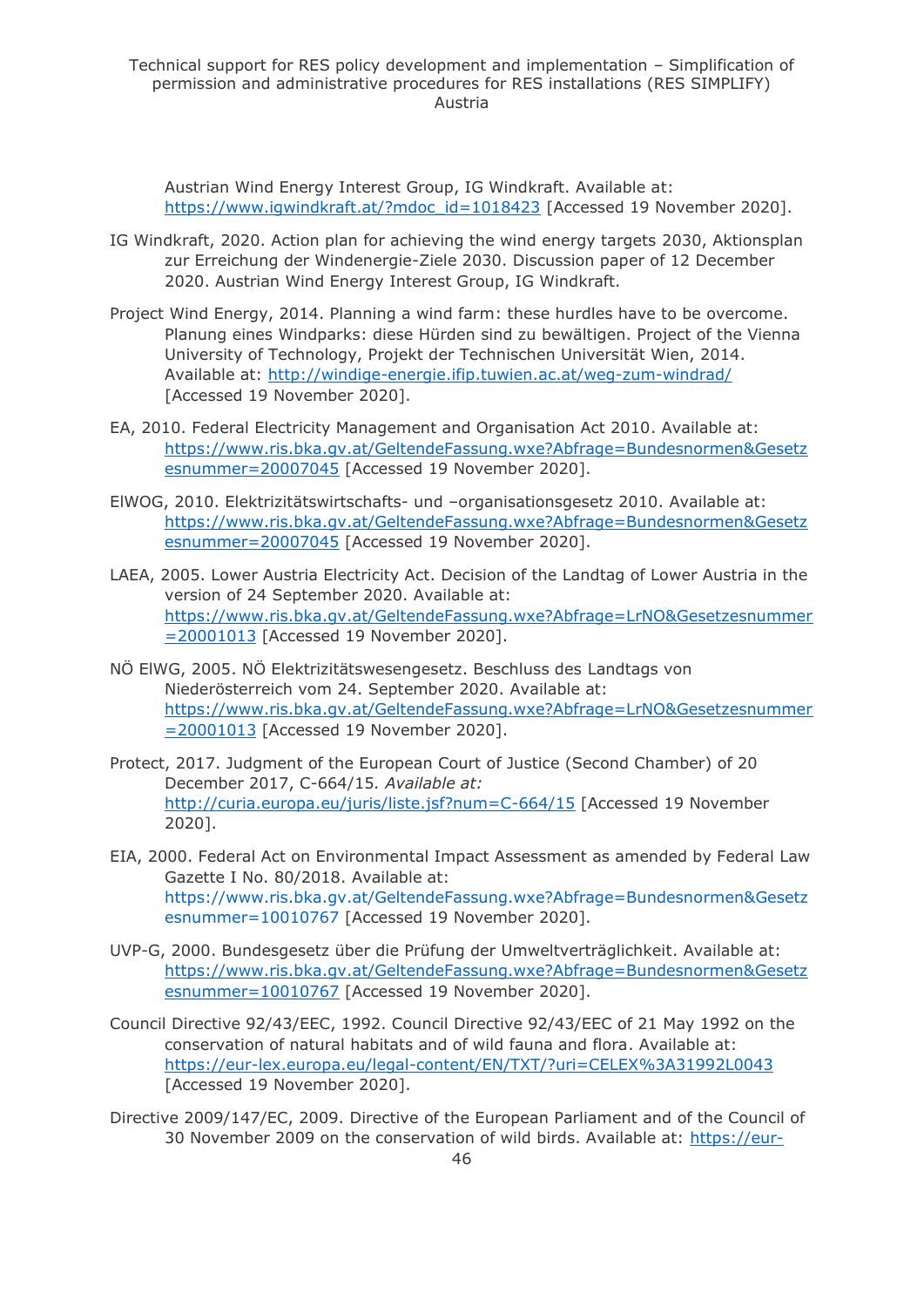Austrian Wind Energy Interest Group, IG Windkraft. Available at: https://www.igwindkraft.at/?mdoc_id=1018423 [Accessed 19 November 2020].

IG Windkraft, 2020. Action plan for achieving the wind energy targets 2030, Aktionsplan zur Erreichung der Windenergie-Ziele 2030. Discussion paper of 12 December 2020. Austrian Wind Energy Interest Group, IG Windkraft.

Project Wind Energy, 2014. Planning a wind farm: these hurdles have to be overcome. Planung eines Windparks: diese Hürden sind zu bewältigen. Project of the Vienna University of Technology, Projekt der Technischen Universität Wien, 2014. Available at: http://windige-energie.ifip.tuwien.ac.at/weg-zum-windrad/ [Accessed 19 November 2020].

EA, 2010. Federal Electricity Management and Organisation Act 2010. Available at: https://www.ris.bka.gv.at/GeltendeFassung.wxe?Abfrage=Bundesnormen&Gesetzesnummer=20007045 [Accessed 19 November 2020].

ElWOG, 2010. Elektrizitätswirtschafts- und –organisationsgesetz 2010. Available at: https://www.ris.bka.gv.at/GeltendeFassung.wxe?Abfrage=Bundesnormen&Gesetzesnummer=20007045 [Accessed 19 November 2020].

LAEA, 2005. Lower Austria Electricity Act. Decision of the Landtag of Lower Austria in the version of 24 September 2020. Available at: https://www.ris.bka.gv.at/GeltendeFassung.wxe?Abfrage=LrNO&Gesetzesnummer=20001013 [Accessed 19 November 2020].

NÖ ElWG, 2005. NÖ Elektrizitätswesengesetz. Beschluss des Landtags von Niederösterreich vom 24. September 2020. Available at: https://www.ris.bka.gv.at/GeltendeFassung.wxe?Abfrage=LrNO&Gesetzesnummer=20001013 [Accessed 19 November 2020].

Protect, 2017. Judgment of the European Court of Justice (Second Chamber) of 20 December 2017, C-664/15. *Available at:* http://curia.europa.eu/juris/liste.jsf?num=C-664/15 [Accessed 19 November 2020].

EIA, 2000. Federal Act on Environmental Impact Assessment as amended by Federal Law Gazette I No. 80/2018. Available at: https://www.ris.bka.gv.at/GeltendeFassung.wxe?Abfrage=Bundesnormen&Gesetzesnummer=10010767 [Accessed 19 November 2020].

UVP-G, 2000. Bundesgesetz über die Prüfung der Umweltverträglichkeit. Available at: https://www.ris.bka.gv.at/GeltendeFassung.wxe?Abfrage=Bundesnormen&Gesetzesnummer=10010767 [Accessed 19 November 2020].

Council Directive 92/43/EEC, 1992. Council Directive 92/43/EEC of 21 May 1992 on the conservation of natural habitats and of wild fauna and flora. Available at: https://eur-lex.europa.eu/legal-content/EN/TXT/?uri=CELEX%3A31992L0043 [Accessed 19 November 2020].

Directive 2009/147/EC, 2009. Directive of the European Parliament and of the Council of 30 November 2009 on the conservation of wild birds. Available at: https://eur-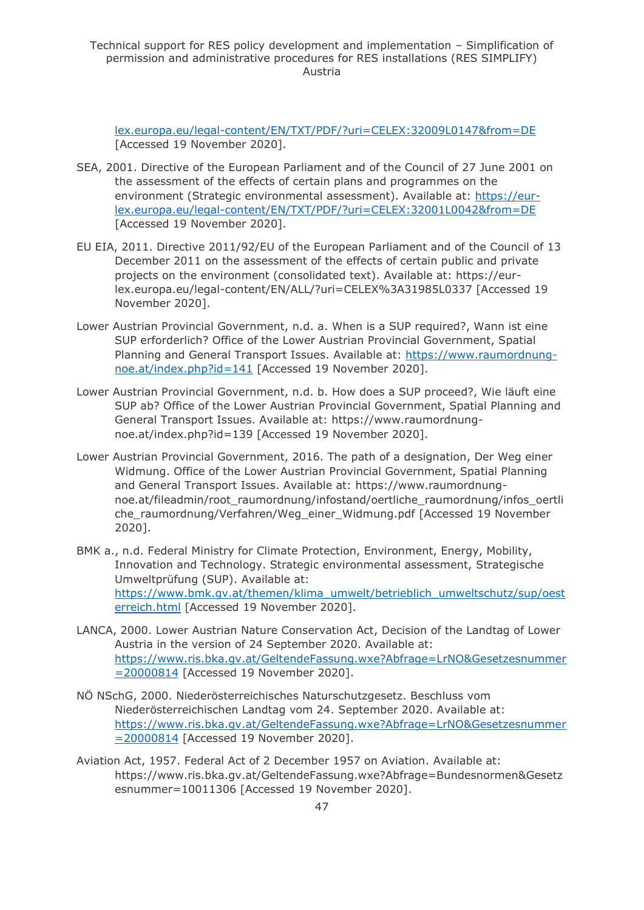lex.europa.eu/legal-content/EN/TXT/PDF/?uri=CELEX:32009L0147&from=DE [Accessed 19 November 2020].

SEA, 2001. Directive of the European Parliament and of the Council of 27 June 2001 on the assessment of the effects of certain plans and programmes on the environment (Strategic environmental assessment). Available at: https://eur-lex.europa.eu/legal-content/EN/TXT/PDF/?uri=CELEX:32001L0042&from=DE [Accessed 19 November 2020].

EU EIA, 2011. Directive 2011/92/EU of the European Parliament and of the Council of 13 December 2011 on the assessment of the effects of certain public and private projects on the environment (consolidated text). Available at: https://eur-lex.europa.eu/legal-content/EN/ALL/?uri=CELEX%3A31985L0337 [Accessed 19 November 2020].

Lower Austrian Provincial Government, n.d. a. When is a SUP required?, Wann ist eine SUP erforderlich? Office of the Lower Austrian Provincial Government, Spatial Planning and General Transport Issues. Available at: https://www.raumordnung-noe.at/index.php?id=141 [Accessed 19 November 2020].

Lower Austrian Provincial Government, n.d. b. How does a SUP proceed?, Wie läuft eine SUP ab? Office of the Lower Austrian Provincial Government, Spatial Planning and General Transport Issues. Available at: https://www.raumordnung-noe.at/index.php?id=139 [Accessed 19 November 2020].

Lower Austrian Provincial Government, 2016. The path of a designation, Der Weg einer Widmung. Office of the Lower Austrian Provincial Government, Spatial Planning and General Transport Issues. Available at: https://www.raumordnung-noe.at/fileadmin/root_raumordnung/infostand/oertliche_raumordnung/infos_oertliche_raumordnung/Verfahren/Weg_einer_Widmung.pdf [Accessed 19 November 2020].

BMK a., n.d. Federal Ministry for Climate Protection, Environment, Energy, Mobility, Innovation and Technology. Strategic environmental assessment, Strategische Umweltprüfung (SUP). Available at: https://www.bmk.gv.at/themen/klima_umwelt/betrieblich_umweltschutz/sup/oesterreich.html [Accessed 19 November 2020].

LANCA, 2000. Lower Austrian Nature Conservation Act, Decision of the Landtag of Lower Austria in the version of 24 September 2020. Available at: https://www.ris.bka.gv.at/GeltendeFassung.wxe?Abfrage=LrNO&Gesetzesnummer=20000814 [Accessed 19 November 2020].

NÖ NSchG, 2000. Niederösterreichisches Naturschutzgesetz. Beschluss vom Niederösterreichischen Landtag vom 24. September 2020. Available at: https://www.ris.bka.gv.at/GeltendeFassung.wxe?Abfrage=LrNO&Gesetzesnummer=20000814 [Accessed 19 November 2020].

Aviation Act, 1957. Federal Act of 2 December 1957 on Aviation. Available at: https://www.ris.bka.gv.at/GeltendeFassung.wxe?Abfrage=Bundesnormen&Gesetzesnummer=10011306 [Accessed 19 November 2020].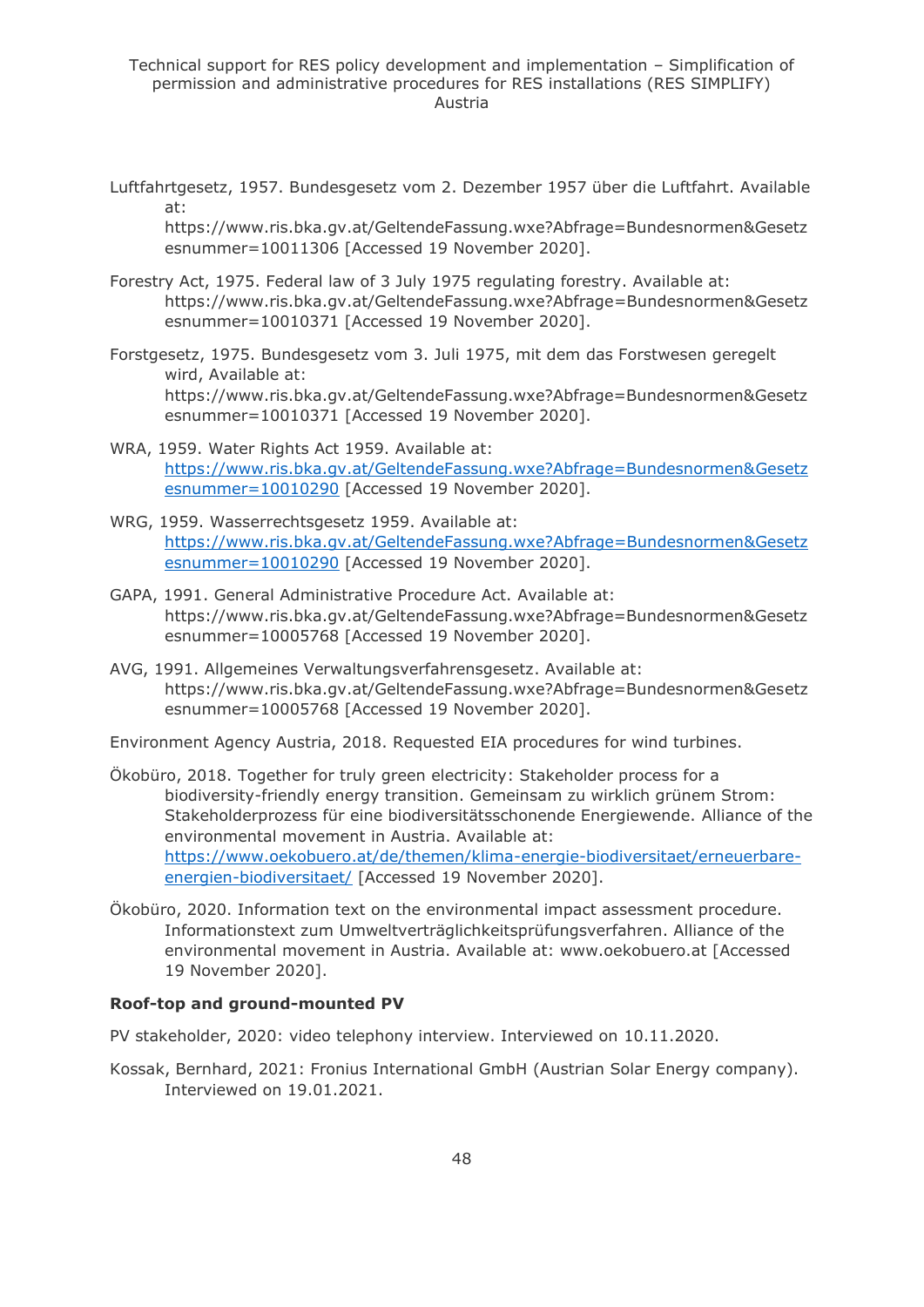Luftfahrtgesetz, 1957. Bundesgesetz vom 2. Dezember 1957 über die Luftfahrt. Available at: https://www.ris.bka.gv.at/GeltendeFassung.wxe?Abfrage=Bundesnormen&Gesetzesnummer=10011306 [Accessed 19 November 2020].

Forestry Act, 1975. Federal law of 3 July 1975 regulating forestry. Available at: https://www.ris.bka.gv.at/GeltendeFassung.wxe?Abfrage=Bundesnormen&Gesetzesnummer=10010371 [Accessed 19 November 2020].

Forstgesetz, 1975. Bundesgesetz vom 3. Juli 1975, mit dem das Forstwesen geregelt wird, Available at: https://www.ris.bka.gv.at/GeltendeFassung.wxe?Abfrage=Bundesnormen&Gesetzesnummer=10010371 [Accessed 19 November 2020].

WRA, 1959. Water Rights Act 1959. Available at: https://www.ris.bka.gv.at/GeltendeFassung.wxe?Abfrage=Bundesnormen&Gesetzesnummer=10010290 [Accessed 19 November 2020].

WRG, 1959. Wasserrechtsgesetz 1959. Available at: https://www.ris.bka.gv.at/GeltendeFassung.wxe?Abfrage=Bundesnormen&Gesetzesnummer=10010290 [Accessed 19 November 2020].

GAPA, 1991. General Administrative Procedure Act. Available at: https://www.ris.bka.gv.at/GeltendeFassung.wxe?Abfrage=Bundesnormen&Gesetzesnummer=10005768 [Accessed 19 November 2020].

AVG, 1991. Allgemeines Verwaltungsverfahrensgesetz. Available at: https://www.ris.bka.gv.at/GeltendeFassung.wxe?Abfrage=Bundesnormen&Gesetzesnummer=10005768 [Accessed 19 November 2020].

Environment Agency Austria, 2018. Requested EIA procedures for wind turbines.

Ökobüro, 2018. Together for truly green electricity: Stakeholder process for a biodiversity-friendly energy transition. Gemeinsam zu wirklich grünem Strom: Stakeholderprozess für eine biodiversitätsschonende Energiewende. Alliance of the environmental movement in Austria. Available at: https://www.oekobuero.at/de/themen/klima-energie-biodiversitaet/erneuerbare-energien-biodiversitaet/ [Accessed 19 November 2020].

Ökobüro, 2020. Information text on the environmental impact assessment procedure. Informationstext zum Umweltverträglichkeitsprüfungsverfahren. Alliance of the environmental movement in Austria. Available at: www.oekobuero.at [Accessed 19 November 2020].

**Roof-top and ground-mounted PV**

PV stakeholder, 2020: video telephony interview. Interviewed on 10.11.2020.

Kossak, Bernhard, 2021: Fronius International GmbH (Austrian Solar Energy company). Interviewed on 19.01.2021.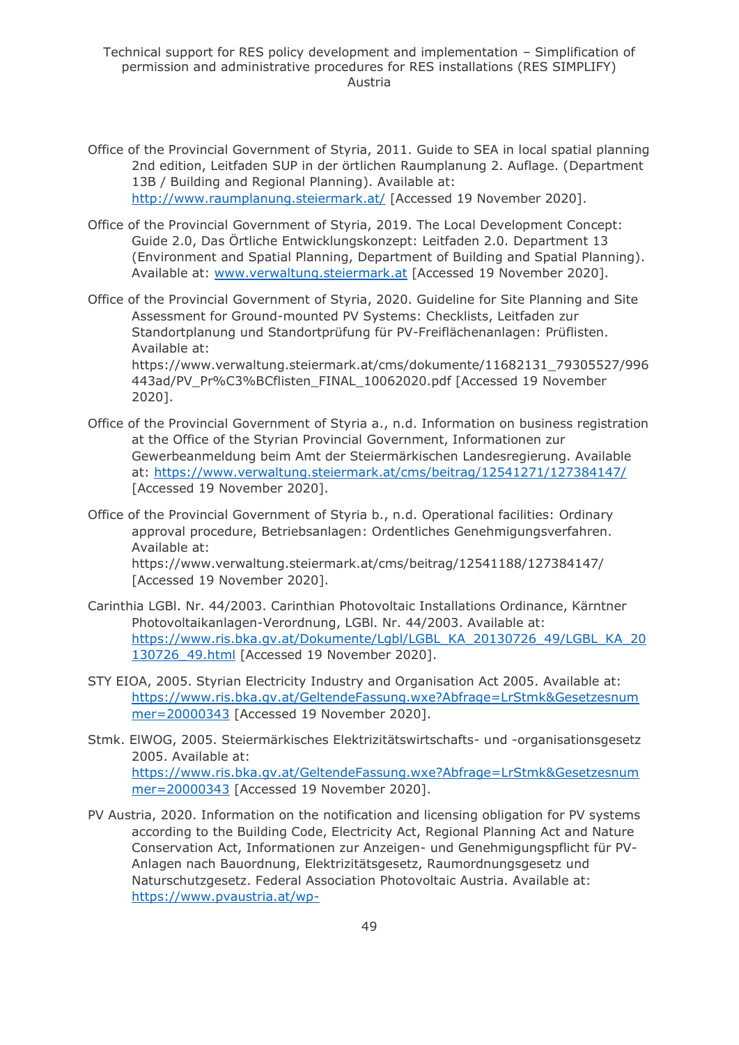Office of the Provincial Government of Styria, 2011. Guide to SEA in local spatial planning 2nd edition, Leitfaden SUP in der örtlichen Raumplanung 2. Auflage. (Department 13B / Building and Regional Planning). Available at: http://www.raumplanung.steiermark.at/ [Accessed 19 November 2020].

Office of the Provincial Government of Styria, 2019. The Local Development Concept: Guide 2.0, Das Örtliche Entwicklungskonzept: Leitfaden 2.0. Department 13 (Environment and Spatial Planning, Department of Building and Spatial Planning). Available at: www.verwaltung.steiermark.at [Accessed 19 November 2020].

Office of the Provincial Government of Styria, 2020. Guideline for Site Planning and Site Assessment for Ground-mounted PV Systems: Checklists, Leitfaden zur Standortplanung und Standortprüfung für PV-Freiflächenanlagen: Prüflisten. Available at: https://www.verwaltung.steiermark.at/cms/dokumente/11682131_79305527/996443ad/PV_Pr%C3%BCflisten_FINAL_10062020.pdf [Accessed 19 November 2020].

Office of the Provincial Government of Styria a., n.d. Information on business registration at the Office of the Styrian Provincial Government, Informationen zur Gewerbeanmeldung beim Amt der Steiermärkischen Landesregierung. Available at: https://www.verwaltung.steiermark.at/cms/beitrag/12541271/127384147/ [Accessed 19 November 2020].

Office of the Provincial Government of Styria b., n.d. Operational facilities: Ordinary approval procedure, Betriebsanlagen: Ordentliches Genehmigungsverfahren. Available at: https://www.verwaltung.steiermark.at/cms/beitrag/12541188/127384147/ [Accessed 19 November 2020].

Carinthia LGBl. Nr. 44/2003. Carinthian Photovoltaic Installations Ordinance, Kärntner Photovoltaikanlagen-Verordnung, LGBl. Nr. 44/2003. Available at: https://www.ris.bka.gv.at/Dokumente/Lgbl/LGBL_KA_20130726_49/LGBL_KA_20130726_49.html [Accessed 19 November 2020].

STY EIOA, 2005. Styrian Electricity Industry and Organisation Act 2005. Available at: https://www.ris.bka.gv.at/GeltendeFassung.wxe?Abfrage=LrStmk&Gesetzesnummer=20000343 [Accessed 19 November 2020].

Stmk. ElWOG, 2005. Steiermärkisches Elektrizitätswirtschafts- und -organisationsgesetz 2005. Available at: https://www.ris.bka.gv.at/GeltendeFassung.wxe?Abfrage=LrStmk&Gesetzesnummer=20000343 [Accessed 19 November 2020].

PV Austria, 2020. Information on the notification and licensing obligation for PV systems according to the Building Code, Electricity Act, Regional Planning Act and Nature Conservation Act, Informationen zur Anzeigen- und Genehmigungspflicht für PV-Anlagen nach Bauordnung, Elektrizitätsgesetz, Raumordnungsgesetz und Naturschutzgesetz. Federal Association Photovoltaic Austria. Available at: https://www.pvaustria.at/wp-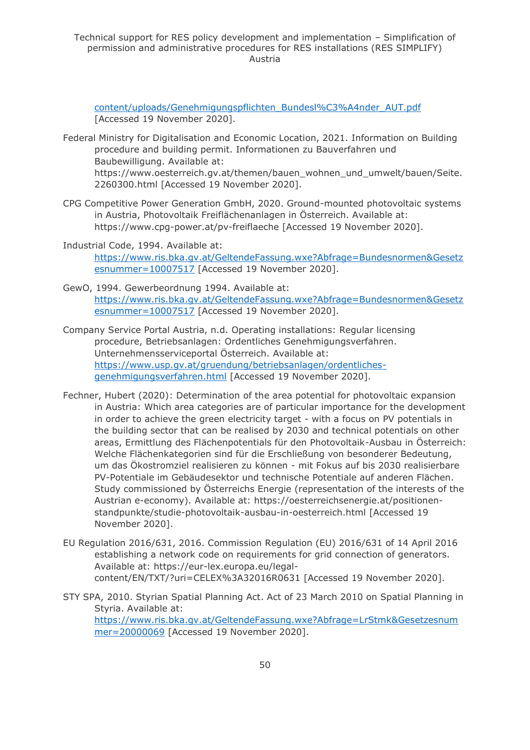content/uploads/Genehmigungspflichten_Bundesl%C3%A4nder_AUT.pdf [Accessed 19 November 2020].

Federal Ministry for Digitalisation and Economic Location, 2021. Information on Building procedure and building permit. Informationen zu Bauverfahren und Baubewilligung. Available at: https://www.oesterreich.gv.at/themen/bauen_wohnen_und_umwelt/bauen/Seite.2260300.html [Accessed 19 November 2020].

CPG Competitive Power Generation GmbH, 2020. Ground-mounted photovoltaic systems in Austria, Photovoltaik Freiflächenanlagen in Österreich. Available at: https://www.cpg-power.at/pv-freiflaeche [Accessed 19 November 2020].

Industrial Code, 1994. Available at: https://www.ris.bka.gv.at/GeltendeFassung.wxe?Abfrage=Bundesnormen&Gesetzesnummer=10007517 [Accessed 19 November 2020].

GewO, 1994. Gewerbeordnung 1994. Available at: https://www.ris.bka.gv.at/GeltendeFassung.wxe?Abfrage=Bundesnormen&Gesetzesnummer=10007517 [Accessed 19 November 2020].

Company Service Portal Austria, n.d. Operating installations: Regular licensing procedure, Betriebsanlagen: Ordentliches Genehmigungsverfahren. Unternehmensserviceportal Österreich. Available at: https://www.usp.gv.at/gruendung/betriebsanlagen/ordentliches-genehmigungsverfahren.html [Accessed 19 November 2020].

Fechner, Hubert (2020): Determination of the area potential for photovoltaic expansion in Austria: Which area categories are of particular importance for the development in order to achieve the green electricity target - with a focus on PV potentials in the building sector that can be realised by 2030 and technical potentials on other areas, Ermittlung des Flächenpotentials für den Photovoltaik-Ausbau in Österreich: Welche Flächenkategorien sind für die Erschließung von besonderer Bedeutung, um das Ökostromziel realisieren zu können - mit Fokus auf bis 2030 realisierbare PV-Potentiale im Gebäudesektor und technische Potentiale auf anderen Flächen. Study commissioned by Österreichs Energie (representation of the interests of the Austrian e-economy). Available at: https://oesterreichsenergie.at/positionen-standpunkte/studie-photovoltaik-ausbau-in-oesterreich.html [Accessed 19 November 2020].

EU Regulation 2016/631, 2016. Commission Regulation (EU) 2016/631 of 14 April 2016 establishing a network code on requirements for grid connection of generators. Available at: https://eur-lex.europa.eu/legal-content/EN/TXT/?uri=CELEX%3A32016R0631 [Accessed 19 November 2020].

STY SPA, 2010. Styrian Spatial Planning Act. Act of 23 March 2010 on Spatial Planning in Styria. Available at: https://www.ris.bka.gv.at/GeltendeFassung.wxe?Abfrage=LrStmk&Gesetzesnummer=20000069 [Accessed 19 November 2020].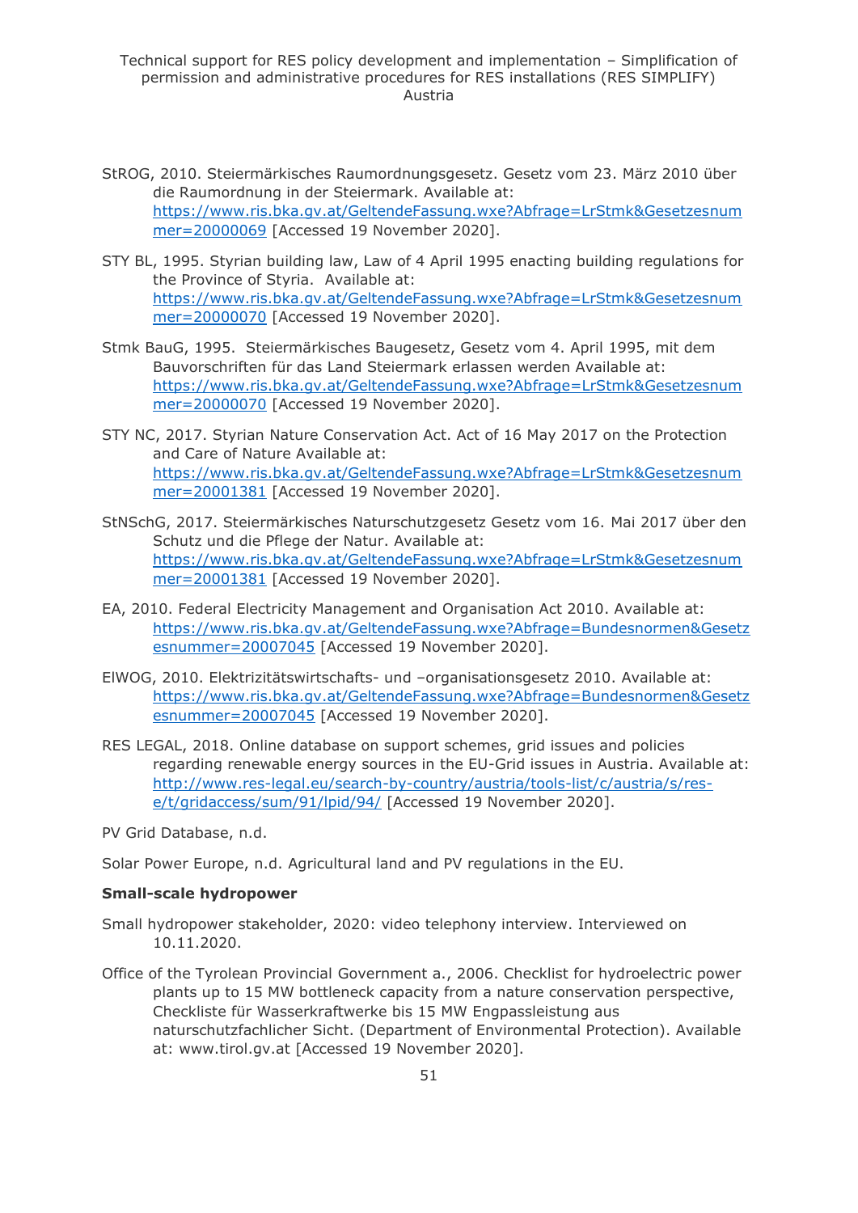StROG, 2010. Steiermärkisches Raumordnungsgesetz. Gesetz vom 23. März 2010 über die Raumordnung in der Steiermark. Available at: https://www.ris.bka.gv.at/GeltendeFassung.wxe?Abfrage=LrStmk&Gesetzesnummer=20000069 [Accessed 19 November 2020].

STY BL, 1995. Styrian building law, Law of 4 April 1995 enacting building regulations for the Province of Styria. Available at: https://www.ris.bka.gv.at/GeltendeFassung.wxe?Abfrage=LrStmk&Gesetzesnummer=20000070 [Accessed 19 November 2020].

Stmk BauG, 1995. Steiermärkisches Baugesetz, Gesetz vom 4. April 1995, mit dem Bauvorschriften für das Land Steiermark erlassen werden Available at: https://www.ris.bka.gv.at/GeltendeFassung.wxe?Abfrage=LrStmk&Gesetzesnummer=20000070 [Accessed 19 November 2020].

STY NC, 2017. Styrian Nature Conservation Act. Act of 16 May 2017 on the Protection and Care of Nature Available at: https://www.ris.bka.gv.at/GeltendeFassung.wxe?Abfrage=LrStmk&Gesetzesnummer=20001381 [Accessed 19 November 2020].

StNSchG, 2017. Steiermärkisches Naturschutzgesetz Gesetz vom 16. Mai 2017 über den Schutz und die Pflege der Natur. Available at: https://www.ris.bka.gv.at/GeltendeFassung.wxe?Abfrage=LrStmk&Gesetzesnummer=20001381 [Accessed 19 November 2020].

EA, 2010. Federal Electricity Management and Organisation Act 2010. Available at: https://www.ris.bka.gv.at/GeltendeFassung.wxe?Abfrage=Bundesnormen&Gesetzesnummer=20007045 [Accessed 19 November 2020].

ElWOG, 2010. Elektrizitätswirtschafts- und –organisationsgesetz 2010. Available at: https://www.ris.bka.gv.at/GeltendeFassung.wxe?Abfrage=Bundesnormen&Gesetzesnummer=20007045 [Accessed 19 November 2020].

RES LEGAL, 2018. Online database on support schemes, grid issues and policies regarding renewable energy sources in the EU-Grid issues in Austria. Available at: http://www.res-legal.eu/search-by-country/austria/tools-list/c/austria/s/res-e/t/gridaccess/sum/91/lpid/94/ [Accessed 19 November 2020].

PV Grid Database, n.d.

Solar Power Europe, n.d. Agricultural land and PV regulations in the EU.

**Small-scale hydropower**

Small hydropower stakeholder, 2020: video telephony interview. Interviewed on 10.11.2020.

Office of the Tyrolean Provincial Government a., 2006. Checklist for hydroelectric power plants up to 15 MW bottleneck capacity from a nature conservation perspective, Checkliste für Wasserkraftwerke bis 15 MW Engpassleistung aus naturschutzfachlicher Sicht. (Department of Environmental Protection). Available at: www.tirol.gv.at [Accessed 19 November 2020].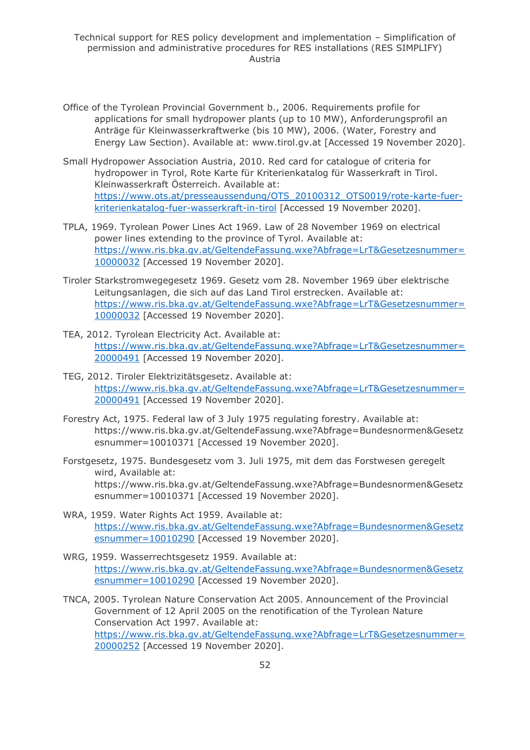Office of the Tyrolean Provincial Government b., 2006. Requirements profile for applications for small hydropower plants (up to 10 MW), Anforderungsprofil an Anträge für Kleinwasserkraftwerke (bis 10 MW), 2006. (Water, Forestry and Energy Law Section). Available at: www.tirol.gv.at [Accessed 19 November 2020].

Small Hydropower Association Austria, 2010. Red card for catalogue of criteria for hydropower in Tyrol, Rote Karte für Kriterienkatalog für Wasserkraft in Tirol. Kleinwasserkraft Österreich. Available at: https://www.ots.at/presseaussendung/OTS_20100312_OTS0019/rote-karte-fuer-kriterienkatalog-fuer-wasserkraft-in-tirol [Accessed 19 November 2020].

TPLA, 1969. Tyrolean Power Lines Act 1969. Law of 28 November 1969 on electrical power lines extending to the province of Tyrol. Available at: https://www.ris.bka.gv.at/GeltendeFassung.wxe?Abfrage=LrT&Gesetzesnummer=10000032 [Accessed 19 November 2020].

Tiroler Starkstromwegegesetz 1969. Gesetz vom 28. November 1969 über elektrische Leitungsanlagen, die sich auf das Land Tirol erstrecken. Available at: https://www.ris.bka.gv.at/GeltendeFassung.wxe?Abfrage=LrT&Gesetzesnummer=10000032 [Accessed 19 November 2020].

TEA, 2012. Tyrolean Electricity Act. Available at: https://www.ris.bka.gv.at/GeltendeFassung.wxe?Abfrage=LrT&Gesetzesnummer=20000491 [Accessed 19 November 2020].

TEG, 2012. Tiroler Elektrizitätsgesetz. Available at: https://www.ris.bka.gv.at/GeltendeFassung.wxe?Abfrage=LrT&Gesetzesnummer=20000491 [Accessed 19 November 2020].

Forestry Act, 1975. Federal law of 3 July 1975 regulating forestry. Available at: https://www.ris.bka.gv.at/GeltendeFassung.wxe?Abfrage=Bundesnormen&Gesetzesnummer=10010371 [Accessed 19 November 2020].

Forstgesetz, 1975. Bundesgesetz vom 3. Juli 1975, mit dem das Forstwesen geregelt wird, Available at: https://www.ris.bka.gv.at/GeltendeFassung.wxe?Abfrage=Bundesnormen&Gesetzesnummer=10010371 [Accessed 19 November 2020].

WRA, 1959. Water Rights Act 1959. Available at: https://www.ris.bka.gv.at/GeltendeFassung.wxe?Abfrage=Bundesnormen&Gesetzesnummer=10010290 [Accessed 19 November 2020].

WRG, 1959. Wasserrechtsgesetz 1959. Available at: https://www.ris.bka.gv.at/GeltendeFassung.wxe?Abfrage=Bundesnormen&Gesetzesnummer=10010290 [Accessed 19 November 2020].

TNCA, 2005. Tyrolean Nature Conservation Act 2005. Announcement of the Provincial Government of 12 April 2005 on the renotification of the Tyrolean Nature Conservation Act 1997. Available at: https://www.ris.bka.gv.at/GeltendeFassung.wxe?Abfrage=LrT&Gesetzesnummer=20000252 [Accessed 19 November 2020].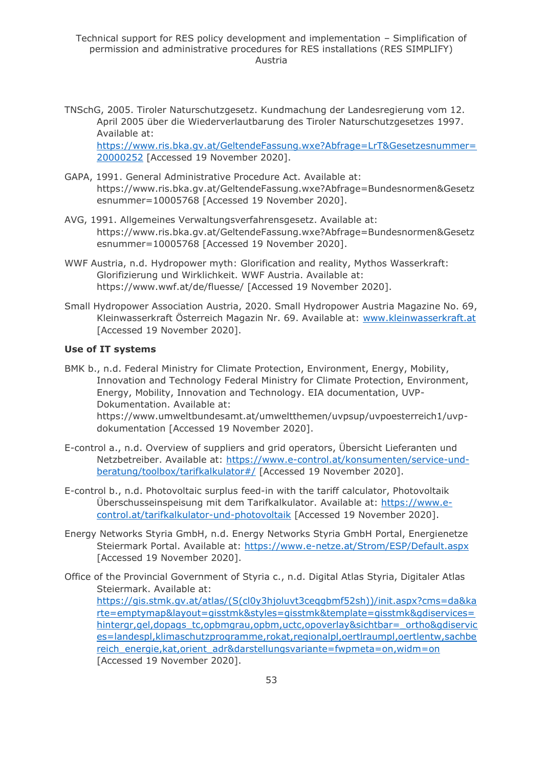TNSchG, 2005. Tiroler Naturschutzgesetz. Kundmachung der Landesregierung vom 12. April 2005 über die Wiederverlautbarung des Tiroler Naturschutzgesetzes 1997. Available at: https://www.ris.bka.gv.at/GeltendeFassung.wxe?Abfrage=LrT&Gesetzesnummer=20000252 [Accessed 19 November 2020].

GAPA, 1991. General Administrative Procedure Act. Available at: https://www.ris.bka.gv.at/GeltendeFassung.wxe?Abfrage=Bundesnormen&Gesetzesnummer=10005768 [Accessed 19 November 2020].

AVG, 1991. Allgemeines Verwaltungsverfahrensgesetz. Available at: https://www.ris.bka.gv.at/GeltendeFassung.wxe?Abfrage=Bundesnormen&Gesetzesnummer=10005768 [Accessed 19 November 2020].

WWF Austria, n.d. Hydropower myth: Glorification and reality, Mythos Wasserkraft: Glorifizierung und Wirklichkeit. WWF Austria. Available at: https://www.wwf.at/de/fluesse/ [Accessed 19 November 2020].

Small Hydropower Association Austria, 2020. Small Hydropower Austria Magazine No. 69, Kleinwasserkraft Österreich Magazin Nr. 69. Available at: www.kleinwasserkraft.at [Accessed 19 November 2020].

**Use of IT systems**

BMK b., n.d. Federal Ministry for Climate Protection, Environment, Energy, Mobility, Innovation and Technology Federal Ministry for Climate Protection, Environment, Energy, Mobility, Innovation and Technology. EIA documentation, UVP-Dokumentation. Available at: https://www.umweltbundesamt.at/umweltthemen/uvpsup/uvpoesterreich1/uvp-dokumentation [Accessed 19 November 2020].

E-control a., n.d. Overview of suppliers and grid operators, Übersicht Lieferanten und Netzbetreiber. Available at: https://www.e-control.at/konsumenten/service-und-beratung/toolbox/tarifkalkulator#/ [Accessed 19 November 2020].

E-control b., n.d. Photovoltaic surplus feed-in with the tariff calculator, Photovoltaik Überschusseinspeisung mit dem Tarifkalkulator. Available at: https://www.e-control.at/tarifkalkulator-und-photovoltaik [Accessed 19 November 2020].

Energy Networks Styria GmbH, n.d. Energy Networks Styria GmbH Portal, Energienetze Steiermark Portal. Available at: https://www.e-netze.at/Strom/ESP/Default.aspx [Accessed 19 November 2020].

Office of the Provincial Government of Styria c., n.d. Digital Atlas Styria, Digitaler Atlas Steiermark. Available at: https://gis.stmk.gv.at/atlas/(S(cl0y3hjoluvt3ceqgbmf52sh))/init.aspx?cms=da&karte=emptymap&layout=gisstmk&styles=gisstmk&template=gisstmk&gdiservices=hintergr,gel,dopags_tc,opbmgrau,opbm,uctc,opoverlay&sichtbar=_ortho&gdiservices=landespl,klimaschutzprogramme,rokat,regionalpl,oertlraumpl,oertlentw,sachbereich_energie,kat,orient_adr&darstellungsvariante=fwpmeta=on,widm=on [Accessed 19 November 2020].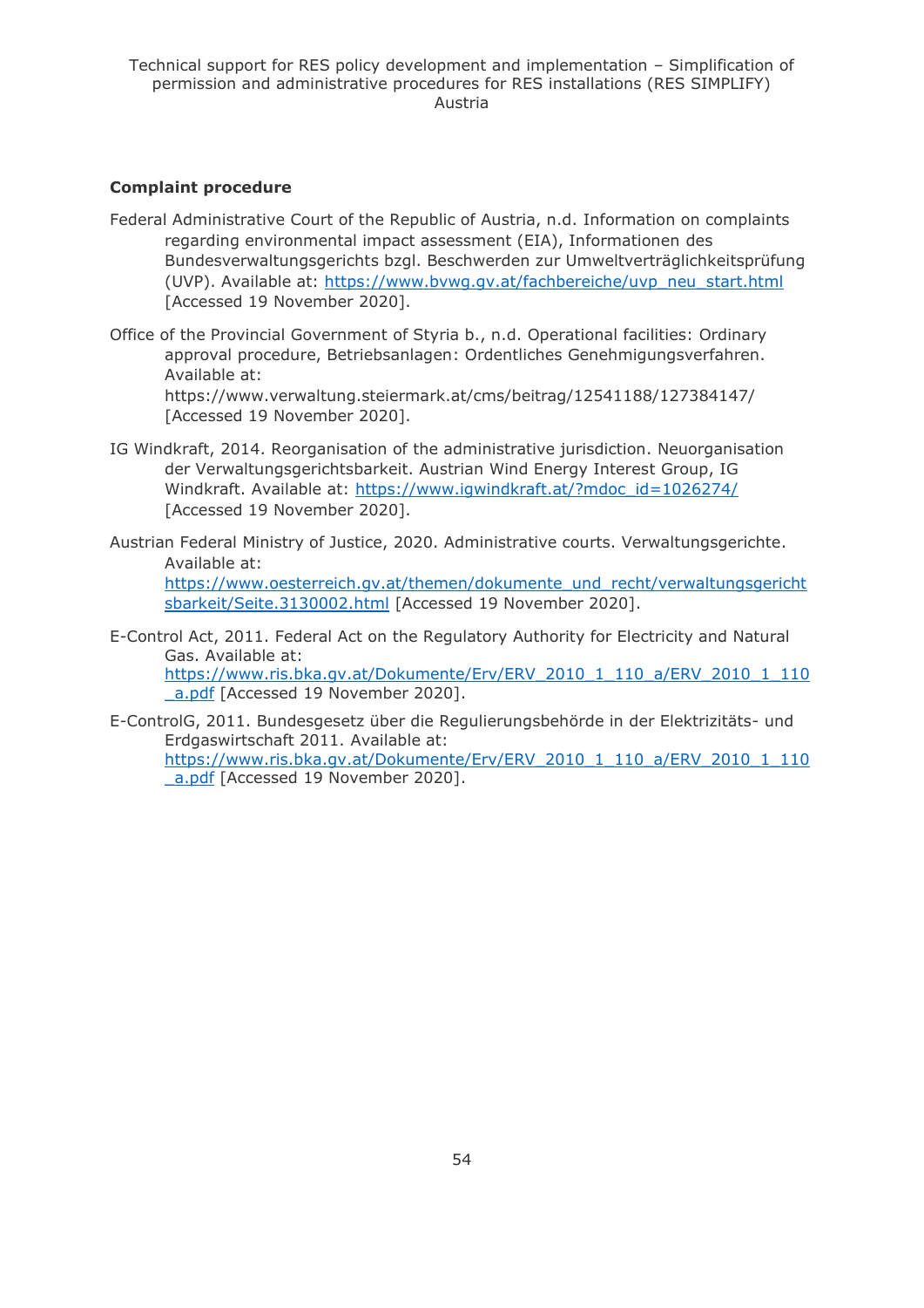**Complaint procedure**

Federal Administrative Court of the Republic of Austria, n.d. Information on complaints regarding environmental impact assessment (EIA), Informationen des Bundesverwaltungsgerichts bzgl. Beschwerden zur Umweltverträglichkeitsprüfung (UVP). Available at: https://www.bvwg.gv.at/fachbereiche/uvp_neu_start.html [Accessed 19 November 2020].

Office of the Provincial Government of Styria b., n.d. Operational facilities: Ordinary approval procedure, Betriebsanlagen: Ordentliches Genehmigungsverfahren. Available at: https://www.verwaltung.steiermark.at/cms/beitrag/12541188/127384147/ [Accessed 19 November 2020].

IG Windkraft, 2014. Reorganisation of the administrative jurisdiction. Neuorganisation der Verwaltungsgerichtsbarkeit. Austrian Wind Energy Interest Group, IG Windkraft. Available at: https://www.igwindkraft.at/?mdoc_id=1026274/ [Accessed 19 November 2020].

Austrian Federal Ministry of Justice, 2020. Administrative courts. Verwaltungsgerichte. Available at: https://www.oesterreich.gv.at/themen/dokumente_und_recht/verwaltungsgerichtsbarkeit/Seite.3130002.html [Accessed 19 November 2020].

E-Control Act, 2011. Federal Act on the Regulatory Authority for Electricity and Natural Gas. Available at: https://www.ris.bka.gv.at/Dokumente/Erv/ERV_2010_1_110_a/ERV_2010_1_110_a.pdf [Accessed 19 November 2020].

E-ControlG, 2011. Bundesgesetz über die Regulierungsbehörde in der Elektrizitäts- und Erdgaswirtschaft 2011. Available at: https://www.ris.bka.gv.at/Dokumente/Erv/ERV_2010_1_110_a/ERV_2010_1_110_a.pdf [Accessed 19 November 2020].